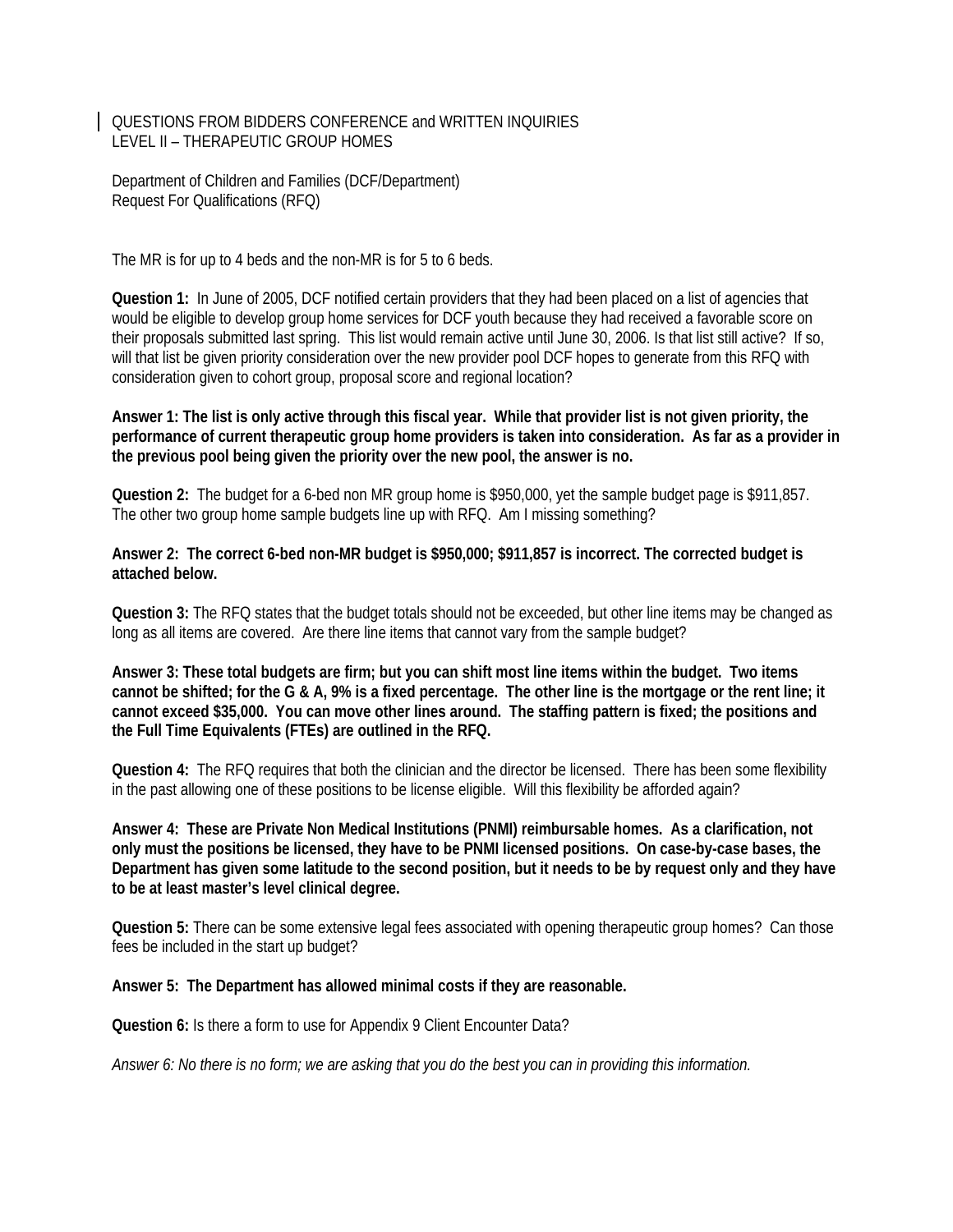QUESTIONS FROM BIDDERS CONFERENCE and WRITTEN INQUIRIES
LEVEL II – THERAPEUTIC GROUP HOMES

Department of Children and Families (DCF/Department)
Request For Qualifications (RFQ)

The MR is for up to 4 beds and the non-MR is for 5 to 6 beds.

**Question 1:** In June of 2005, DCF notified certain providers that they had been placed on a list of agencies that would be eligible to develop group home services for DCF youth because they had received a favorable score on their proposals submitted last spring. This list would remain active until June 30, 2006. Is that list still active? If so, will that list be given priority consideration over the new provider pool DCF hopes to generate from this RFQ with consideration given to cohort group, proposal score and regional location?

**Answer 1: The list is only active through this fiscal year. While that provider list is not given priority, the performance of current therapeutic group home providers is taken into consideration. As far as a provider in the previous pool being given the priority over the new pool, the answer is no.**

**Question 2:** The budget for a 6-bed non MR group home is $950,000, yet the sample budget page is $911,857. The other two group home sample budgets line up with RFQ. Am I missing something?

**Answer 2: The correct 6-bed non-MR budget is $950,000; $911,857 is incorrect. The corrected budget is attached below.**

**Question 3:** The RFQ states that the budget totals should not be exceeded, but other line items may be changed as long as all items are covered. Are there line items that cannot vary from the sample budget?

**Answer 3: These total budgets are firm; but you can shift most line items within the budget. Two items cannot be shifted; for the G & A, 9% is a fixed percentage. The other line is the mortgage or the rent line; it cannot exceed $35,000. You can move other lines around. The staffing pattern is fixed; the positions and the Full Time Equivalents (FTEs) are outlined in the RFQ.**

**Question 4:** The RFQ requires that both the clinician and the director be licensed. There has been some flexibility in the past allowing one of these positions to be license eligible. Will this flexibility be afforded again?

**Answer 4: These are Private Non Medical Institutions (PNMI) reimbursable homes. As a clarification, not only must the positions be licensed, they have to be PNMI licensed positions. On case-by-case bases, the Department has given some latitude to the second position, but it needs to be by request only and they have to be at least master's level clinical degree.**

**Question 5:** There can be some extensive legal fees associated with opening therapeutic group homes? Can those fees be included in the start up budget?

**Answer 5: The Department has allowed minimal costs if they are reasonable.**

**Question 6:** Is there a form to use for Appendix 9 Client Encounter Data?

*Answer 6: No there is no form; we are asking that you do the best you can in providing this information.*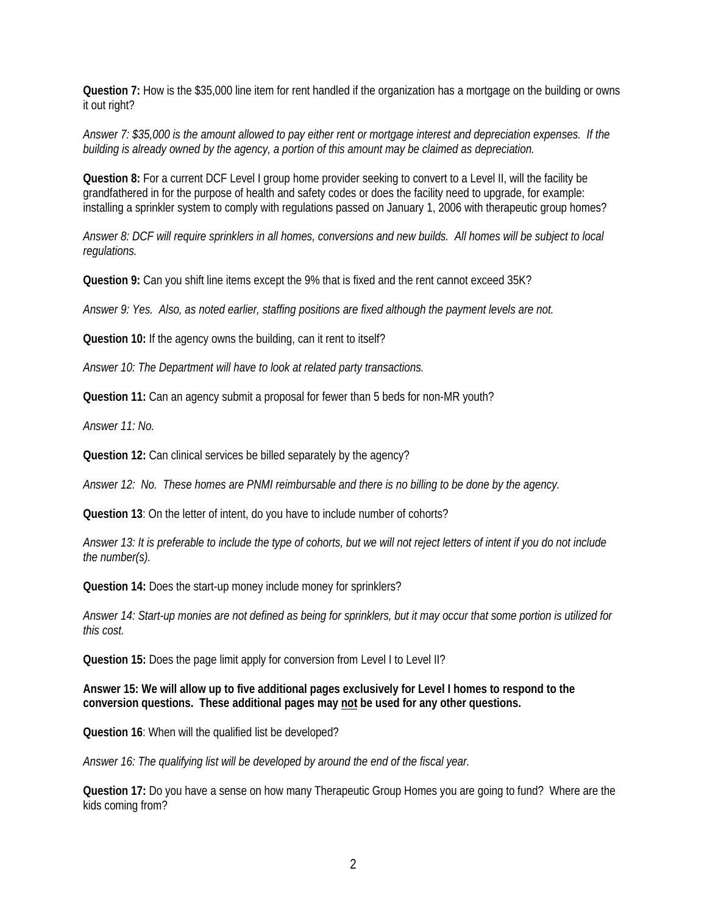**Question 7:** How is the $35,000 line item for rent handled if the organization has a mortgage on the building or owns it out right?

*Answer 7: $35,000 is the amount allowed to pay either rent or mortgage interest and depreciation expenses. If the building is already owned by the agency, a portion of this amount may be claimed as depreciation.*

**Question 8:** For a current DCF Level I group home provider seeking to convert to a Level II, will the facility be grandfathered in for the purpose of health and safety codes or does the facility need to upgrade, for example: installing a sprinkler system to comply with regulations passed on January 1, 2006 with therapeutic group homes?

*Answer 8: DCF will require sprinklers in all homes, conversions and new builds. All homes will be subject to local regulations.*

**Question 9:** Can you shift line items except the 9% that is fixed and the rent cannot exceed 35K?

*Answer 9: Yes. Also, as noted earlier, staffing positions are fixed although the payment levels are not.*

**Question 10:** If the agency owns the building, can it rent to itself?

*Answer 10: The Department will have to look at related party transactions.*

**Question 11:** Can an agency submit a proposal for fewer than 5 beds for non-MR youth?

*Answer 11: No.*

**Question 12:** Can clinical services be billed separately by the agency?

*Answer 12: No. These homes are PNMI reimbursable and there is no billing to be done by the agency.*

**Question 13**: On the letter of intent, do you have to include number of cohorts?

*Answer 13: It is preferable to include the type of cohorts, but we will not reject letters of intent if you do not include the number(s).*

**Question 14:** Does the start-up money include money for sprinklers?

*Answer 14: Start-up monies are not defined as being for sprinklers, but it may occur that some portion is utilized for this cost.*

**Question 15:** Does the page limit apply for conversion from Level I to Level II?

**Answer 15: We will allow up to five additional pages exclusively for Level I homes to respond to the conversion questions. These additional pages may <u>not</u> be used for any other questions.**

**Question 16**: When will the qualified list be developed?

*Answer 16: The qualifying list will be developed by around the end of the fiscal year.*

**Question 17:** Do you have a sense on how many Therapeutic Group Homes you are going to fund? Where are the kids coming from?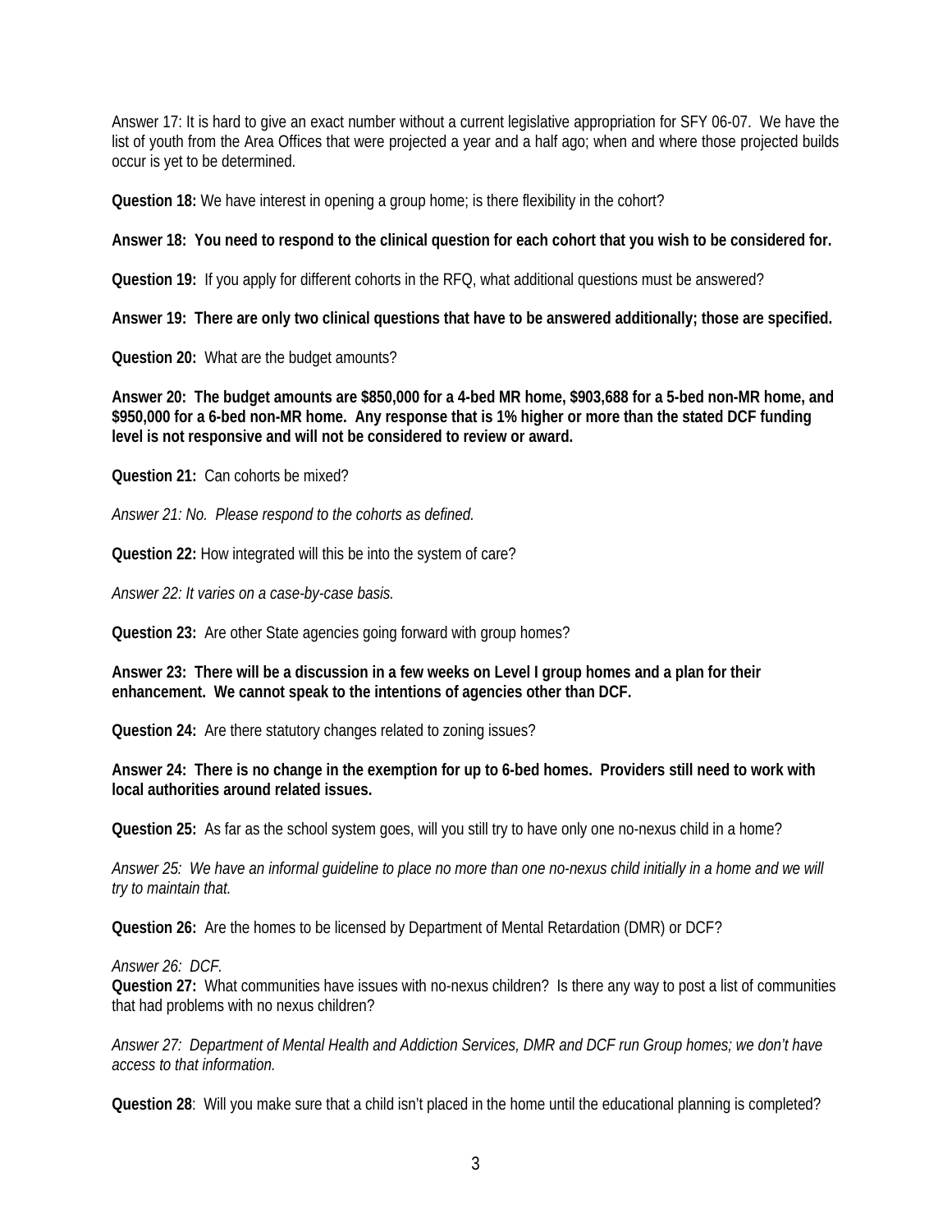Answer 17: It is hard to give an exact number without a current legislative appropriation for SFY 06-07. We have the list of youth from the Area Offices that were projected a year and a half ago; when and where those projected builds occur is yet to be determined.

**Question 18:** We have interest in opening a group home; is there flexibility in the cohort?

**Answer 18: You need to respond to the clinical question for each cohort that you wish to be considered for.**

**Question 19:** If you apply for different cohorts in the RFQ, what additional questions must be answered?

**Answer 19: There are only two clinical questions that have to be answered additionally; those are specified.**

**Question 20:** What are the budget amounts?

**Answer 20: The budget amounts are $850,000 for a 4-bed MR home, $903,688 for a 5-bed non-MR home, and $950,000 for a 6-bed non-MR home. Any response that is 1% higher or more than the stated DCF funding level is not responsive and will not be considered to review or award.**

**Question 21:** Can cohorts be mixed?

*Answer 21: No. Please respond to the cohorts as defined.*

**Question 22:** How integrated will this be into the system of care?

*Answer 22: It varies on a case-by-case basis.*

**Question 23:** Are other State agencies going forward with group homes?

**Answer 23: There will be a discussion in a few weeks on Level I group homes and a plan for their enhancement. We cannot speak to the intentions of agencies other than DCF.**

**Question 24:** Are there statutory changes related to zoning issues?

**Answer 24: There is no change in the exemption for up to 6-bed homes. Providers still need to work with local authorities around related issues.**

**Question 25:** As far as the school system goes, will you still try to have only one no-nexus child in a home?

*Answer 25: We have an informal guideline to place no more than one no-nexus child initially in a home and we will try to maintain that.*

**Question 26:** Are the homes to be licensed by Department of Mental Retardation (DMR) or DCF?

*Answer 26: DCF.*

**Question 27:** What communities have issues with no-nexus children? Is there any way to post a list of communities that had problems with no nexus children?

*Answer 27: Department of Mental Health and Addiction Services, DMR and DCF run Group homes; we don't have access to that information.*

**Question 28**: Will you make sure that a child isn't placed in the home until the educational planning is completed?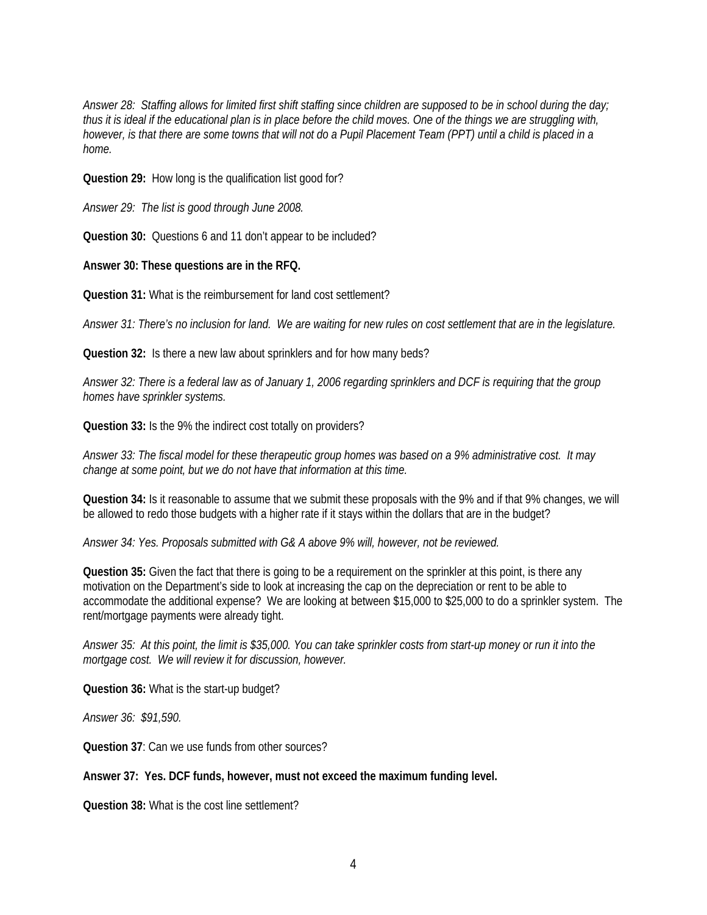*Answer 28: Staffing allows for limited first shift staffing since children are supposed to be in school during the day; thus it is ideal if the educational plan is in place before the child moves. One of the things we are struggling with, however, is that there are some towns that will not do a Pupil Placement Team (PPT) until a child is placed in a home.*

**Question 29:** How long is the qualification list good for?

*Answer 29: The list is good through June 2008.*

**Question 30:** Questions 6 and 11 don't appear to be included?

**Answer 30: These questions are in the RFQ.**

**Question 31:** What is the reimbursement for land cost settlement?

*Answer 31: There's no inclusion for land. We are waiting for new rules on cost settlement that are in the legislature.*

**Question 32:** Is there a new law about sprinklers and for how many beds?

*Answer 32: There is a federal law as of January 1, 2006 regarding sprinklers and DCF is requiring that the group homes have sprinkler systems.*

**Question 33:** Is the 9% the indirect cost totally on providers?

*Answer 33: The fiscal model for these therapeutic group homes was based on a 9% administrative cost. It may change at some point, but we do not have that information at this time.*

**Question 34:** Is it reasonable to assume that we submit these proposals with the 9% and if that 9% changes, we will be allowed to redo those budgets with a higher rate if it stays within the dollars that are in the budget?

*Answer 34: Yes. Proposals submitted with G& A above 9% will, however, not be reviewed.*

**Question 35:** Given the fact that there is going to be a requirement on the sprinkler at this point, is there any motivation on the Department's side to look at increasing the cap on the depreciation or rent to be able to accommodate the additional expense? We are looking at between $15,000 to $25,000 to do a sprinkler system. The rent/mortgage payments were already tight.

*Answer 35: At this point, the limit is $35,000. You can take sprinkler costs from start-up money or run it into the mortgage cost. We will review it for discussion, however.*

**Question 36:** What is the start-up budget?

*Answer 36: $91,590.*

**Question 37**: Can we use funds from other sources?

**Answer 37: Yes. DCF funds, however, must not exceed the maximum funding level.**

**Question 38:** What is the cost line settlement?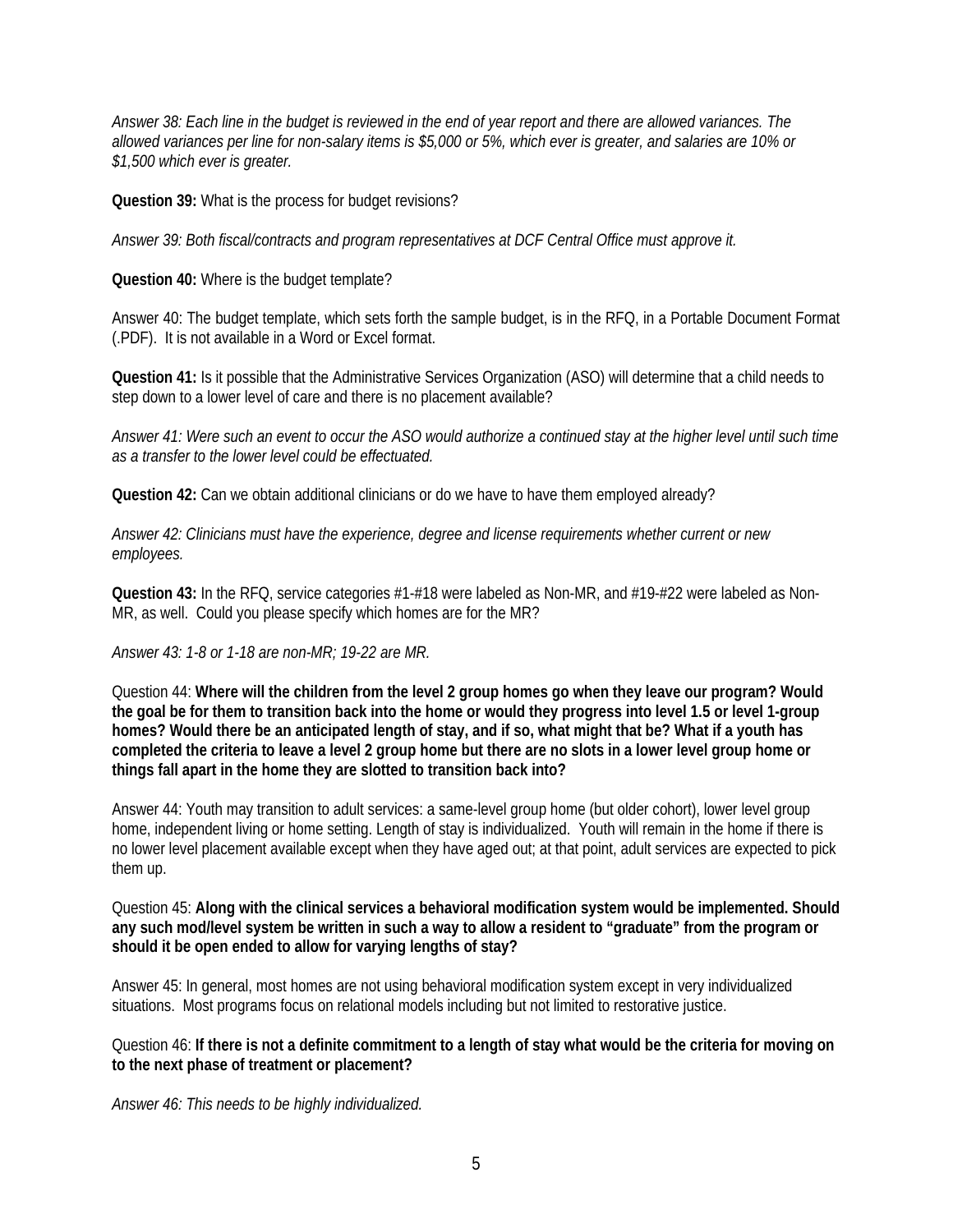*Answer 38: Each line in the budget is reviewed in the end of year report and there are allowed variances. The allowed variances per line for non-salary items is $5,000 or 5%, which ever is greater, and salaries are 10% or $1,500 which ever is greater.*

**Question 39:** What is the process for budget revisions?

*Answer 39: Both fiscal/contracts and program representatives at DCF Central Office must approve it.*

**Question 40:** Where is the budget template?

Answer 40: The budget template, which sets forth the sample budget, is in the RFQ, in a Portable Document Format (.PDF). It is not available in a Word or Excel format.

**Question 41:** Is it possible that the Administrative Services Organization (ASO) will determine that a child needs to step down to a lower level of care and there is no placement available?

*Answer 41: Were such an event to occur the ASO would authorize a continued stay at the higher level until such time as a transfer to the lower level could be effectuated.*

**Question 42:** Can we obtain additional clinicians or do we have to have them employed already?

*Answer 42: Clinicians must have the experience, degree and license requirements whether current or new employees.*

**Question 43:** In the RFQ, service categories #1-#18 were labeled as Non-MR, and #19-#22 were labeled as Non-MR, as well. Could you please specify which homes are for the MR?

*Answer 43: 1-8 or 1-18 are non-MR; 19-22 are MR.*

Question 44: **Where will the children from the level 2 group homes go when they leave our program? Would the goal be for them to transition back into the home or would they progress into level 1.5 or level 1-group homes? Would there be an anticipated length of stay, and if so, what might that be? What if a youth has completed the criteria to leave a level 2 group home but there are no slots in a lower level group home or things fall apart in the home they are slotted to transition back into?**

Answer 44: Youth may transition to adult services: a same-level group home (but older cohort), lower level group home, independent living or home setting. Length of stay is individualized. Youth will remain in the home if there is no lower level placement available except when they have aged out; at that point, adult services are expected to pick them up.

Question 45: **Along with the clinical services a behavioral modification system would be implemented. Should any such mod/level system be written in such a way to allow a resident to "graduate" from the program or should it be open ended to allow for varying lengths of stay?**

Answer 45: In general, most homes are not using behavioral modification system except in very individualized situations. Most programs focus on relational models including but not limited to restorative justice.

Question 46: **If there is not a definite commitment to a length of stay what would be the criteria for moving on to the next phase of treatment or placement?**

*Answer 46: This needs to be highly individualized.*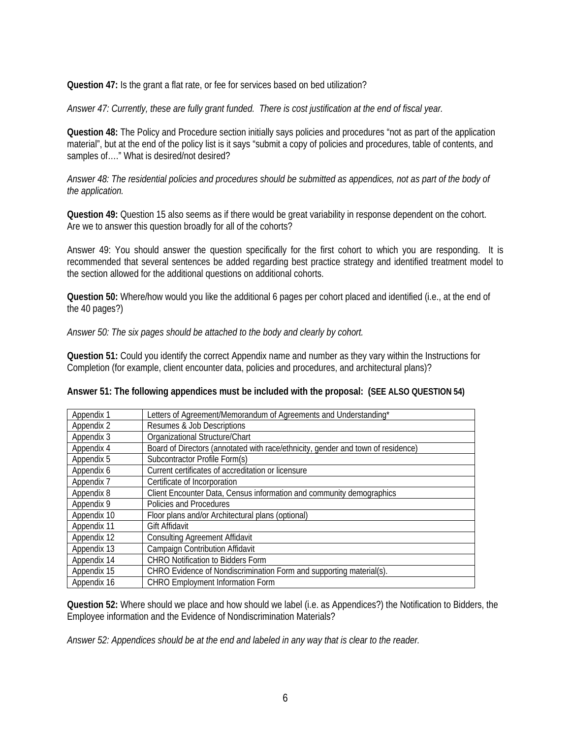**Question 47:** Is the grant a flat rate, or fee for services based on bed utilization?

*Answer 47: Currently, these are fully grant funded.  There is cost justification at the end of fiscal year.*

**Question 48:** The Policy and Procedure section initially says policies and procedures "not as part of the application material", but at the end of the policy list is it says "submit a copy of policies and procedures, table of contents, and samples of…." What is desired/not desired?

*Answer 48: The residential policies and procedures should be submitted as appendices, not as part of the body of the application.*

**Question 49:** Question 15 also seems as if there would be great variability in response dependent on the cohort. Are we to answer this question broadly for all of the cohorts?

Answer 49: You should answer the question specifically for the first cohort to which you are responding.  It is recommended that several sentences be added regarding best practice strategy and identified treatment model to the section allowed for the additional questions on additional cohorts.

**Question 50:** Where/how would you like the additional 6 pages per cohort placed and identified (i.e., at the end of the 40 pages?)

*Answer 50: The six pages should be attached to the body and clearly by cohort.*

**Question 51:** Could you identify the correct Appendix name and number as they vary within the Instructions for Completion (for example, client encounter data, policies and procedures, and architectural plans)?

**Answer 51: The following appendices must be included with the proposal:  (SEE ALSO QUESTION 54)**

| | |
|---|---|
| Appendix 1 | Letters of Agreement/Memorandum of Agreements and Understanding* |
| Appendix 2 | Resumes & Job Descriptions |
| Appendix 3 | Organizational Structure/Chart |
| Appendix 4 | Board of Directors (annotated with race/ethnicity, gender and town of residence) |
| Appendix 5 | Subcontractor Profile Form(s) |
| Appendix 6 | Current certificates of accreditation or licensure |
| Appendix 7 | Certificate of Incorporation |
| Appendix 8 | Client Encounter Data, Census information and community demographics |
| Appendix 9 | Policies and Procedures |
| Appendix 10 | Floor plans and/or Architectural plans (optional) |
| Appendix 11 | Gift Affidavit |
| Appendix 12 | Consulting Agreement Affidavit |
| Appendix 13 | Campaign Contribution Affidavit |
| Appendix 14 | CHRO Notification to Bidders Form |
| Appendix 15 | CHRO Evidence of Nondiscrimination Form and supporting material(s). |
| Appendix 16 | CHRO Employment Information Form |

**Question 52:** Where should we place and how should we label (i.e. as Appendices?) the Notification to Bidders, the Employee information and the Evidence of Nondiscrimination Materials?

*Answer 52: Appendices should be at the end and labeled in any way that is clear to the reader.*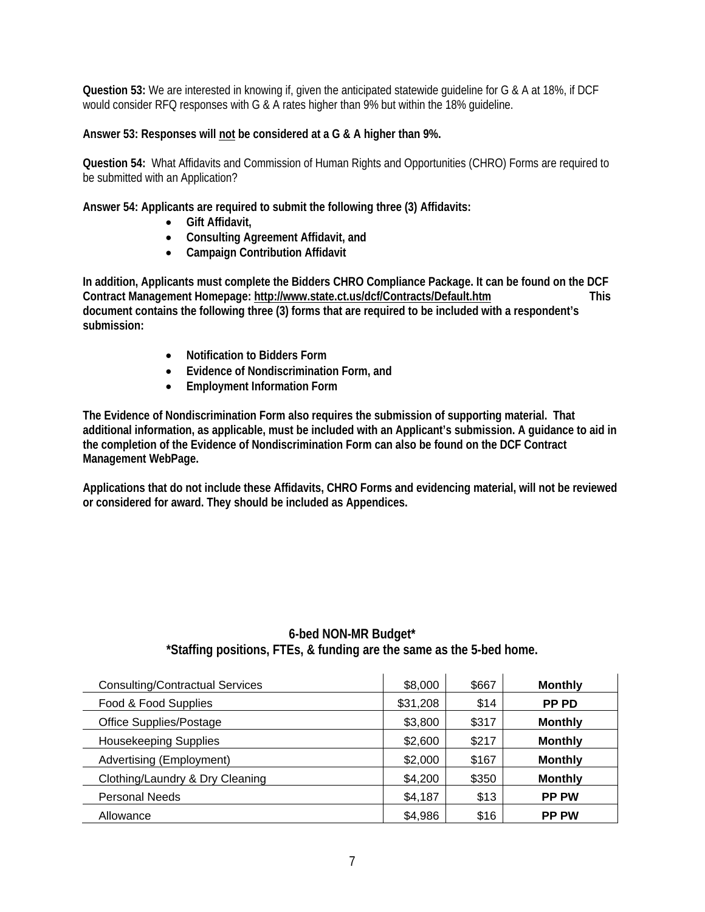**Question 53:** We are interested in knowing if, given the anticipated statewide guideline for G & A at 18%, if DCF would consider RFQ responses with G & A rates higher than 9% but within the 18% guideline.

**Answer 53: Responses will not be considered at a G & A higher than 9%.**

**Question 54:** What Affidavits and Commission of Human Rights and Opportunities (CHRO) Forms are required to be submitted with an Application?

**Answer 54: Applicants are required to submit the following three (3) Affidavits:**

- **Gift Affidavit,**
- **Consulting Agreement Affidavit, and**
- **Campaign Contribution Affidavit**

**In addition, Applicants must complete the Bidders CHRO Compliance Package. It can be found on the DCF Contract Management Homepage: http://www.state.ct.us/dcf/Contracts/Default.htm This document contains the following three (3) forms that are required to be included with a respondent's submission:**

- **Notification to Bidders Form**
- **Evidence of Nondiscrimination Form, and**
- **Employment Information Form**

**The Evidence of Nondiscrimination Form also requires the submission of supporting material. That additional information, as applicable, must be included with an Applicant's submission. A guidance to aid in the completion of the Evidence of Nondiscrimination Form can also be found on the DCF Contract Management WebPage.**

**Applications that do not include these Affidavits, CHRO Forms and evidencing material, will not be reviewed or considered for award. They should be included as Appendices.**

## 6-bed NON-MR Budget*
**\*Staffing positions, FTEs, & funding are the same as the 5-bed home.**

| | | | |
|---|---|---|---|
| Consulting/Contractual Services | $8,000 | $667 | **Monthly** |
| Food & Food Supplies | $31,208 | $14 | **PP PD** |
| Office Supplies/Postage | $3,800 | $317 | **Monthly** |
| Housekeeping Supplies | $2,600 | $217 | **Monthly** |
| Advertising (Employment) | $2,000 | $167 | **Monthly** |
| Clothing/Laundry & Dry Cleaning | $4,200 | $350 | **Monthly** |
| Personal Needs | $4,187 | $13 | **PP PW** |
| Allowance | $4,986 | $16 | **PP PW** |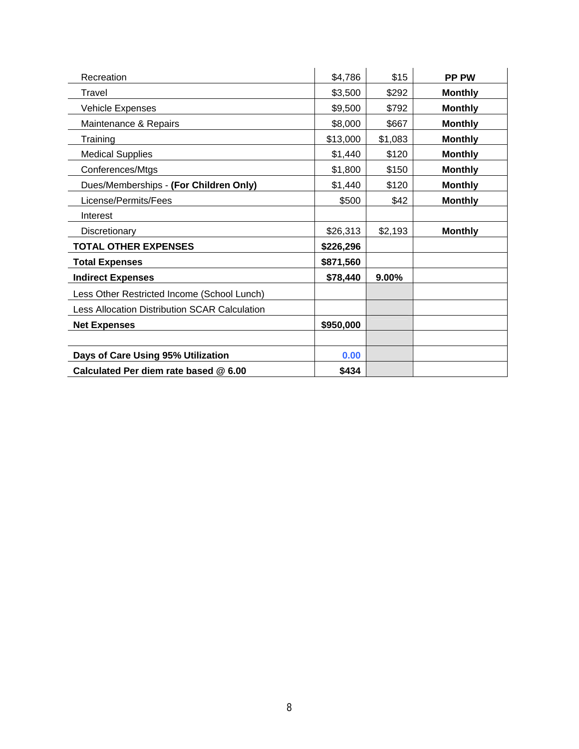| | | | |
|---|---|---|---|
| Recreation | $4,786 | $15 | **PP PW** |
| Travel | $3,500 | $292 | **Monthly** |
| Vehicle Expenses | $9,500 | $792 | **Monthly** |
| Maintenance & Repairs | $8,000 | $667 | **Monthly** |
| Training | $13,000 | $1,083 | **Monthly** |
| Medical Supplies | $1,440 | $120 | **Monthly** |
| Conferences/Mtgs | $1,800 | $150 | **Monthly** |
| Dues/Memberships - **(For Children Only)** | $1,440 | $120 | **Monthly** |
| License/Permits/Fees | $500 | $42 | **Monthly** |
| Interest | | | |
| Discretionary | $26,313 | $2,193 | **Monthly** |
| **TOTAL OTHER EXPENSES** | **$226,296** | | |
| **Total Expenses** | **$871,560** | | |
| **Indirect Expenses** | **$78,440** | **9.00%** | |
| Less Other Restricted Income (School Lunch) | | | |
| Less Allocation Distribution SCAR Calculation | | | |
| **Net Expenses** | **$950,000** | | |
| | | | |
| **Days of Care Using 95% Utilization** | **0.00** | | |
| **Calculated Per diem rate based @ 6.00** | **$434** | | |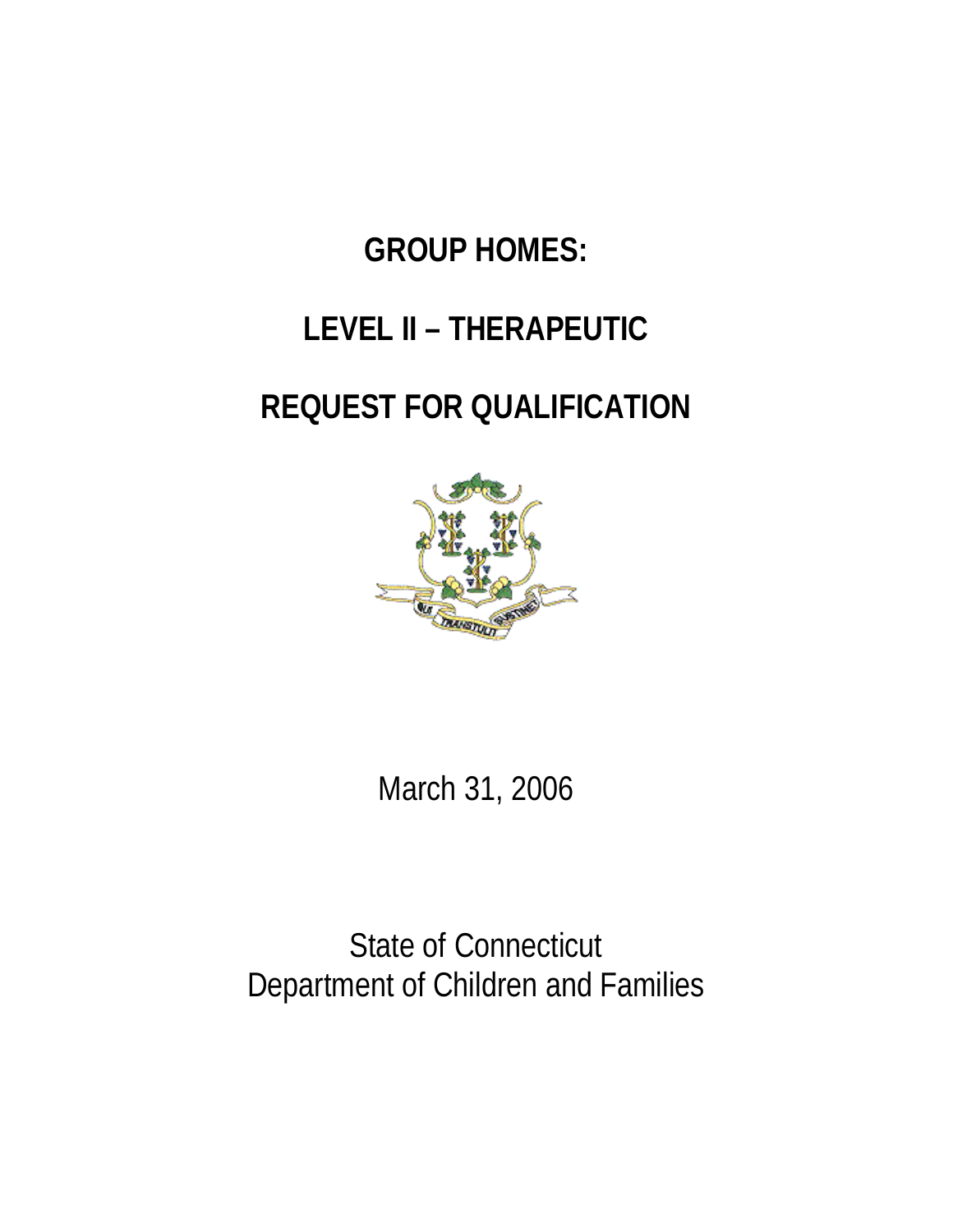# GROUP HOMES:

# LEVEL II – THERAPEUTIC

# REQUEST FOR QUALIFICATION

March 31, 2006

State of Connecticut
Department of Children and Families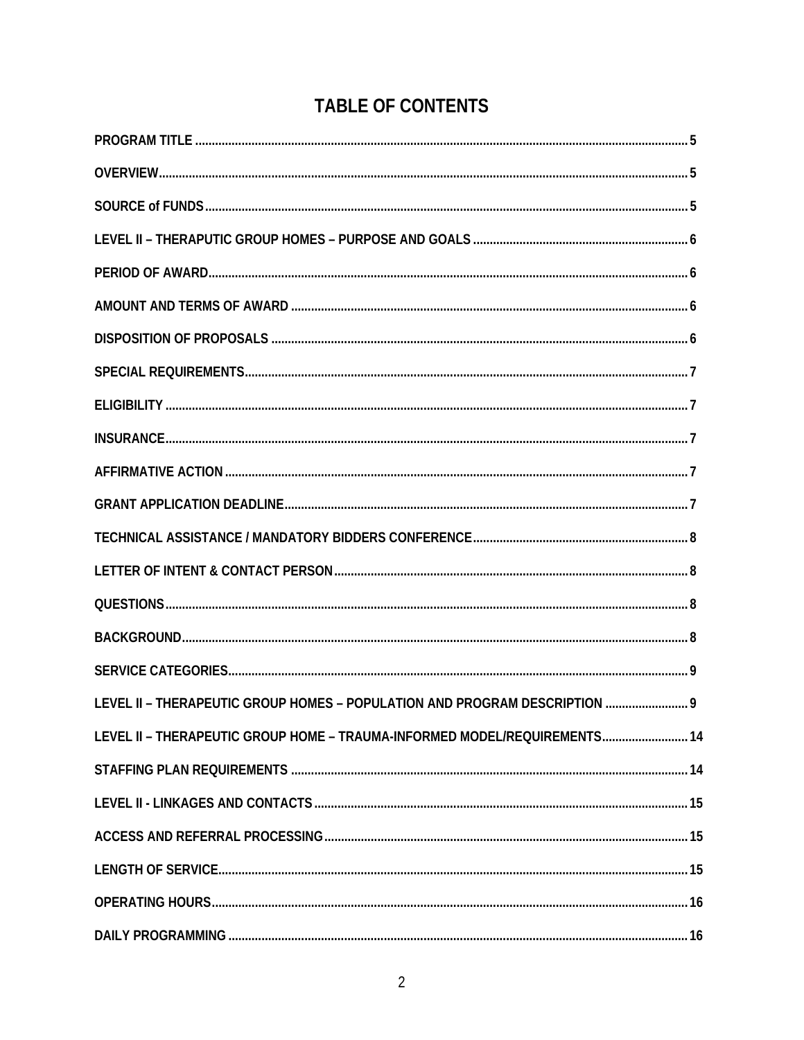# TABLE OF CONTENTS

| | |
|---|---|
| PROGRAM TITLE | 5 |
| OVERVIEW | 5 |
| SOURCE of FUNDS | 5 |
| LEVEL II – THERAPUTIC GROUP HOMES – PURPOSE AND GOALS | 6 |
| PERIOD OF AWARD | 6 |
| AMOUNT AND TERMS OF AWARD | 6 |
| DISPOSITION OF PROPOSALS | 6 |
| SPECIAL REQUIREMENTS | 7 |
| ELIGIBILITY | 7 |
| INSURANCE | 7 |
| AFFIRMATIVE ACTION | 7 |
| GRANT APPLICATION DEADLINE | 7 |
| TECHNICAL ASSISTANCE / MANDATORY BIDDERS CONFERENCE | 8 |
| LETTER OF INTENT & CONTACT PERSON | 8 |
| QUESTIONS | 8 |
| BACKGROUND | 8 |
| SERVICE CATEGORIES | 9 |
| LEVEL II – THERAPEUTIC GROUP HOMES – POPULATION AND PROGRAM DESCRIPTION | 9 |
| LEVEL II – THERAPEUTIC GROUP HOME – TRAUMA-INFORMED MODEL/REQUIREMENTS | 14 |
| STAFFING PLAN REQUIREMENTS | 14 |
| LEVEL II - LINKAGES AND CONTACTS | 15 |
| ACCESS AND REFERRAL PROCESSING | 15 |
| LENGTH OF SERVICE | 15 |
| OPERATING HOURS | 16 |
| DAILY PROGRAMMING | 16 |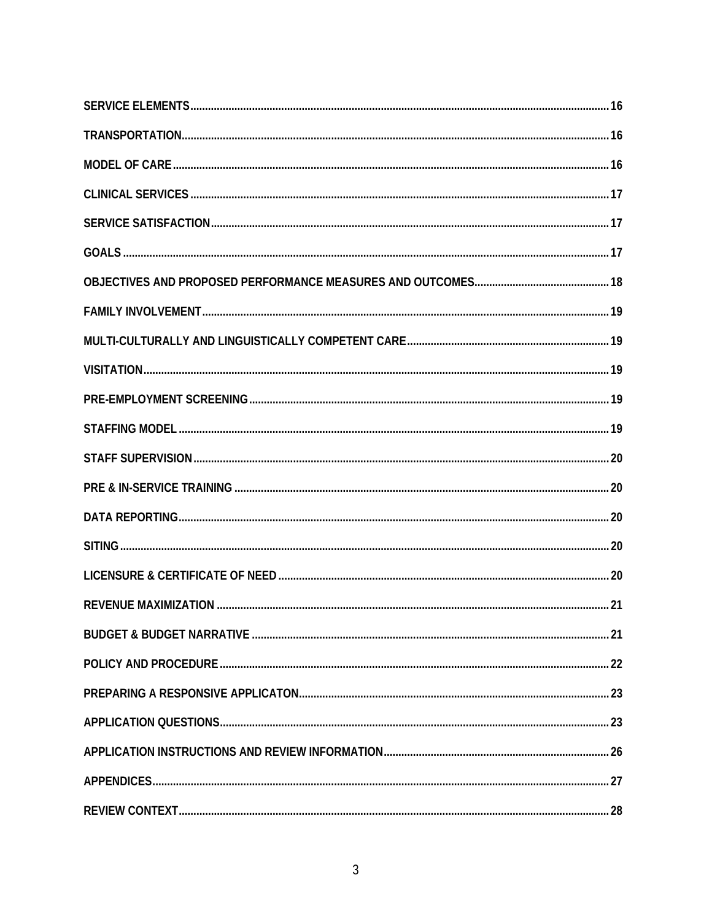SERVICE ELEMENTS ..... 16

TRANSPORTATION ..... 16

MODEL OF CARE ..... 16

CLINICAL SERVICES ..... 17

SERVICE SATISFACTION ..... 17

GOALS ..... 17

OBJECTIVES AND PROPOSED PERFORMANCE MEASURES AND OUTCOMES ..... 18

FAMILY INVOLVEMENT ..... 19

MULTI-CULTURALLY AND LINGUISTICALLY COMPETENT CARE ..... 19

VISITATION ..... 19

PRE-EMPLOYMENT SCREENING ..... 19

STAFFING MODEL ..... 19

STAFF SUPERVISION ..... 20

PRE & IN-SERVICE TRAINING ..... 20

DATA REPORTING ..... 20

SITING ..... 20

LICENSURE & CERTIFICATE OF NEED ..... 20

REVENUE MAXIMIZATION ..... 21

BUDGET & BUDGET NARRATIVE ..... 21

POLICY AND PROCEDURE ..... 22

PREPARING A RESPONSIVE APPLICATON ..... 23

APPLICATION QUESTIONS ..... 23

APPLICATION INSTRUCTIONS AND REVIEW INFORMATION ..... 26

APPENDICES ..... 27

REVIEW CONTEXT ..... 28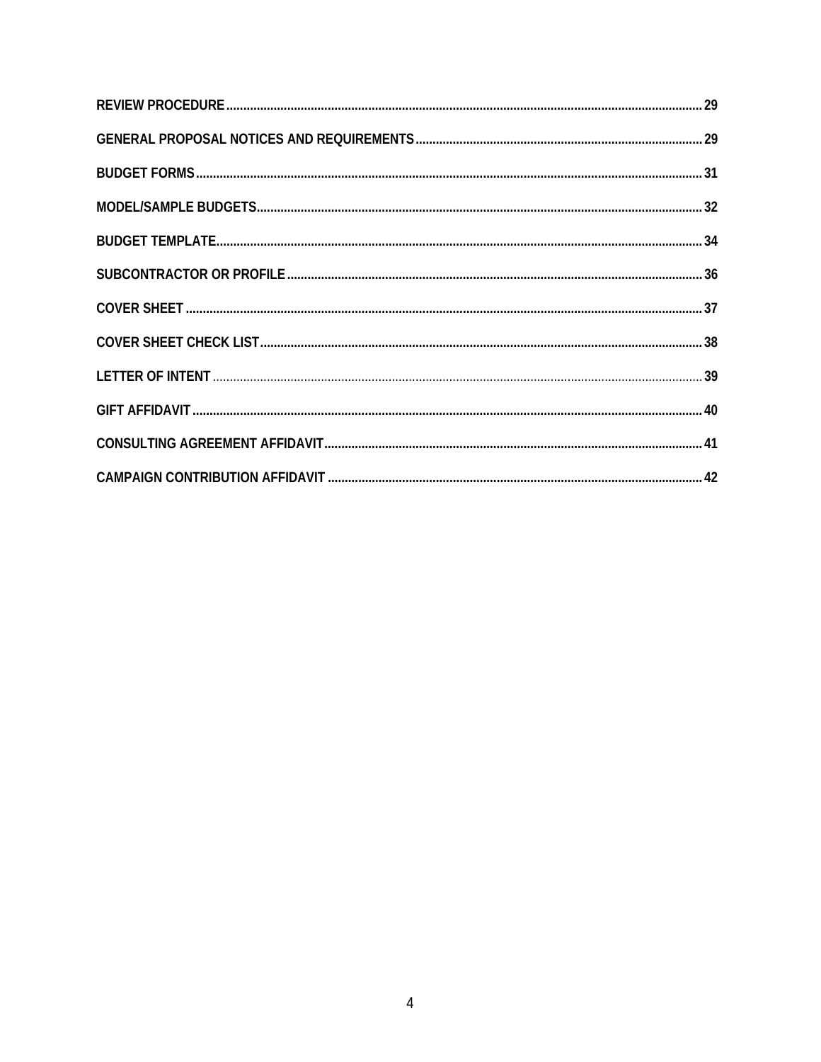**REVIEW PROCEDURE** ........................................................................................................................ 29

**GENERAL PROPOSAL NOTICES AND REQUIREMENTS** ............................................................................ 29

**BUDGET FORMS** ............................................................................................................................ 31

**MODEL/SAMPLE BUDGETS** ............................................................................................................ 32

**BUDGET TEMPLATE** ........................................................................................................................ 34

**SUBCONTRACTOR OR PROFILE** ....................................................................................................... 36

**COVER SHEET** ................................................................................................................................ 37

**COVER SHEET CHECK LIST** ............................................................................................................. 38

**LETTER OF INTENT** .......................................................................................................................... 39

**GIFT AFFIDAVIT** ............................................................................................................................. 40

**CONSULTING AGREEMENT AFFIDAVIT** ........................................................................................... 41

**CAMPAIGN CONTRIBUTION AFFIDAVIT** ........................................................................................... 42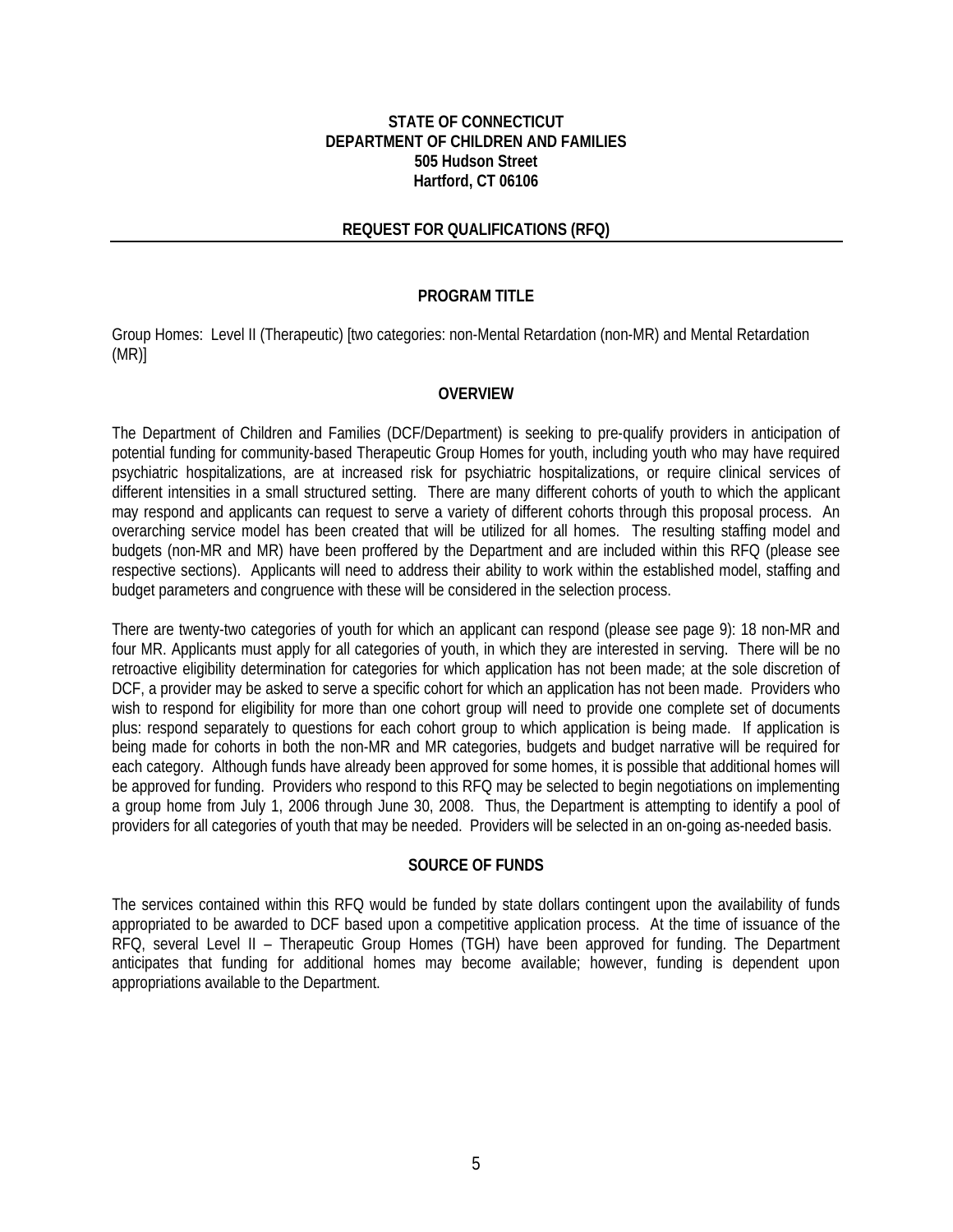**STATE OF CONNECTICUT**
**DEPARTMENT OF CHILDREN AND FAMILIES**
**505 Hudson Street**
**Hartford, CT 06106**

**REQUEST FOR QUALIFICATIONS (RFQ)**

---

## PROGRAM TITLE

Group Homes: Level II (Therapeutic) [two categories: non-Mental Retardation (non-MR) and Mental Retardation (MR)]

## OVERVIEW

The Department of Children and Families (DCF/Department) is seeking to pre-qualify providers in anticipation of potential funding for community-based Therapeutic Group Homes for youth, including youth who may have required psychiatric hospitalizations, are at increased risk for psychiatric hospitalizations, or require clinical services of different intensities in a small structured setting. There are many different cohorts of youth to which the applicant may respond and applicants can request to serve a variety of different cohorts through this proposal process. An overarching service model has been created that will be utilized for all homes. The resulting staffing model and budgets (non-MR and MR) have been proffered by the Department and are included within this RFQ (please see respective sections). Applicants will need to address their ability to work within the established model, staffing and budget parameters and congruence with these will be considered in the selection process.

There are twenty-two categories of youth for which an applicant can respond (please see page 9): 18 non-MR and four MR. Applicants must apply for all categories of youth, in which they are interested in serving. There will be no retroactive eligibility determination for categories for which application has not been made; at the sole discretion of DCF, a provider may be asked to serve a specific cohort for which an application has not been made. Providers who wish to respond for eligibility for more than one cohort group will need to provide one complete set of documents plus: respond separately to questions for each cohort group to which application is being made. If application is being made for cohorts in both the non-MR and MR categories, budgets and budget narrative will be required for each category. Although funds have already been approved for some homes, it is possible that additional homes will be approved for funding. Providers who respond to this RFQ may be selected to begin negotiations on implementing a group home from July 1, 2006 through June 30, 2008. Thus, the Department is attempting to identify a pool of providers for all categories of youth that may be needed. Providers will be selected in an on-going as-needed basis.

## SOURCE OF FUNDS

The services contained within this RFQ would be funded by state dollars contingent upon the availability of funds appropriated to be awarded to DCF based upon a competitive application process. At the time of issuance of the RFQ, several Level II – Therapeutic Group Homes (TGH) have been approved for funding. The Department anticipates that funding for additional homes may become available; however, funding is dependent upon appropriations available to the Department.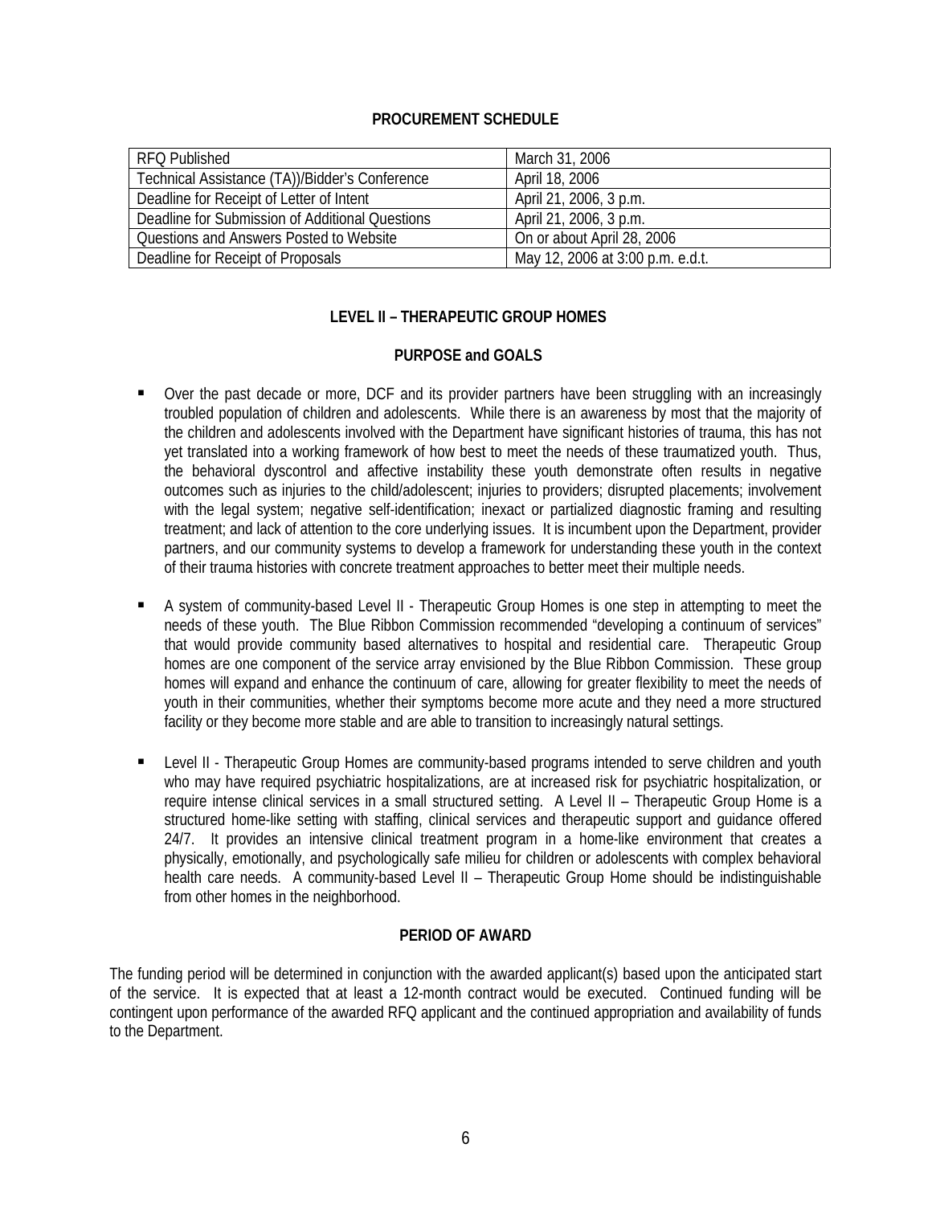## PROCUREMENT SCHEDULE

| | |
|---|---|
| RFQ Published | March 31, 2006 |
| Technical Assistance (TA))/Bidder's Conference | April 18, 2006 |
| Deadline for Receipt of Letter of Intent | April 21, 2006, 3 p.m. |
| Deadline for Submission of Additional Questions | April 21, 2006, 3 p.m. |
| Questions and Answers Posted to Website | On or about April 28, 2006 |
| Deadline for Receipt of Proposals | May 12, 2006 at 3:00 p.m. e.d.t. |

## LEVEL II – THERAPEUTIC GROUP HOMES

### PURPOSE and GOALS

- Over the past decade or more, DCF and its provider partners have been struggling with an increasingly troubled population of children and adolescents. While there is an awareness by most that the majority of the children and adolescents involved with the Department have significant histories of trauma, this has not yet translated into a working framework of how best to meet the needs of these traumatized youth. Thus, the behavioral dyscontrol and affective instability these youth demonstrate often results in negative outcomes such as injuries to the child/adolescent; injuries to providers; disrupted placements; involvement with the legal system; negative self-identification; inexact or partialized diagnostic framing and resulting treatment; and lack of attention to the core underlying issues. It is incumbent upon the Department, provider partners, and our community systems to develop a framework for understanding these youth in the context of their trauma histories with concrete treatment approaches to better meet their multiple needs.

- A system of community-based Level II - Therapeutic Group Homes is one step in attempting to meet the needs of these youth. The Blue Ribbon Commission recommended "developing a continuum of services" that would provide community based alternatives to hospital and residential care. Therapeutic Group homes are one component of the service array envisioned by the Blue Ribbon Commission. These group homes will expand and enhance the continuum of care, allowing for greater flexibility to meet the needs of youth in their communities, whether their symptoms become more acute and they need a more structured facility or they become more stable and are able to transition to increasingly natural settings.

- Level II - Therapeutic Group Homes are community-based programs intended to serve children and youth who may have required psychiatric hospitalizations, are at increased risk for psychiatric hospitalization, or require intense clinical services in a small structured setting. A Level II – Therapeutic Group Home is a structured home-like setting with staffing, clinical services and therapeutic support and guidance offered 24/7. It provides an intensive clinical treatment program in a home-like environment that creates a physically, emotionally, and psychologically safe milieu for children or adolescents with complex behavioral health care needs. A community-based Level II – Therapeutic Group Home should be indistinguishable from other homes in the neighborhood.

### PERIOD OF AWARD

The funding period will be determined in conjunction with the awarded applicant(s) based upon the anticipated start of the service. It is expected that at least a 12-month contract would be executed. Continued funding will be contingent upon performance of the awarded RFQ applicant and the continued appropriation and availability of funds to the Department.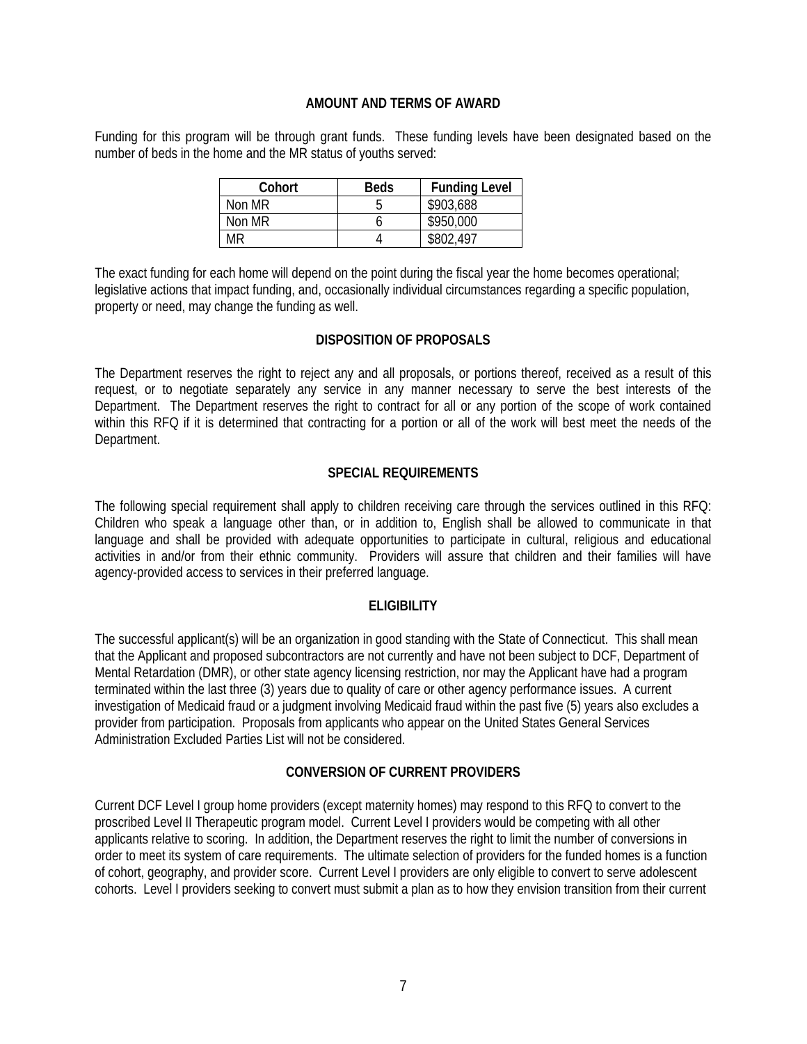## AMOUNT AND TERMS OF AWARD

Funding for this program will be through grant funds. These funding levels have been designated based on the number of beds in the home and the MR status of youths served:

| Cohort | Beds | Funding Level |
|---|---|---|
| Non MR | 5 | $903,688 |
| Non MR | 6 | $950,000 |
| MR | 4 | $802,497 |

The exact funding for each home will depend on the point during the fiscal year the home becomes operational; legislative actions that impact funding, and, occasionally individual circumstances regarding a specific population, property or need, may change the funding as well.

## DISPOSITION OF PROPOSALS

The Department reserves the right to reject any and all proposals, or portions thereof, received as a result of this request, or to negotiate separately any service in any manner necessary to serve the best interests of the Department. The Department reserves the right to contract for all or any portion of the scope of work contained within this RFQ if it is determined that contracting for a portion or all of the work will best meet the needs of the Department.

## SPECIAL REQUIREMENTS

The following special requirement shall apply to children receiving care through the services outlined in this RFQ: Children who speak a language other than, or in addition to, English shall be allowed to communicate in that language and shall be provided with adequate opportunities to participate in cultural, religious and educational activities in and/or from their ethnic community. Providers will assure that children and their families will have agency-provided access to services in their preferred language.

## ELIGIBILITY

The successful applicant(s) will be an organization in good standing with the State of Connecticut. This shall mean that the Applicant and proposed subcontractors are not currently and have not been subject to DCF, Department of Mental Retardation (DMR), or other state agency licensing restriction, nor may the Applicant have had a program terminated within the last three (3) years due to quality of care or other agency performance issues. A current investigation of Medicaid fraud or a judgment involving Medicaid fraud within the past five (5) years also excludes a provider from participation. Proposals from applicants who appear on the United States General Services Administration Excluded Parties List will not be considered.

## CONVERSION OF CURRENT PROVIDERS

Current DCF Level I group home providers (except maternity homes) may respond to this RFQ to convert to the proscribed Level II Therapeutic program model. Current Level I providers would be competing with all other applicants relative to scoring. In addition, the Department reserves the right to limit the number of conversions in order to meet its system of care requirements. The ultimate selection of providers for the funded homes is a function of cohort, geography, and provider score. Current Level I providers are only eligible to convert to serve adolescent cohorts. Level I providers seeking to convert must submit a plan as to how they envision transition from their current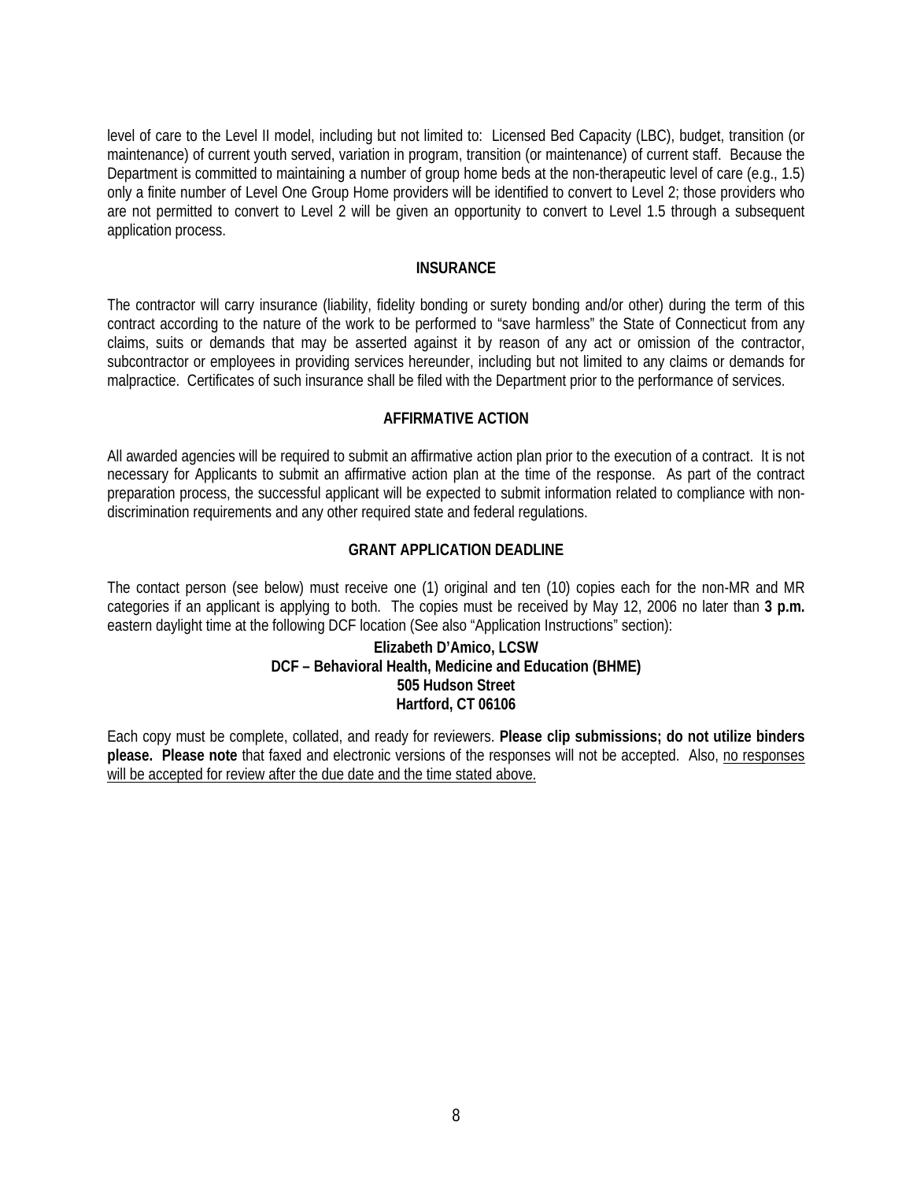level of care to the Level II model, including but not limited to: Licensed Bed Capacity (LBC), budget, transition (or maintenance) of current youth served, variation in program, transition (or maintenance) of current staff. Because the Department is committed to maintaining a number of group home beds at the non-therapeutic level of care (e.g., 1.5) only a finite number of Level One Group Home providers will be identified to convert to Level 2; those providers who are not permitted to convert to Level 2 will be given an opportunity to convert to Level 1.5 through a subsequent application process.

**INSURANCE**

The contractor will carry insurance (liability, fidelity bonding or surety bonding and/or other) during the term of this contract according to the nature of the work to be performed to "save harmless" the State of Connecticut from any claims, suits or demands that may be asserted against it by reason of any act or omission of the contractor, subcontractor or employees in providing services hereunder, including but not limited to any claims or demands for malpractice. Certificates of such insurance shall be filed with the Department prior to the performance of services.

**AFFIRMATIVE ACTION**

All awarded agencies will be required to submit an affirmative action plan prior to the execution of a contract. It is not necessary for Applicants to submit an affirmative action plan at the time of the response. As part of the contract preparation process, the successful applicant will be expected to submit information related to compliance with non-discrimination requirements and any other required state and federal regulations.

**GRANT APPLICATION DEADLINE**

The contact person (see below) must receive one (1) original and ten (10) copies each for the non-MR and MR categories if an applicant is applying to both. The copies must be received by May 12, 2006 no later than **3 p.m.** eastern daylight time at the following DCF location (See also "Application Instructions" section):

**Elizabeth D'Amico, LCSW**
**DCF – Behavioral Health, Medicine and Education (BHME)**
**505 Hudson Street**
**Hartford, CT 06106**

Each copy must be complete, collated, and ready for reviewers. **Please clip submissions; do not utilize binders please. Please note** that faxed and electronic versions of the responses will not be accepted. Also, no responses will be accepted for review after the due date and the time stated above.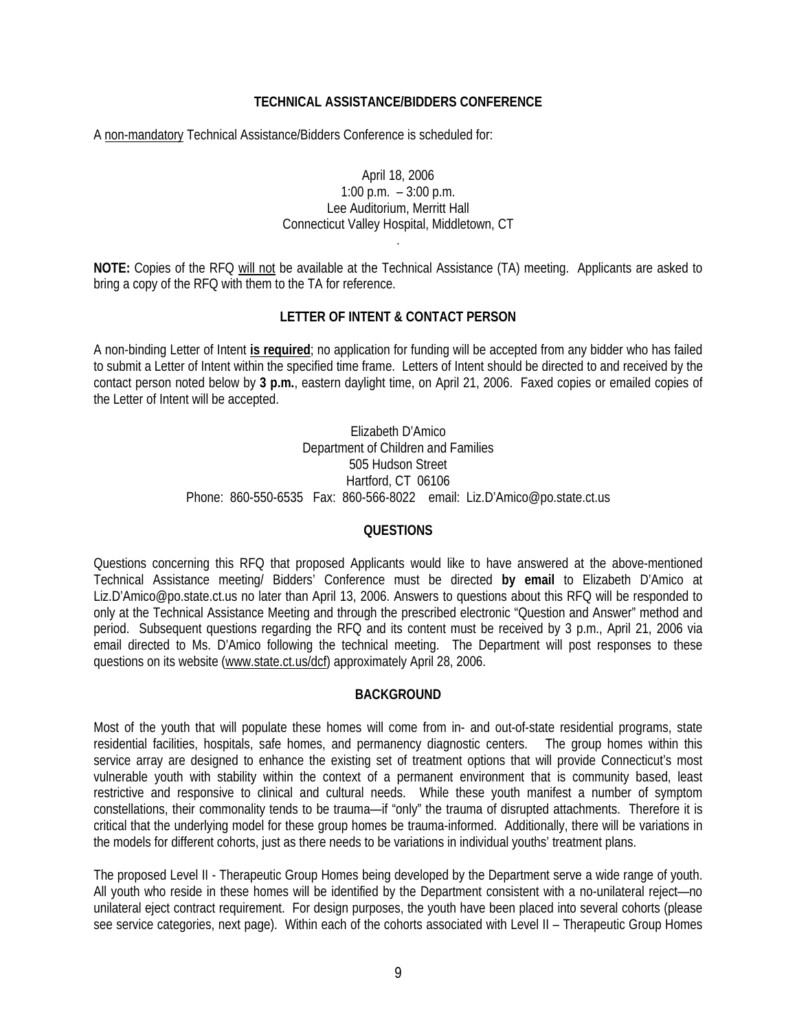## TECHNICAL ASSISTANCE/BIDDERS CONFERENCE

A non-mandatory Technical Assistance/Bidders Conference is scheduled for:

April 18, 2006  
1:00 p.m. – 3:00 p.m.  
Lee Auditorium, Merritt Hall  
Connecticut Valley Hospital, Middletown, CT

**NOTE:** Copies of the RFQ will not be available at the Technical Assistance (TA) meeting. Applicants are asked to bring a copy of the RFQ with them to the TA for reference.

## LETTER OF INTENT & CONTACT PERSON

A non-binding Letter of Intent **is required**; no application for funding will be accepted from any bidder who has failed to submit a Letter of Intent within the specified time frame. Letters of Intent should be directed to and received by the contact person noted below by **3 p.m.**, eastern daylight time, on April 21, 2006. Faxed copies or emailed copies of the Letter of Intent will be accepted.

Elizabeth D'Amico  
Department of Children and Families  
505 Hudson Street  
Hartford, CT 06106  
Phone: 860-550-6535 Fax: 860-566-8022 email: Liz.D'Amico@po.state.ct.us

## QUESTIONS

Questions concerning this RFQ that proposed Applicants would like to have answered at the above-mentioned Technical Assistance meeting/ Bidders' Conference must be directed **by email** to Elizabeth D'Amico at Liz.D'Amico@po.state.ct.us no later than April 13, 2006. Answers to questions about this RFQ will be responded to only at the Technical Assistance Meeting and through the prescribed electronic "Question and Answer" method and period. Subsequent questions regarding the RFQ and its content must be received by 3 p.m., April 21, 2006 via email directed to Ms. D'Amico following the technical meeting. The Department will post responses to these questions on its website (www.state.ct.us/dcf) approximately April 28, 2006.

## BACKGROUND

Most of the youth that will populate these homes will come from in- and out-of-state residential programs, state residential facilities, hospitals, safe homes, and permanency diagnostic centers. The group homes within this service array are designed to enhance the existing set of treatment options that will provide Connecticut's most vulnerable youth with stability within the context of a permanent environment that is community based, least restrictive and responsive to clinical and cultural needs. While these youth manifest a number of symptom constellations, their commonality tends to be trauma—if "only" the trauma of disrupted attachments. Therefore it is critical that the underlying model for these group homes be trauma-informed. Additionally, there will be variations in the models for different cohorts, just as there needs to be variations in individual youths' treatment plans.

The proposed Level II - Therapeutic Group Homes being developed by the Department serve a wide range of youth. All youth who reside in these homes will be identified by the Department consistent with a no-unilateral reject—no unilateral eject contract requirement. For design purposes, the youth have been placed into several cohorts (please see service categories, next page). Within each of the cohorts associated with Level II – Therapeutic Group Homes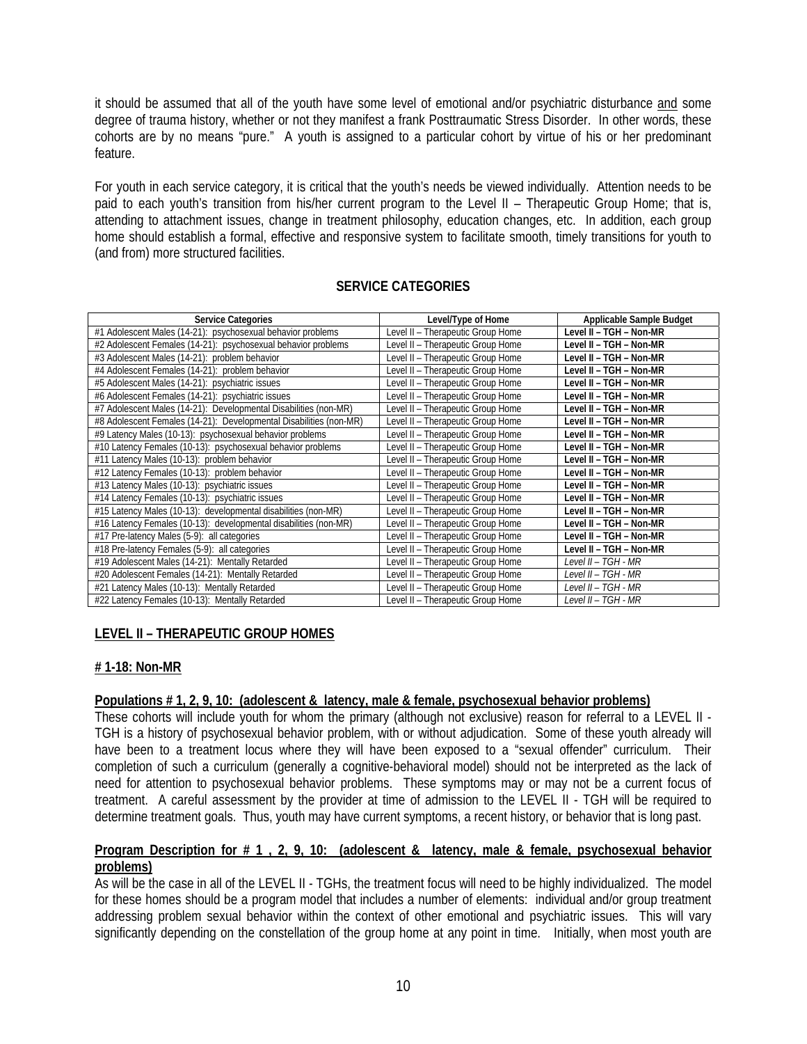it should be assumed that all of the youth have some level of emotional and/or psychiatric disturbance and some degree of trauma history, whether or not they manifest a frank Posttraumatic Stress Disorder. In other words, these cohorts are by no means "pure." A youth is assigned to a particular cohort by virtue of his or her predominant feature.

For youth in each service category, it is critical that the youth's needs be viewed individually. Attention needs to be paid to each youth's transition from his/her current program to the Level II – Therapeutic Group Home; that is, attending to attachment issues, change in treatment philosophy, education changes, etc. In addition, each group home should establish a formal, effective and responsive system to facilitate smooth, timely transitions for youth to (and from) more structured facilities.

## SERVICE CATEGORIES

| Service Categories | Level/Type of Home | Applicable Sample Budget |
|---|---|---|
| #1 Adolescent Males (14-21): psychosexual behavior problems | Level II – Therapeutic Group Home | **Level II – TGH – Non-MR** |
| #2 Adolescent Females (14-21): psychosexual behavior problems | Level II – Therapeutic Group Home | **Level II – TGH – Non-MR** |
| #3 Adolescent Males (14-21): problem behavior | Level II – Therapeutic Group Home | **Level II – TGH – Non-MR** |
| #4 Adolescent Females (14-21): problem behavior | Level II – Therapeutic Group Home | **Level II – TGH – Non-MR** |
| #5 Adolescent Males (14-21): psychiatric issues | Level II – Therapeutic Group Home | **Level II – TGH – Non-MR** |
| #6 Adolescent Females (14-21): psychiatric issues | Level II – Therapeutic Group Home | **Level II – TGH – Non-MR** |
| #7 Adolescent Males (14-21): Developmental Disabilities (non-MR) | Level II – Therapeutic Group Home | **Level II – TGH – Non-MR** |
| #8 Adolescent Females (14-21): Developmental Disabilities (non-MR) | Level II – Therapeutic Group Home | **Level II – TGH – Non-MR** |
| #9 Latency Males (10-13): psychosexual behavior problems | Level II – Therapeutic Group Home | **Level II – TGH – Non-MR** |
| #10 Latency Females (10-13): psychosexual behavior problems | Level II – Therapeutic Group Home | **Level II – TGH – Non-MR** |
| #11 Latency Males (10-13): problem behavior | Level II – Therapeutic Group Home | **Level II – TGH – Non-MR** |
| #12 Latency Females (10-13): problem behavior | Level II – Therapeutic Group Home | **Level II – TGH – Non-MR** |
| #13 Latency Males (10-13): psychiatric issues | Level II – Therapeutic Group Home | **Level II – TGH – Non-MR** |
| #14 Latency Females (10-13): psychiatric issues | Level II – Therapeutic Group Home | **Level II – TGH – Non-MR** |
| #15 Latency Males (10-13): developmental disabilities (non-MR) | Level II – Therapeutic Group Home | **Level II – TGH – Non-MR** |
| #16 Latency Females (10-13): developmental disabilities (non-MR) | Level II – Therapeutic Group Home | **Level II – TGH – Non-MR** |
| #17 Pre-latency Males (5-9): all categories | Level II – Therapeutic Group Home | **Level II – TGH – Non-MR** |
| #18 Pre-latency Females (5-9): all categories | Level II – Therapeutic Group Home | **Level II – TGH – Non-MR** |
| #19 Adolescent Males (14-21): Mentally Retarded | Level II – Therapeutic Group Home | *Level II – TGH - MR* |
| #20 Adolescent Females (14-21): Mentally Retarded | Level II – Therapeutic Group Home | *Level II – TGH - MR* |
| #21 Latency Males (10-13): Mentally Retarded | Level II – Therapeutic Group Home | *Level II – TGH - MR* |
| #22 Latency Females (10-13): Mentally Retarded | Level II – Therapeutic Group Home | *Level II – TGH - MR* |

## LEVEL II – THERAPEUTIC GROUP HOMES

### # 1-18: Non-MR

**Populations # 1, 2, 9, 10: (adolescent & latency, male & female, psychosexual behavior problems)**

These cohorts will include youth for whom the primary (although not exclusive) reason for referral to a LEVEL II - TGH is a history of psychosexual behavior problem, with or without adjudication. Some of these youth already will have been to a treatment locus where they will have been exposed to a "sexual offender" curriculum. Their completion of such a curriculum (generally a cognitive-behavioral model) should not be interpreted as the lack of need for attention to psychosexual behavior problems. These symptoms may or may not be a current focus of treatment. A careful assessment by the provider at time of admission to the LEVEL II - TGH will be required to determine treatment goals. Thus, youth may have current symptoms, a recent history, or behavior that is long past.

**Program Description for # 1 , 2, 9, 10: (adolescent & latency, male & female, psychosexual behavior problems)**

As will be the case in all of the LEVEL II - TGHs, the treatment focus will need to be highly individualized. The model for these homes should be a program model that includes a number of elements: individual and/or group treatment addressing problem sexual behavior within the context of other emotional and psychiatric issues. This will vary significantly depending on the constellation of the group home at any point in time. Initially, when most youth are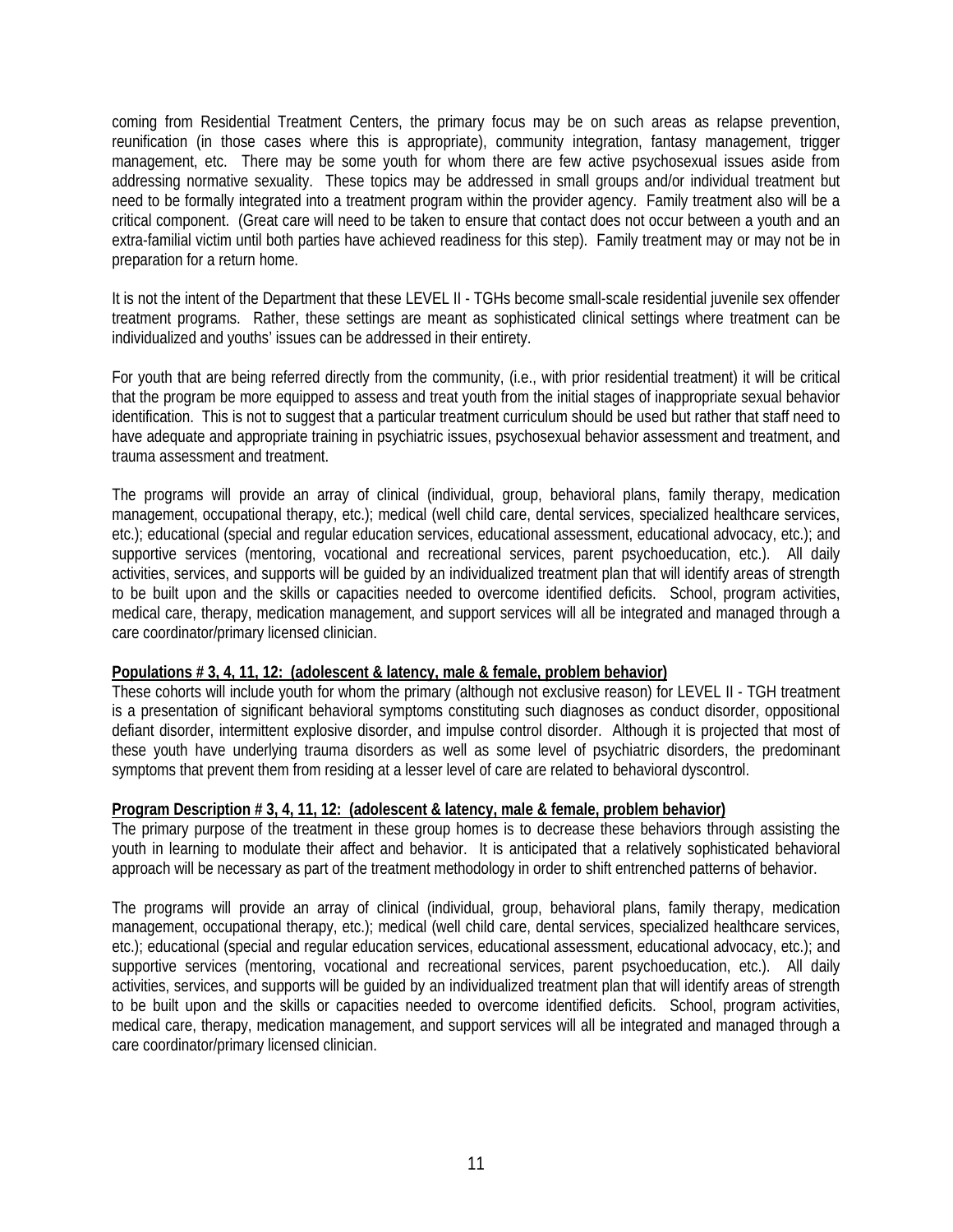coming from Residential Treatment Centers, the primary focus may be on such areas as relapse prevention, reunification (in those cases where this is appropriate), community integration, fantasy management, trigger management, etc. There may be some youth for whom there are few active psychosexual issues aside from addressing normative sexuality. These topics may be addressed in small groups and/or individual treatment but need to be formally integrated into a treatment program within the provider agency. Family treatment also will be a critical component. (Great care will need to be taken to ensure that contact does not occur between a youth and an extra-familial victim until both parties have achieved readiness for this step). Family treatment may or may not be in preparation for a return home.

It is not the intent of the Department that these LEVEL II - TGHs become small-scale residential juvenile sex offender treatment programs. Rather, these settings are meant as sophisticated clinical settings where treatment can be individualized and youths' issues can be addressed in their entirety.

For youth that are being referred directly from the community, (i.e., with prior residential treatment) it will be critical that the program be more equipped to assess and treat youth from the initial stages of inappropriate sexual behavior identification. This is not to suggest that a particular treatment curriculum should be used but rather that staff need to have adequate and appropriate training in psychiatric issues, psychosexual behavior assessment and treatment, and trauma assessment and treatment.

The programs will provide an array of clinical (individual, group, behavioral plans, family therapy, medication management, occupational therapy, etc.); medical (well child care, dental services, specialized healthcare services, etc.); educational (special and regular education services, educational assessment, educational advocacy, etc.); and supportive services (mentoring, vocational and recreational services, parent psychoeducation, etc.). All daily activities, services, and supports will be guided by an individualized treatment plan that will identify areas of strength to be built upon and the skills or capacities needed to overcome identified deficits. School, program activities, medical care, therapy, medication management, and support services will all be integrated and managed through a care coordinator/primary licensed clinician.

**Populations # 3, 4, 11, 12: (adolescent & latency, male & female, problem behavior)**

These cohorts will include youth for whom the primary (although not exclusive reason) for LEVEL II - TGH treatment is a presentation of significant behavioral symptoms constituting such diagnoses as conduct disorder, oppositional defiant disorder, intermittent explosive disorder, and impulse control disorder. Although it is projected that most of these youth have underlying trauma disorders as well as some level of psychiatric disorders, the predominant symptoms that prevent them from residing at a lesser level of care are related to behavioral dyscontrol.

**Program Description # 3, 4, 11, 12: (adolescent & latency, male & female, problem behavior)**

The primary purpose of the treatment in these group homes is to decrease these behaviors through assisting the youth in learning to modulate their affect and behavior. It is anticipated that a relatively sophisticated behavioral approach will be necessary as part of the treatment methodology in order to shift entrenched patterns of behavior.

The programs will provide an array of clinical (individual, group, behavioral plans, family therapy, medication management, occupational therapy, etc.); medical (well child care, dental services, specialized healthcare services, etc.); educational (special and regular education services, educational assessment, educational advocacy, etc.); and supportive services (mentoring, vocational and recreational services, parent psychoeducation, etc.). All daily activities, services, and supports will be guided by an individualized treatment plan that will identify areas of strength to be built upon and the skills or capacities needed to overcome identified deficits. School, program activities, medical care, therapy, medication management, and support services will all be integrated and managed through a care coordinator/primary licensed clinician.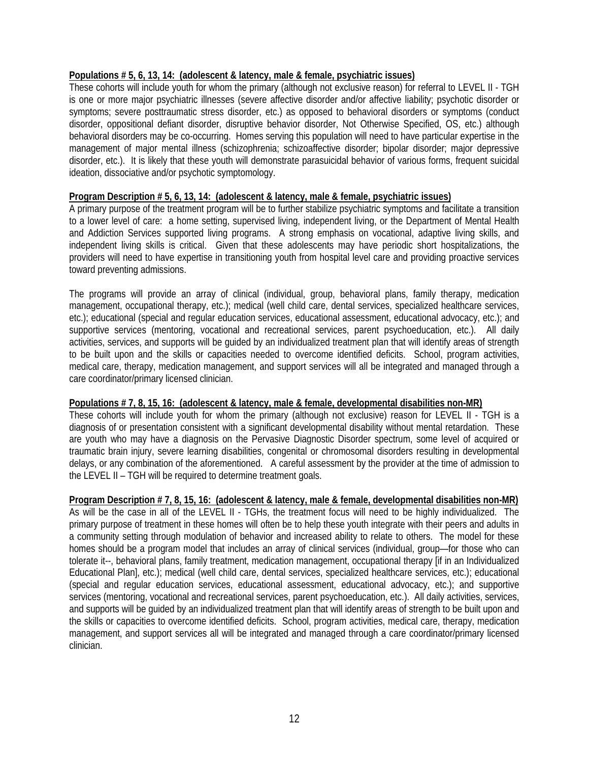**Populations # 5, 6, 13, 14: (adolescent & latency, male & female, psychiatric issues)**

These cohorts will include youth for whom the primary (although not exclusive reason) for referral to LEVEL II - TGH is one or more major psychiatric illnesses (severe affective disorder and/or affective liability; psychotic disorder or symptoms; severe posttraumatic stress disorder, etc.) as opposed to behavioral disorders or symptoms (conduct disorder, oppositional defiant disorder, disruptive behavior disorder, Not Otherwise Specified, OS, etc.) although behavioral disorders may be co-occurring. Homes serving this population will need to have particular expertise in the management of major mental illness (schizophrenia; schizoaffective disorder; bipolar disorder; major depressive disorder, etc.). It is likely that these youth will demonstrate parasuicidal behavior of various forms, frequent suicidal ideation, dissociative and/or psychotic symptomology.

**Program Description # 5, 6, 13, 14: (adolescent & latency, male & female, psychiatric issues)**

A primary purpose of the treatment program will be to further stabilize psychiatric symptoms and facilitate a transition to a lower level of care: a home setting, supervised living, independent living, or the Department of Mental Health and Addiction Services supported living programs. A strong emphasis on vocational, adaptive living skills, and independent living skills is critical. Given that these adolescents may have periodic short hospitalizations, the providers will need to have expertise in transitioning youth from hospital level care and providing proactive services toward preventing admissions.

The programs will provide an array of clinical (individual, group, behavioral plans, family therapy, medication management, occupational therapy, etc.); medical (well child care, dental services, specialized healthcare services, etc.); educational (special and regular education services, educational assessment, educational advocacy, etc.); and supportive services (mentoring, vocational and recreational services, parent psychoeducation, etc.). All daily activities, services, and supports will be guided by an individualized treatment plan that will identify areas of strength to be built upon and the skills or capacities needed to overcome identified deficits. School, program activities, medical care, therapy, medication management, and support services will all be integrated and managed through a care coordinator/primary licensed clinician.

**Populations # 7, 8, 15, 16: (adolescent & latency, male & female, developmental disabilities non-MR)**

These cohorts will include youth for whom the primary (although not exclusive) reason for LEVEL II - TGH is a diagnosis of or presentation consistent with a significant developmental disability without mental retardation. These are youth who may have a diagnosis on the Pervasive Diagnostic Disorder spectrum, some level of acquired or traumatic brain injury, severe learning disabilities, congenital or chromosomal disorders resulting in developmental delays, or any combination of the aforementioned. A careful assessment by the provider at the time of admission to the LEVEL II – TGH will be required to determine treatment goals.

**Program Description # 7, 8, 15, 16: (adolescent & latency, male & female, developmental disabilities non-MR)**

As will be the case in all of the LEVEL II - TGHs, the treatment focus will need to be highly individualized. The primary purpose of treatment in these homes will often be to help these youth integrate with their peers and adults in a community setting through modulation of behavior and increased ability to relate to others. The model for these homes should be a program model that includes an array of clinical services (individual, group—for those who can tolerate it--, behavioral plans, family treatment, medication management, occupational therapy [if in an Individualized Educational Plan], etc.); medical (well child care, dental services, specialized healthcare services, etc.); educational (special and regular education services, educational assessment, educational advocacy, etc.); and supportive services (mentoring, vocational and recreational services, parent psychoeducation, etc.). All daily activities, services, and supports will be guided by an individualized treatment plan that will identify areas of strength to be built upon and the skills or capacities to overcome identified deficits. School, program activities, medical care, therapy, medication management, and support services all will be integrated and managed through a care coordinator/primary licensed clinician.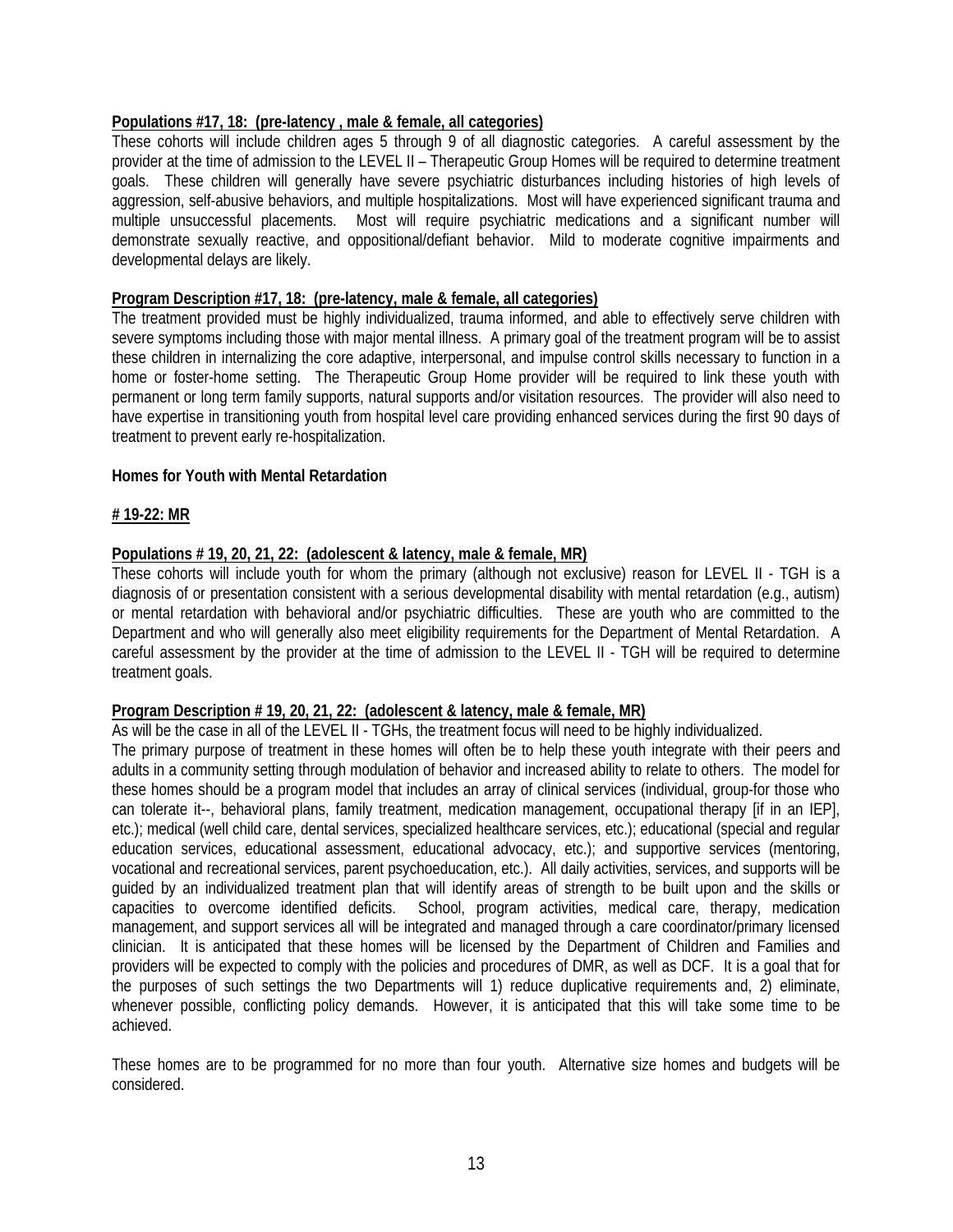**Populations #17, 18: (pre-latency , male & female, all categories)**

These cohorts will include children ages 5 through 9 of all diagnostic categories. A careful assessment by the provider at the time of admission to the LEVEL II – Therapeutic Group Homes will be required to determine treatment goals. These children will generally have severe psychiatric disturbances including histories of high levels of aggression, self-abusive behaviors, and multiple hospitalizations. Most will have experienced significant trauma and multiple unsuccessful placements. Most will require psychiatric medications and a significant number will demonstrate sexually reactive, and oppositional/defiant behavior. Mild to moderate cognitive impairments and developmental delays are likely.

**Program Description #17, 18: (pre-latency, male & female, all categories)**

The treatment provided must be highly individualized, trauma informed, and able to effectively serve children with severe symptoms including those with major mental illness. A primary goal of the treatment program will be to assist these children in internalizing the core adaptive, interpersonal, and impulse control skills necessary to function in a home or foster-home setting. The Therapeutic Group Home provider will be required to link these youth with permanent or long term family supports, natural supports and/or visitation resources. The provider will also need to have expertise in transitioning youth from hospital level care providing enhanced services during the first 90 days of treatment to prevent early re-hospitalization.

**Homes for Youth with Mental Retardation**

**# 19-22: MR**

**Populations # 19, 20, 21, 22: (adolescent & latency, male & female, MR)**

These cohorts will include youth for whom the primary (although not exclusive) reason for LEVEL II - TGH is a diagnosis of or presentation consistent with a serious developmental disability with mental retardation (e.g., autism) or mental retardation with behavioral and/or psychiatric difficulties. These are youth who are committed to the Department and who will generally also meet eligibility requirements for the Department of Mental Retardation. A careful assessment by the provider at the time of admission to the LEVEL II - TGH will be required to determine treatment goals.

**Program Description # 19, 20, 21, 22: (adolescent & latency, male & female, MR)**

As will be the case in all of the LEVEL II - TGHs, the treatment focus will need to be highly individualized.

The primary purpose of treatment in these homes will often be to help these youth integrate with their peers and adults in a community setting through modulation of behavior and increased ability to relate to others. The model for these homes should be a program model that includes an array of clinical services (individual, group-for those who can tolerate it--, behavioral plans, family treatment, medication management, occupational therapy [if in an IEP], etc.); medical (well child care, dental services, specialized healthcare services, etc.); educational (special and regular education services, educational assessment, educational advocacy, etc.); and supportive services (mentoring, vocational and recreational services, parent psychoeducation, etc.). All daily activities, services, and supports will be guided by an individualized treatment plan that will identify areas of strength to be built upon and the skills or capacities to overcome identified deficits. School, program activities, medical care, therapy, medication management, and support services all will be integrated and managed through a care coordinator/primary licensed clinician. It is anticipated that these homes will be licensed by the Department of Children and Families and providers will be expected to comply with the policies and procedures of DMR, as well as DCF. It is a goal that for the purposes of such settings the two Departments will 1) reduce duplicative requirements and, 2) eliminate, whenever possible, conflicting policy demands. However, it is anticipated that this will take some time to be achieved.

These homes are to be programmed for no more than four youth. Alternative size homes and budgets will be considered.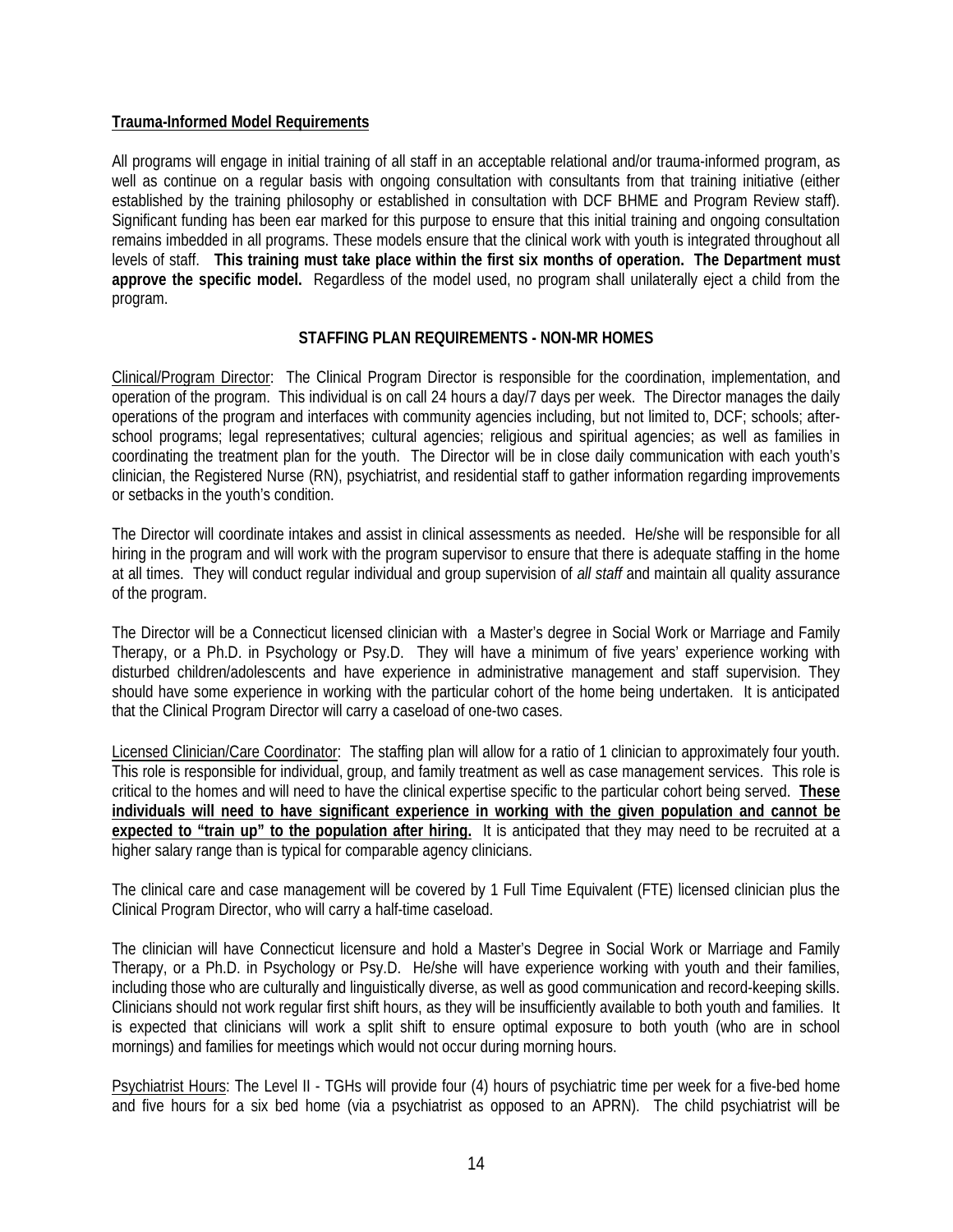**Trauma-Informed Model Requirements**

All programs will engage in initial training of all staff in an acceptable relational and/or trauma-informed program, as well as continue on a regular basis with ongoing consultation with consultants from that training initiative (either established by the training philosophy or established in consultation with DCF BHME and Program Review staff). Significant funding has been ear marked for this purpose to ensure that this initial training and ongoing consultation remains imbedded in all programs. These models ensure that the clinical work with youth is integrated throughout all levels of staff. **This training must take place within the first six months of operation. The Department must approve the specific model.** Regardless of the model used, no program shall unilaterally eject a child from the program.

**STAFFING PLAN REQUIREMENTS - NON-MR HOMES**

Clinical/Program Director: The Clinical Program Director is responsible for the coordination, implementation, and operation of the program. This individual is on call 24 hours a day/7 days per week. The Director manages the daily operations of the program and interfaces with community agencies including, but not limited to, DCF; schools; after-school programs; legal representatives; cultural agencies; religious and spiritual agencies; as well as families in coordinating the treatment plan for the youth. The Director will be in close daily communication with each youth's clinician, the Registered Nurse (RN), psychiatrist, and residential staff to gather information regarding improvements or setbacks in the youth's condition.

The Director will coordinate intakes and assist in clinical assessments as needed. He/she will be responsible for all hiring in the program and will work with the program supervisor to ensure that there is adequate staffing in the home at all times. They will conduct regular individual and group supervision of *all staff* and maintain all quality assurance of the program.

The Director will be a Connecticut licensed clinician with a Master's degree in Social Work or Marriage and Family Therapy, or a Ph.D. in Psychology or Psy.D. They will have a minimum of five years' experience working with disturbed children/adolescents and have experience in administrative management and staff supervision. They should have some experience in working with the particular cohort of the home being undertaken. It is anticipated that the Clinical Program Director will carry a caseload of one-two cases.

Licensed Clinician/Care Coordinator: The staffing plan will allow for a ratio of 1 clinician to approximately four youth. This role is responsible for individual, group, and family treatment as well as case management services. This role is critical to the homes and will need to have the clinical expertise specific to the particular cohort being served. **These individuals will need to have significant experience in working with the given population and cannot be expected to "train up" to the population after hiring.** It is anticipated that they may need to be recruited at a higher salary range than is typical for comparable agency clinicians.

The clinical care and case management will be covered by 1 Full Time Equivalent (FTE) licensed clinician plus the Clinical Program Director, who will carry a half-time caseload.

The clinician will have Connecticut licensure and hold a Master's Degree in Social Work or Marriage and Family Therapy, or a Ph.D. in Psychology or Psy.D. He/she will have experience working with youth and their families, including those who are culturally and linguistically diverse, as well as good communication and record-keeping skills. Clinicians should not work regular first shift hours, as they will be insufficiently available to both youth and families. It is expected that clinicians will work a split shift to ensure optimal exposure to both youth (who are in school mornings) and families for meetings which would not occur during morning hours.

Psychiatrist Hours: The Level II - TGHs will provide four (4) hours of psychiatric time per week for a five-bed home and five hours for a six bed home (via a psychiatrist as opposed to an APRN). The child psychiatrist will be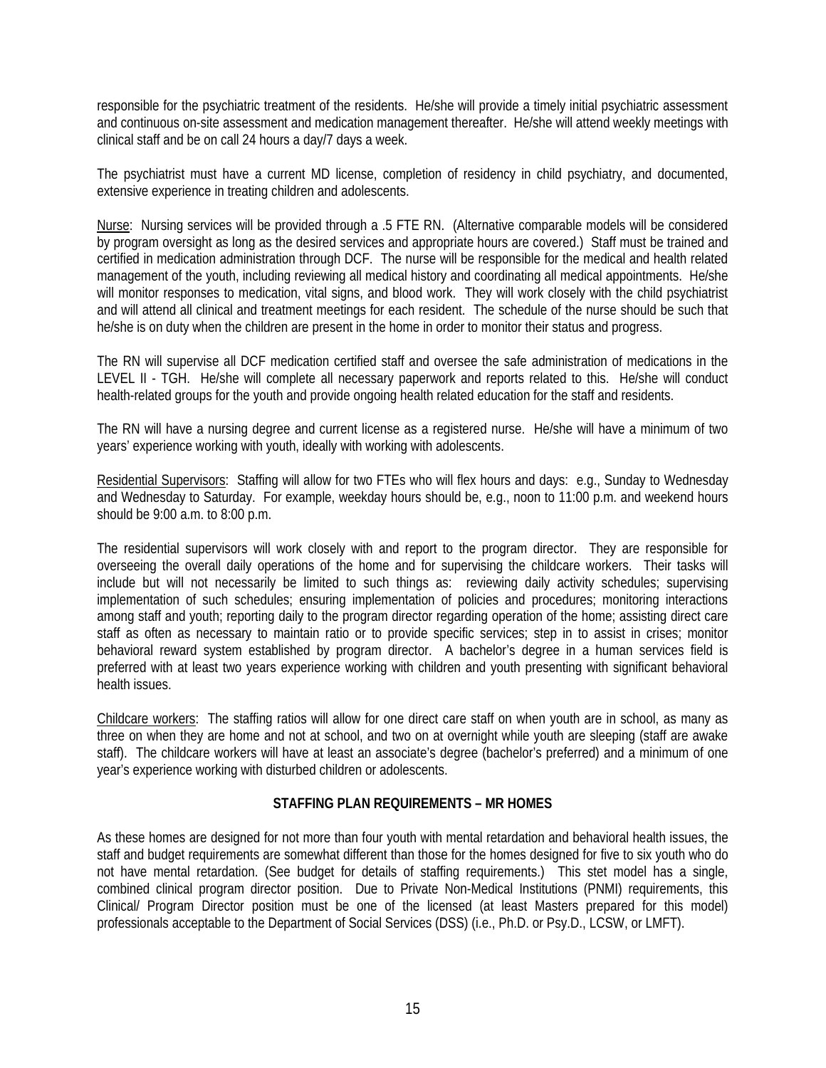responsible for the psychiatric treatment of the residents. He/she will provide a timely initial psychiatric assessment and continuous on-site assessment and medication management thereafter. He/she will attend weekly meetings with clinical staff and be on call 24 hours a day/7 days a week.

The psychiatrist must have a current MD license, completion of residency in child psychiatry, and documented, extensive experience in treating children and adolescents.

<u>Nurse</u>: Nursing services will be provided through a .5 FTE RN. (Alternative comparable models will be considered by program oversight as long as the desired services and appropriate hours are covered.) Staff must be trained and certified in medication administration through DCF. The nurse will be responsible for the medical and health related management of the youth, including reviewing all medical history and coordinating all medical appointments. He/she will monitor responses to medication, vital signs, and blood work. They will work closely with the child psychiatrist and will attend all clinical and treatment meetings for each resident. The schedule of the nurse should be such that he/she is on duty when the children are present in the home in order to monitor their status and progress.

The RN will supervise all DCF medication certified staff and oversee the safe administration of medications in the LEVEL II - TGH. He/she will complete all necessary paperwork and reports related to this. He/she will conduct health-related groups for the youth and provide ongoing health related education for the staff and residents.

The RN will have a nursing degree and current license as a registered nurse. He/she will have a minimum of two years' experience working with youth, ideally with working with adolescents.

<u>Residential Supervisors</u>: Staffing will allow for two FTEs who will flex hours and days: e.g., Sunday to Wednesday and Wednesday to Saturday. For example, weekday hours should be, e.g., noon to 11:00 p.m. and weekend hours should be 9:00 a.m. to 8:00 p.m.

The residential supervisors will work closely with and report to the program director. They are responsible for overseeing the overall daily operations of the home and for supervising the childcare workers. Their tasks will include but will not necessarily be limited to such things as: reviewing daily activity schedules; supervising implementation of such schedules; ensuring implementation of policies and procedures; monitoring interactions among staff and youth; reporting daily to the program director regarding operation of the home; assisting direct care staff as often as necessary to maintain ratio or to provide specific services; step in to assist in crises; monitor behavioral reward system established by program director. A bachelor's degree in a human services field is preferred with at least two years experience working with children and youth presenting with significant behavioral health issues.

<u>Childcare workers</u>: The staffing ratios will allow for one direct care staff on when youth are in school, as many as three on when they are home and not at school, and two on at overnight while youth are sleeping (staff are awake staff). The childcare workers will have at least an associate's degree (bachelor's preferred) and a minimum of one year's experience working with disturbed children or adolescents.

**STAFFING PLAN REQUIREMENTS – MR HOMES**

As these homes are designed for not more than four youth with mental retardation and behavioral health issues, the staff and budget requirements are somewhat different than those for the homes designed for five to six youth who do not have mental retardation. (See budget for details of staffing requirements.) This stet model has a single, combined clinical program director position. Due to Private Non-Medical Institutions (PNMI) requirements, this Clinical/ Program Director position must be one of the licensed (at least Masters prepared for this model) professionals acceptable to the Department of Social Services (DSS) (i.e., Ph.D. or Psy.D., LCSW, or LMFT).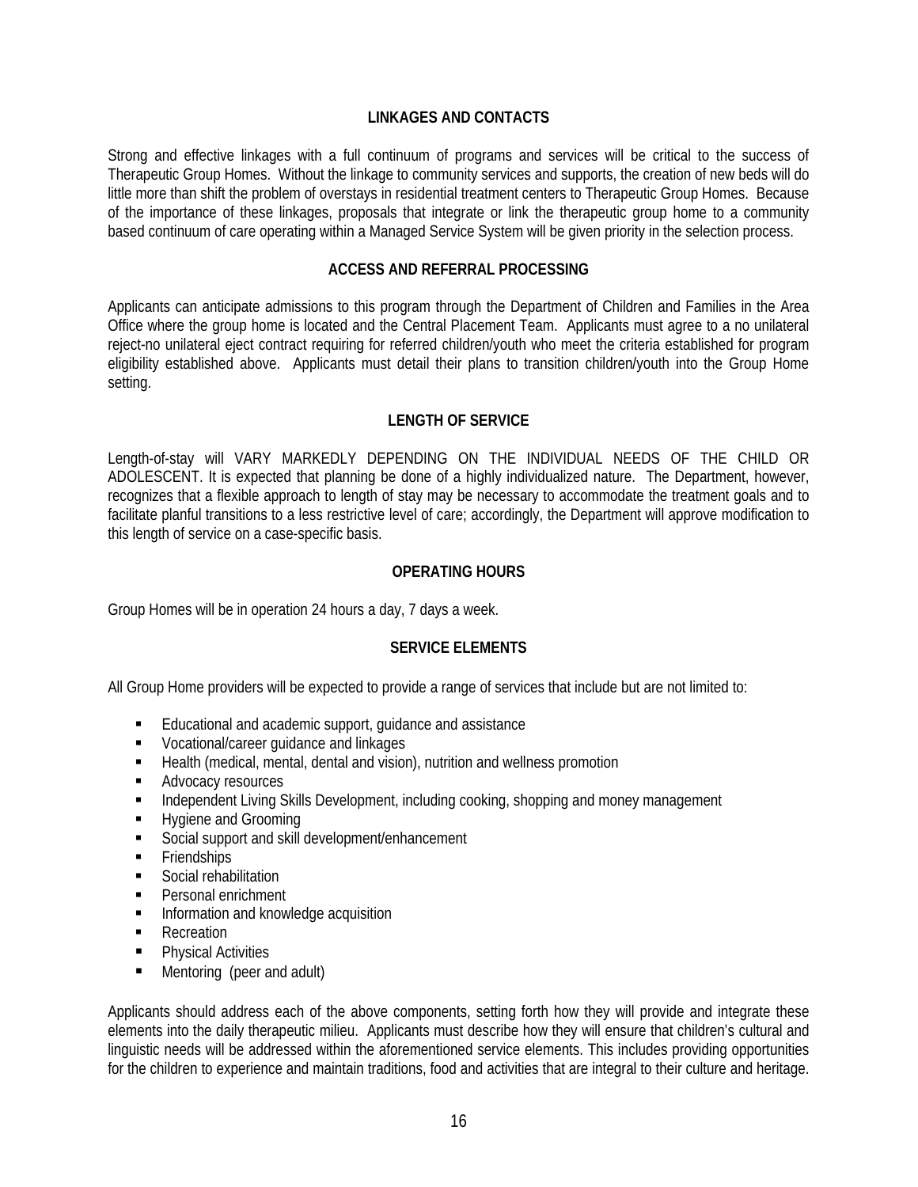## LINKAGES AND CONTACTS

Strong and effective linkages with a full continuum of programs and services will be critical to the success of Therapeutic Group Homes. Without the linkage to community services and supports, the creation of new beds will do little more than shift the problem of overstays in residential treatment centers to Therapeutic Group Homes. Because of the importance of these linkages, proposals that integrate or link the therapeutic group home to a community based continuum of care operating within a Managed Service System will be given priority in the selection process.

## ACCESS AND REFERRAL PROCESSING

Applicants can anticipate admissions to this program through the Department of Children and Families in the Area Office where the group home is located and the Central Placement Team. Applicants must agree to a no unilateral reject-no unilateral eject contract requiring for referred children/youth who meet the criteria established for program eligibility established above. Applicants must detail their plans to transition children/youth into the Group Home setting.

## LENGTH OF SERVICE

Length-of-stay will VARY MARKEDLY DEPENDING ON THE INDIVIDUAL NEEDS OF THE CHILD OR ADOLESCENT. It is expected that planning be done of a highly individualized nature. The Department, however, recognizes that a flexible approach to length of stay may be necessary to accommodate the treatment goals and to facilitate planful transitions to a less restrictive level of care; accordingly, the Department will approve modification to this length of service on a case-specific basis.

## OPERATING HOURS

Group Homes will be in operation 24 hours a day, 7 days a week.

## SERVICE ELEMENTS

All Group Home providers will be expected to provide a range of services that include but are not limited to:

- Educational and academic support, guidance and assistance
- Vocational/career guidance and linkages
- Health (medical, mental, dental and vision), nutrition and wellness promotion
- Advocacy resources
- Independent Living Skills Development, including cooking, shopping and money management
- Hygiene and Grooming
- Social support and skill development/enhancement
- Friendships
- Social rehabilitation
- Personal enrichment
- Information and knowledge acquisition
- Recreation
- Physical Activities
- Mentoring (peer and adult)

Applicants should address each of the above components, setting forth how they will provide and integrate these elements into the daily therapeutic milieu. Applicants must describe how they will ensure that children's cultural and linguistic needs will be addressed within the aforementioned service elements. This includes providing opportunities for the children to experience and maintain traditions, food and activities that are integral to their culture and heritage.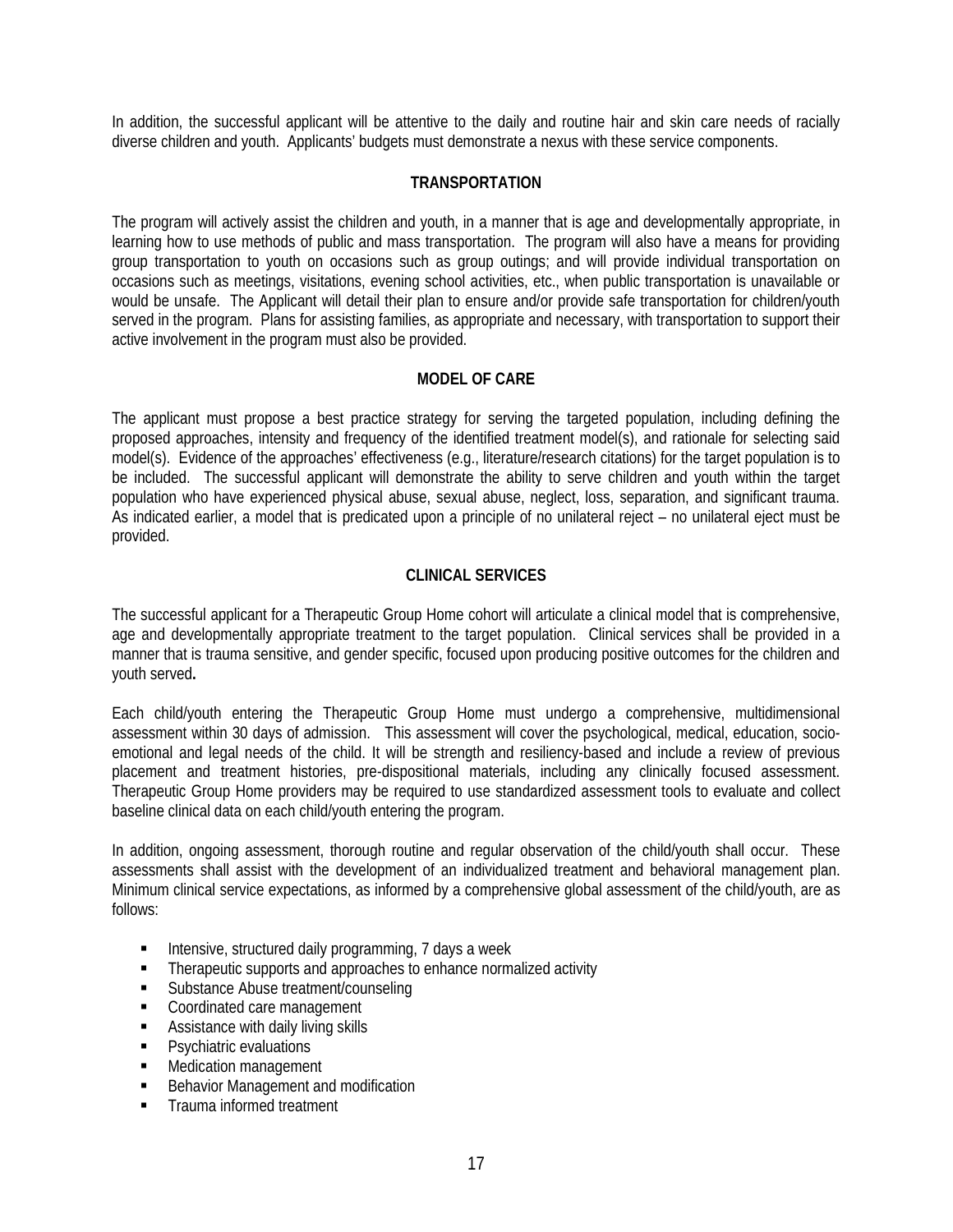In addition, the successful applicant will be attentive to the daily and routine hair and skin care needs of racially diverse children and youth. Applicants' budgets must demonstrate a nexus with these service components.

## TRANSPORTATION

The program will actively assist the children and youth, in a manner that is age and developmentally appropriate, in learning how to use methods of public and mass transportation. The program will also have a means for providing group transportation to youth on occasions such as group outings; and will provide individual transportation on occasions such as meetings, visitations, evening school activities, etc., when public transportation is unavailable or would be unsafe. The Applicant will detail their plan to ensure and/or provide safe transportation for children/youth served in the program. Plans for assisting families, as appropriate and necessary, with transportation to support their active involvement in the program must also be provided.

## MODEL OF CARE

The applicant must propose a best practice strategy for serving the targeted population, including defining the proposed approaches, intensity and frequency of the identified treatment model(s), and rationale for selecting said model(s). Evidence of the approaches' effectiveness (e.g., literature/research citations) for the target population is to be included. The successful applicant will demonstrate the ability to serve children and youth within the target population who have experienced physical abuse, sexual abuse, neglect, loss, separation, and significant trauma. As indicated earlier, a model that is predicated upon a principle of no unilateral reject – no unilateral eject must be provided.

## CLINICAL SERVICES

The successful applicant for a Therapeutic Group Home cohort will articulate a clinical model that is comprehensive, age and developmentally appropriate treatment to the target population. Clinical services shall be provided in a manner that is trauma sensitive, and gender specific, focused upon producing positive outcomes for the children and youth served**.**

Each child/youth entering the Therapeutic Group Home must undergo a comprehensive, multidimensional assessment within 30 days of admission. This assessment will cover the psychological, medical, education, socio-emotional and legal needs of the child. It will be strength and resiliency-based and include a review of previous placement and treatment histories, pre-dispositional materials, including any clinically focused assessment. Therapeutic Group Home providers may be required to use standardized assessment tools to evaluate and collect baseline clinical data on each child/youth entering the program.

In addition, ongoing assessment, thorough routine and regular observation of the child/youth shall occur. These assessments shall assist with the development of an individualized treatment and behavioral management plan. Minimum clinical service expectations, as informed by a comprehensive global assessment of the child/youth, are as follows:

- Intensive, structured daily programming, 7 days a week
- Therapeutic supports and approaches to enhance normalized activity
- Substance Abuse treatment/counseling
- Coordinated care management
- Assistance with daily living skills
- Psychiatric evaluations
- Medication management
- Behavior Management and modification
- Trauma informed treatment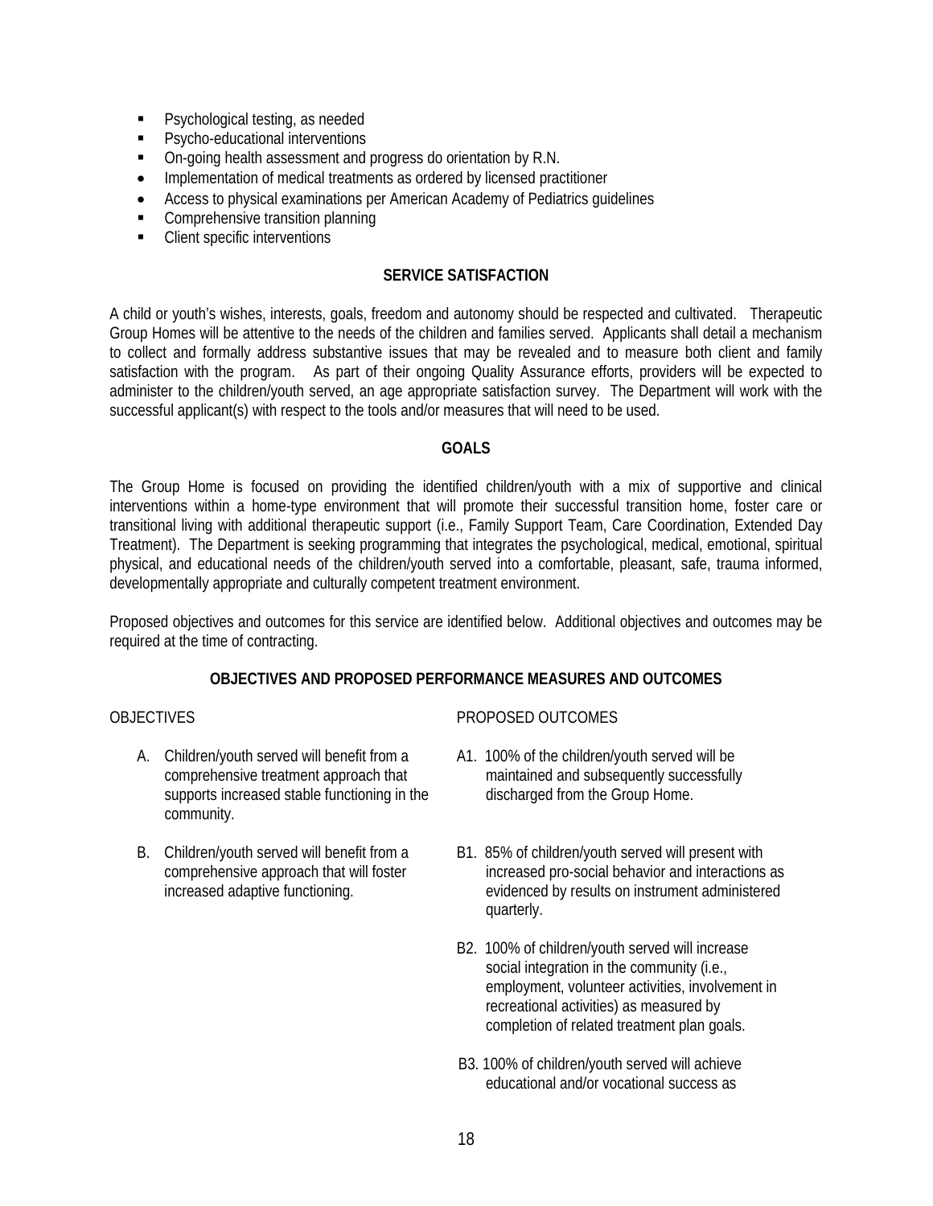- Psychological testing, as needed
- Psycho-educational interventions
- On-going health assessment and progress do orientation by R.N.
- Implementation of medical treatments as ordered by licensed practitioner
- Access to physical examinations per American Academy of Pediatrics guidelines
- Comprehensive transition planning
- Client specific interventions

**SERVICE SATISFACTION**

A child or youth's wishes, interests, goals, freedom and autonomy should be respected and cultivated. Therapeutic Group Homes will be attentive to the needs of the children and families served. Applicants shall detail a mechanism to collect and formally address substantive issues that may be revealed and to measure both client and family satisfaction with the program. As part of their ongoing Quality Assurance efforts, providers will be expected to administer to the children/youth served, an age appropriate satisfaction survey. The Department will work with the successful applicant(s) with respect to the tools and/or measures that will need to be used.

**GOALS**

The Group Home is focused on providing the identified children/youth with a mix of supportive and clinical interventions within a home-type environment that will promote their successful transition home, foster care or transitional living with additional therapeutic support (i.e., Family Support Team, Care Coordination, Extended Day Treatment). The Department is seeking programming that integrates the psychological, medical, emotional, spiritual physical, and educational needs of the children/youth served into a comfortable, pleasant, safe, trauma informed, developmentally appropriate and culturally competent treatment environment.

Proposed objectives and outcomes for this service are identified below. Additional objectives and outcomes may be required at the time of contracting.

**OBJECTIVES AND PROPOSED PERFORMANCE MEASURES AND OUTCOMES**

| OBJECTIVES | PROPOSED OUTCOMES |
|---|---|
| A. Children/youth served will benefit from a comprehensive treatment approach that supports increased stable functioning in the community. | A1. 100% of the children/youth served will be maintained and subsequently successfully discharged from the Group Home. |
| B. Children/youth served will benefit from a comprehensive approach that will foster increased adaptive functioning. | B1. 85% of children/youth served will present with increased pro-social behavior and interactions as evidenced by results on instrument administered quarterly. |
| | B2. 100% of children/youth served will increase social integration in the community (i.e., employment, volunteer activities, involvement in recreational activities) as measured by completion of related treatment plan goals. |
| | B3. 100% of children/youth served will achieve educational and/or vocational success as |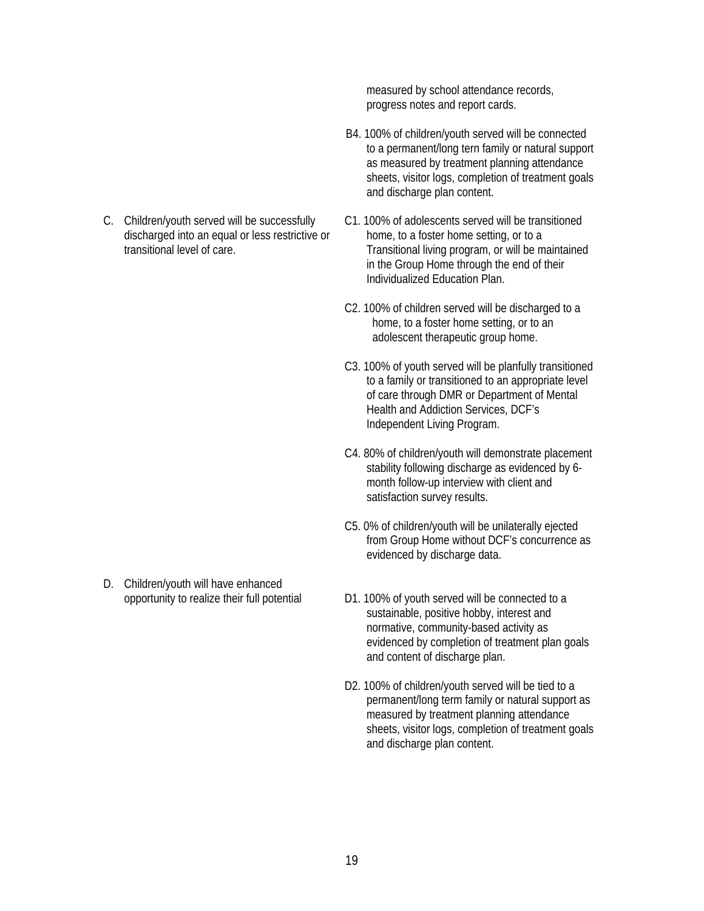| Goal | Outcome |
| --- | --- |
| | measured by school attendance records, progress notes and report cards. |
| | B4. 100% of children/youth served will be connected to a permanent/long tern family or natural support as measured by treatment planning attendance sheets, visitor logs, completion of treatment goals and discharge plan content. |
| C. Children/youth served will be successfully discharged into an equal or less restrictive or transitional level of care. | C1. 100% of adolescents served will be transitioned home, to a foster home setting, or to a Transitional living program, or will be maintained in the Group Home through the end of their Individualized Education Plan. |
| | C2. 100% of children served will be discharged to a home, to a foster home setting, or to an adolescent therapeutic group home. |
| | C3. 100% of youth served will be planfully transitioned to a family or transitioned to an appropriate level of care through DMR or Department of Mental Health and Addiction Services, DCF's Independent Living Program. |
| | C4. 80% of children/youth will demonstrate placement stability following discharge as evidenced by 6-month follow-up interview with client and satisfaction survey results. |
| | C5. 0% of children/youth will be unilaterally ejected from Group Home without DCF's concurrence as evidenced by discharge data. |
| D. Children/youth will have enhanced opportunity to realize their full potential | D1. 100% of youth served will be connected to a sustainable, positive hobby, interest and normative, community-based activity as evidenced by completion of treatment plan goals and content of discharge plan. |
| | D2. 100% of children/youth served will be tied to a permanent/long term family or natural support as measured by treatment planning attendance sheets, visitor logs, completion of treatment goals and discharge plan content. |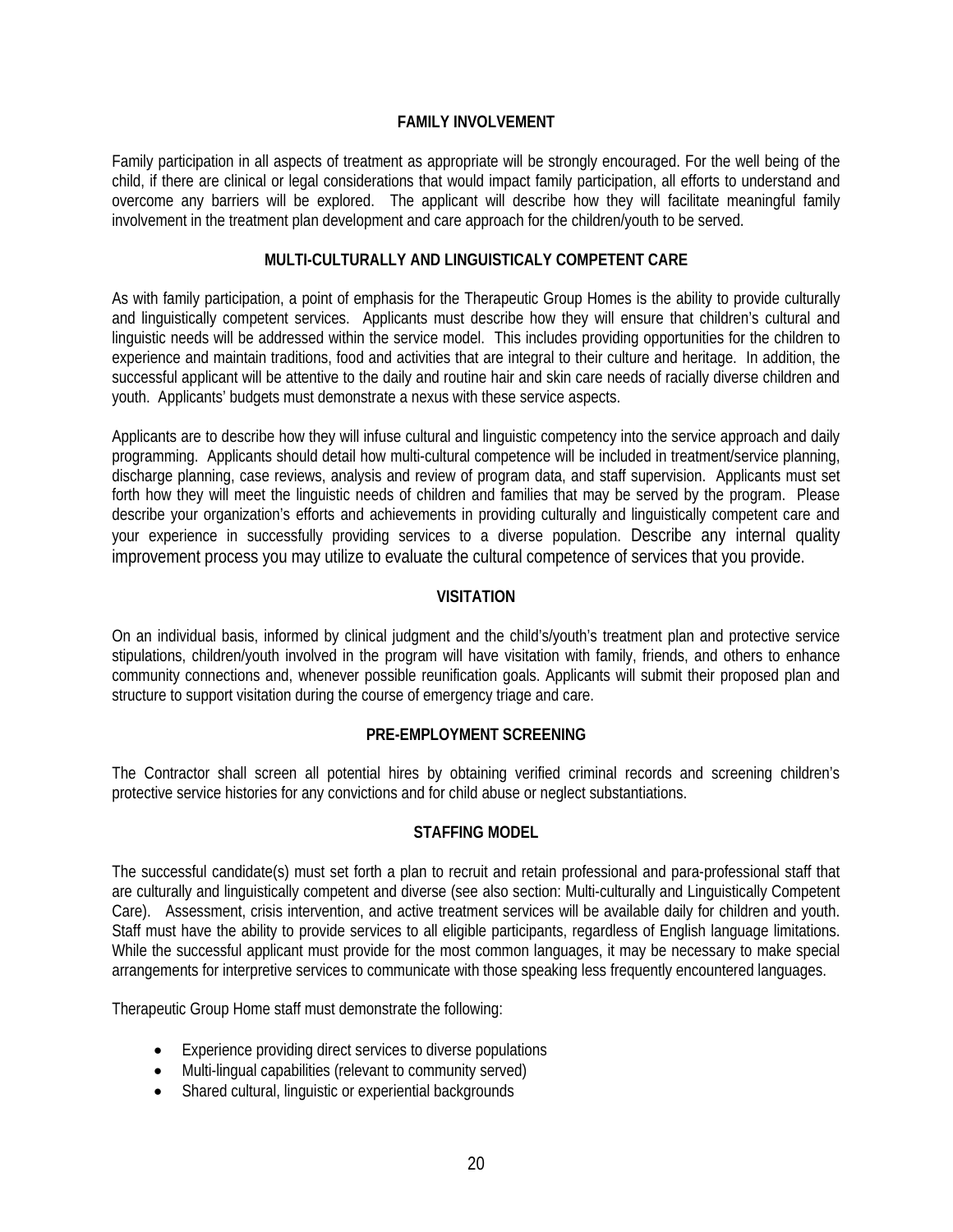## FAMILY INVOLVEMENT

Family participation in all aspects of treatment as appropriate will be strongly encouraged. For the well being of the child, if there are clinical or legal considerations that would impact family participation, all efforts to understand and overcome any barriers will be explored. The applicant will describe how they will facilitate meaningful family involvement in the treatment plan development and care approach for the children/youth to be served.

## MULTI-CULTURALLY AND LINGUISTICALY COMPETENT CARE

As with family participation, a point of emphasis for the Therapeutic Group Homes is the ability to provide culturally and linguistically competent services. Applicants must describe how they will ensure that children's cultural and linguistic needs will be addressed within the service model. This includes providing opportunities for the children to experience and maintain traditions, food and activities that are integral to their culture and heritage. In addition, the successful applicant will be attentive to the daily and routine hair and skin care needs of racially diverse children and youth. Applicants' budgets must demonstrate a nexus with these service aspects.

Applicants are to describe how they will infuse cultural and linguistic competency into the service approach and daily programming. Applicants should detail how multi-cultural competence will be included in treatment/service planning, discharge planning, case reviews, analysis and review of program data, and staff supervision. Applicants must set forth how they will meet the linguistic needs of children and families that may be served by the program. Please describe your organization's efforts and achievements in providing culturally and linguistically competent care and your experience in successfully providing services to a diverse population. Describe any internal quality improvement process you may utilize to evaluate the cultural competence of services that you provide.

## VISITATION

On an individual basis, informed by clinical judgment and the child's/youth's treatment plan and protective service stipulations, children/youth involved in the program will have visitation with family, friends, and others to enhance community connections and, whenever possible reunification goals. Applicants will submit their proposed plan and structure to support visitation during the course of emergency triage and care.

## PRE-EMPLOYMENT SCREENING

The Contractor shall screen all potential hires by obtaining verified criminal records and screening children's protective service histories for any convictions and for child abuse or neglect substantiations.

## STAFFING MODEL

The successful candidate(s) must set forth a plan to recruit and retain professional and para-professional staff that are culturally and linguistically competent and diverse (see also section: Multi-culturally and Linguistically Competent Care). Assessment, crisis intervention, and active treatment services will be available daily for children and youth. Staff must have the ability to provide services to all eligible participants, regardless of English language limitations. While the successful applicant must provide for the most common languages, it may be necessary to make special arrangements for interpretive services to communicate with those speaking less frequently encountered languages.

Therapeutic Group Home staff must demonstrate the following:

- Experience providing direct services to diverse populations
- Multi-lingual capabilities (relevant to community served)
- Shared cultural, linguistic or experiential backgrounds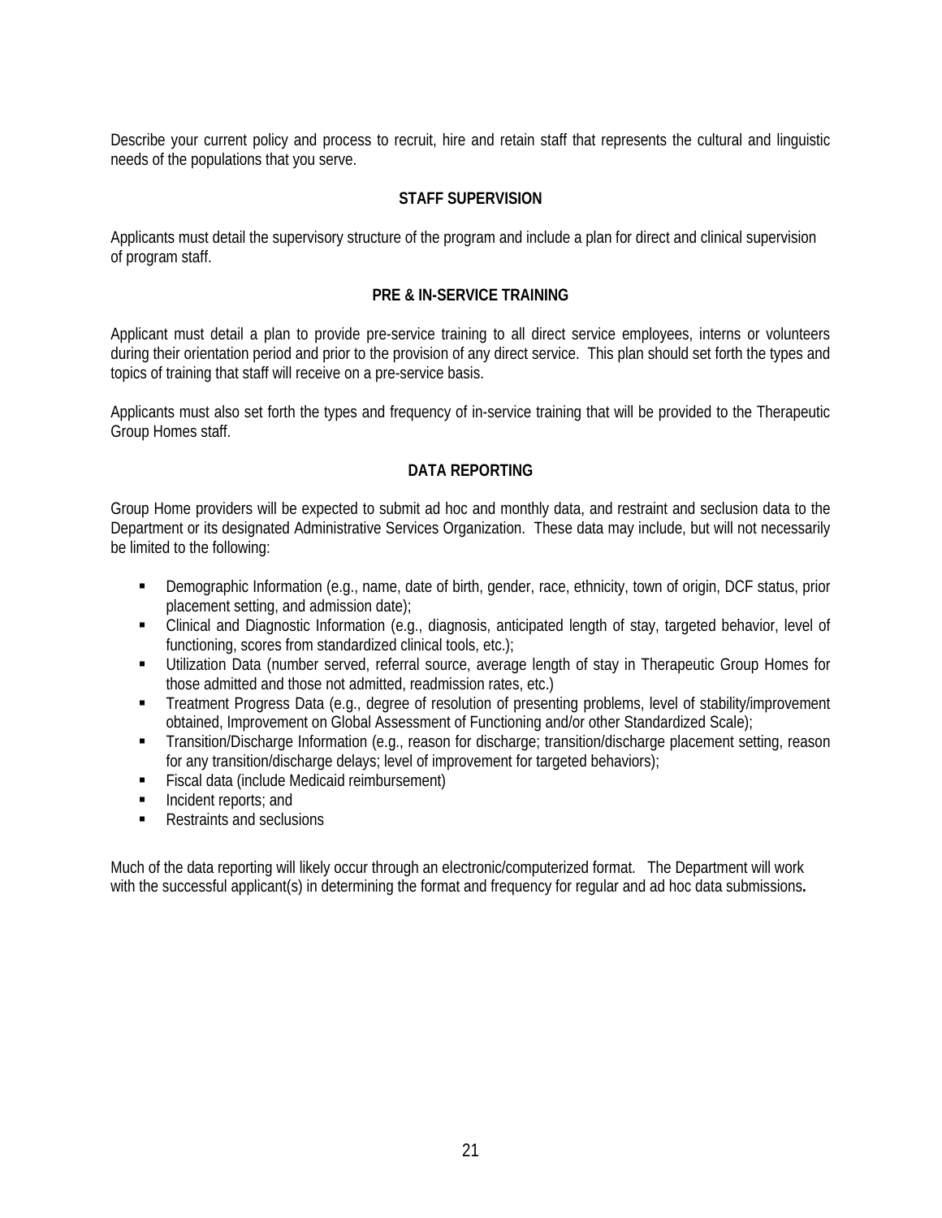Describe your current policy and process to recruit, hire and retain staff that represents the cultural and linguistic needs of the populations that you serve.

## STAFF SUPERVISION

Applicants must detail the supervisory structure of the program and include a plan for direct and clinical supervision of program staff.

## PRE & IN-SERVICE TRAINING

Applicant must detail a plan to provide pre-service training to all direct service employees, interns or volunteers during their orientation period and prior to the provision of any direct service. This plan should set forth the types and topics of training that staff will receive on a pre-service basis.

Applicants must also set forth the types and frequency of in-service training that will be provided to the Therapeutic Group Homes staff.

## DATA REPORTING

Group Home providers will be expected to submit ad hoc and monthly data, and restraint and seclusion data to the Department or its designated Administrative Services Organization. These data may include, but will not necessarily be limited to the following:

- Demographic Information (e.g., name, date of birth, gender, race, ethnicity, town of origin, DCF status, prior placement setting, and admission date);
- Clinical and Diagnostic Information (e.g., diagnosis, anticipated length of stay, targeted behavior, level of functioning, scores from standardized clinical tools, etc.);
- Utilization Data (number served, referral source, average length of stay in Therapeutic Group Homes for those admitted and those not admitted, readmission rates, etc.)
- Treatment Progress Data (e.g., degree of resolution of presenting problems, level of stability/improvement obtained, Improvement on Global Assessment of Functioning and/or other Standardized Scale);
- Transition/Discharge Information (e.g., reason for discharge; transition/discharge placement setting, reason for any transition/discharge delays; level of improvement for targeted behaviors);
- Fiscal data (include Medicaid reimbursement)
- Incident reports; and
- Restraints and seclusions

Much of the data reporting will likely occur through an electronic/computerized format. The Department will work with the successful applicant(s) in determining the format and frequency for regular and ad hoc data submissions**.**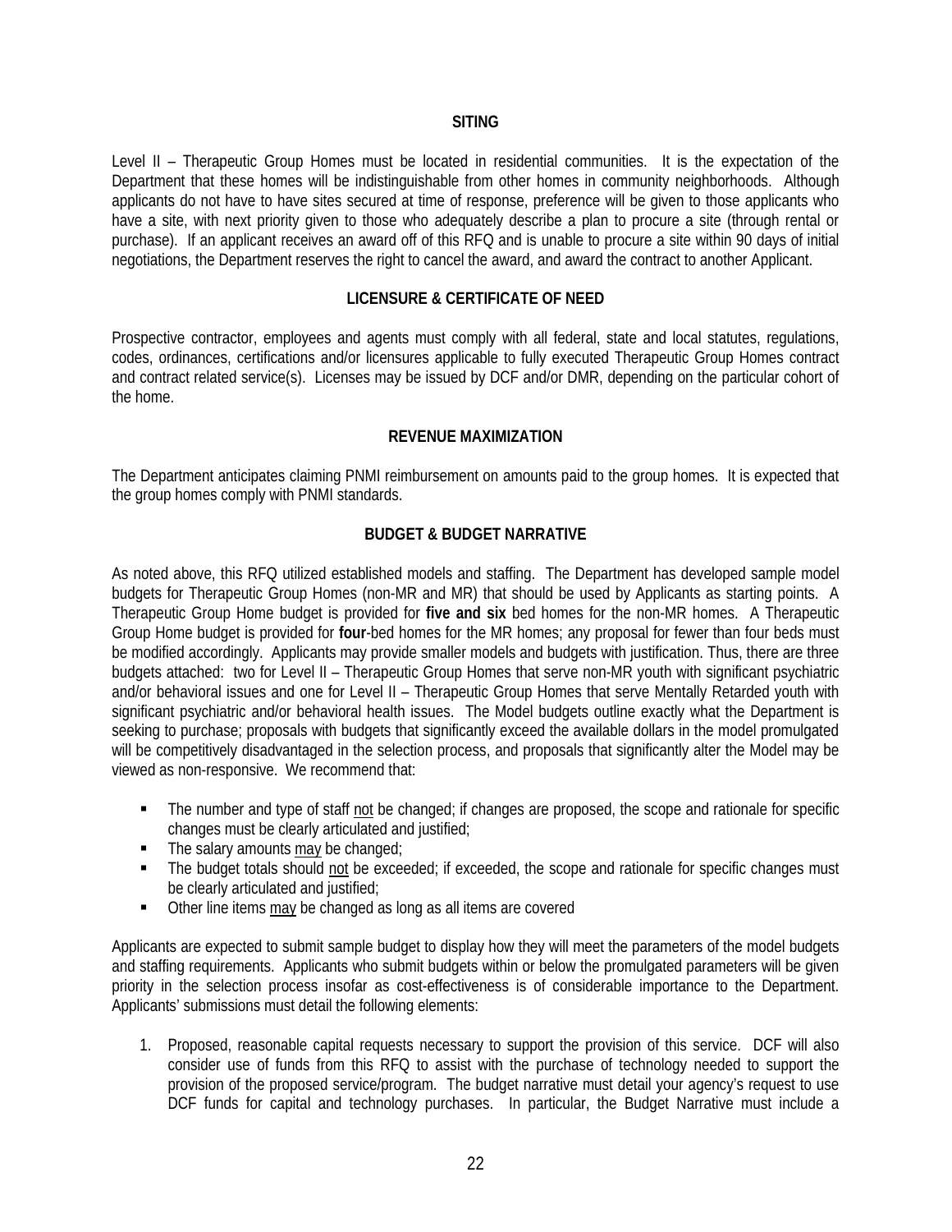## SITING

Level II – Therapeutic Group Homes must be located in residential communities. It is the expectation of the Department that these homes will be indistinguishable from other homes in community neighborhoods. Although applicants do not have to have sites secured at time of response, preference will be given to those applicants who have a site, with next priority given to those who adequately describe a plan to procure a site (through rental or purchase). If an applicant receives an award off of this RFQ and is unable to procure a site within 90 days of initial negotiations, the Department reserves the right to cancel the award, and award the contract to another Applicant.

## LICENSURE & CERTIFICATE OF NEED

Prospective contractor, employees and agents must comply with all federal, state and local statutes, regulations, codes, ordinances, certifications and/or licensures applicable to fully executed Therapeutic Group Homes contract and contract related service(s). Licenses may be issued by DCF and/or DMR, depending on the particular cohort of the home.

## REVENUE MAXIMIZATION

The Department anticipates claiming PNMI reimbursement on amounts paid to the group homes. It is expected that the group homes comply with PNMI standards.

## BUDGET & BUDGET NARRATIVE

As noted above, this RFQ utilized established models and staffing. The Department has developed sample model budgets for Therapeutic Group Homes (non-MR and MR) that should be used by Applicants as starting points. A Therapeutic Group Home budget is provided for **five and six** bed homes for the non-MR homes. A Therapeutic Group Home budget is provided for **four**-bed homes for the MR homes; any proposal for fewer than four beds must be modified accordingly. Applicants may provide smaller models and budgets with justification. Thus, there are three budgets attached: two for Level II – Therapeutic Group Homes that serve non-MR youth with significant psychiatric and/or behavioral issues and one for Level II – Therapeutic Group Homes that serve Mentally Retarded youth with significant psychiatric and/or behavioral health issues. The Model budgets outline exactly what the Department is seeking to purchase; proposals with budgets that significantly exceed the available dollars in the model promulgated will be competitively disadvantaged in the selection process, and proposals that significantly alter the Model may be viewed as non-responsive. We recommend that:

- The number and type of staff not be changed; if changes are proposed, the scope and rationale for specific changes must be clearly articulated and justified;
- The salary amounts may be changed;
- The budget totals should not be exceeded; if exceeded, the scope and rationale for specific changes must be clearly articulated and justified;
- Other line items may be changed as long as all items are covered

Applicants are expected to submit sample budget to display how they will meet the parameters of the model budgets and staffing requirements. Applicants who submit budgets within or below the promulgated parameters will be given priority in the selection process insofar as cost-effectiveness is of considerable importance to the Department. Applicants' submissions must detail the following elements:

1. Proposed, reasonable capital requests necessary to support the provision of this service. DCF will also consider use of funds from this RFQ to assist with the purchase of technology needed to support the provision of the proposed service/program. The budget narrative must detail your agency's request to use DCF funds for capital and technology purchases. In particular, the Budget Narrative must include a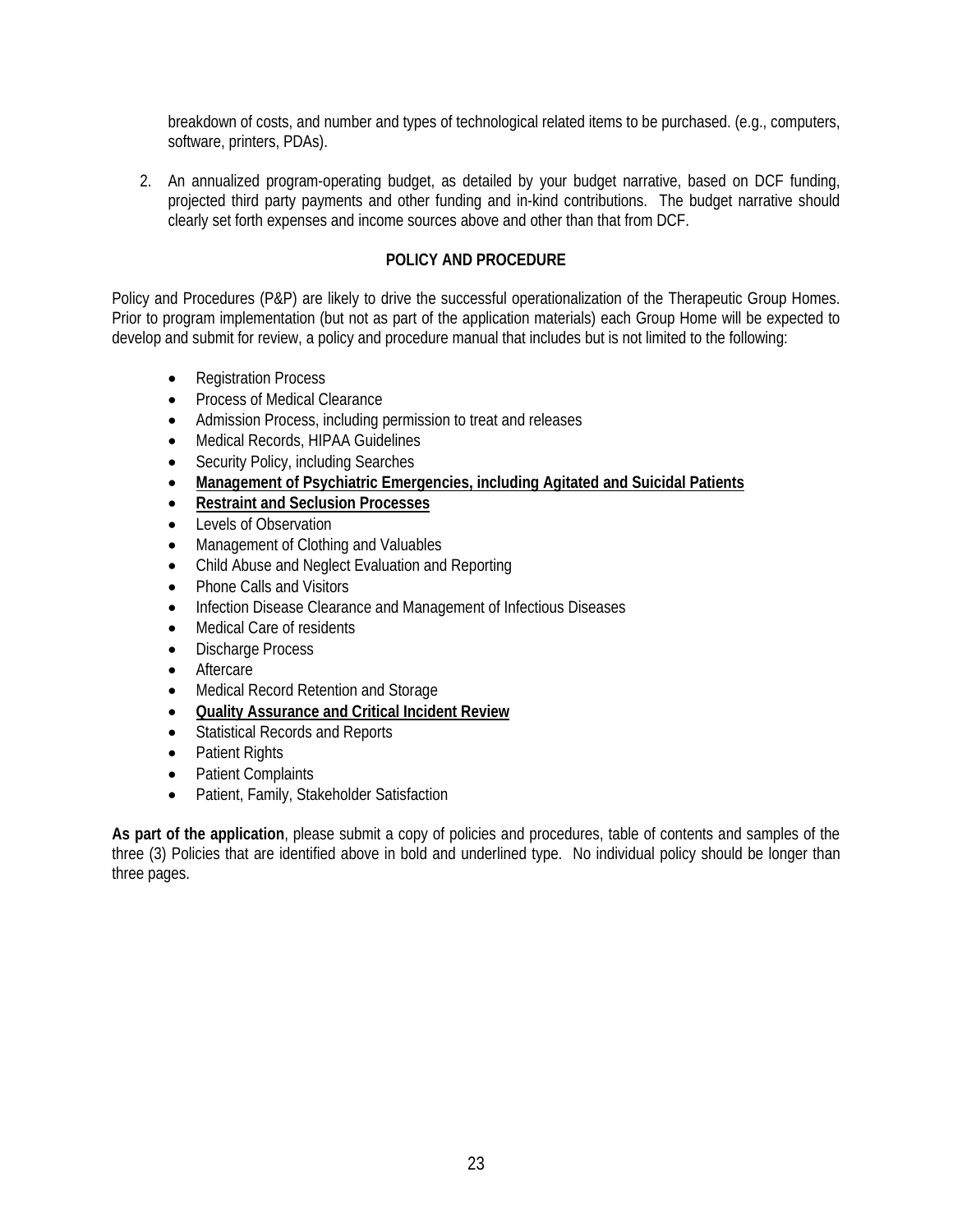breakdown of costs, and number and types of technological related items to be purchased. (e.g., computers, software, printers, PDAs).

2. An annualized program-operating budget, as detailed by your budget narrative, based on DCF funding, projected third party payments and other funding and in-kind contributions. The budget narrative should clearly set forth expenses and income sources above and other than that from DCF.

## POLICY AND PROCEDURE

Policy and Procedures (P&P) are likely to drive the successful operationalization of the Therapeutic Group Homes. Prior to program implementation (but not as part of the application materials) each Group Home will be expected to develop and submit for review, a policy and procedure manual that includes but is not limited to the following:

- Registration Process
- Process of Medical Clearance
- Admission Process, including permission to treat and releases
- Medical Records, HIPAA Guidelines
- Security Policy, including Searches
- <u>**Management of Psychiatric Emergencies, including Agitated and Suicidal Patients**</u>
- <u>**Restraint and Seclusion Processes**</u>
- Levels of Observation
- Management of Clothing and Valuables
- Child Abuse and Neglect Evaluation and Reporting
- Phone Calls and Visitors
- Infection Disease Clearance and Management of Infectious Diseases
- Medical Care of residents
- Discharge Process
- Aftercare
- Medical Record Retention and Storage
- <u>**Quality Assurance and Critical Incident Review**</u>
- Statistical Records and Reports
- Patient Rights
- Patient Complaints
- Patient, Family, Stakeholder Satisfaction

**As part of the application**, please submit a copy of policies and procedures, table of contents and samples of the three (3) Policies that are identified above in bold and underlined type. No individual policy should be longer than three pages.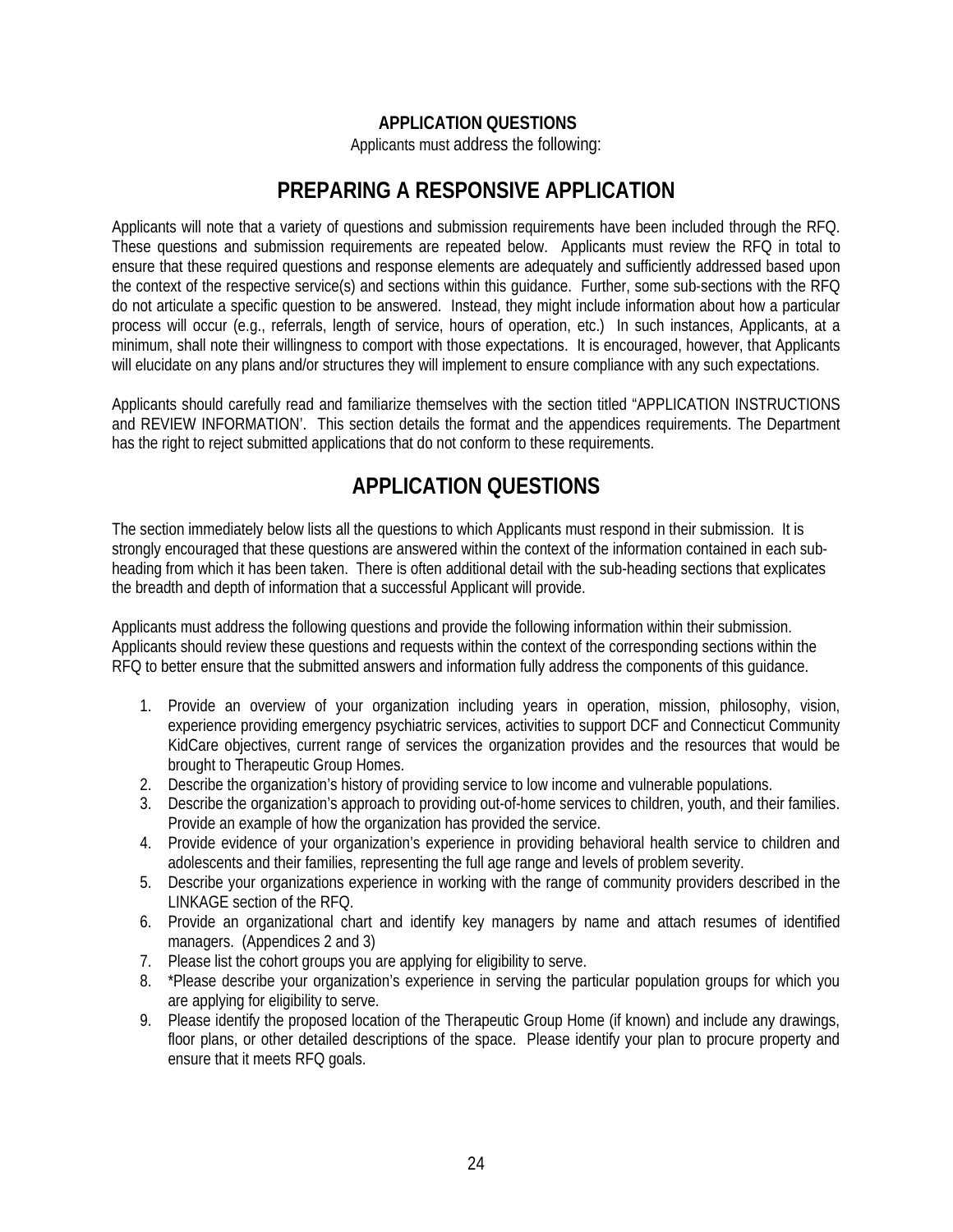**APPLICATION QUESTIONS**

Applicants must address the following:

# PREPARING A RESPONSIVE APPLICATION

Applicants will note that a variety of questions and submission requirements have been included through the RFQ. These questions and submission requirements are repeated below. Applicants must review the RFQ in total to ensure that these required questions and response elements are adequately and sufficiently addressed based upon the context of the respective service(s) and sections within this guidance. Further, some sub-sections with the RFQ do not articulate a specific question to be answered. Instead, they might include information about how a particular process will occur (e.g., referrals, length of service, hours of operation, etc.) In such instances, Applicants, at a minimum, shall note their willingness to comport with those expectations. It is encouraged, however, that Applicants will elucidate on any plans and/or structures they will implement to ensure compliance with any such expectations.

Applicants should carefully read and familiarize themselves with the section titled "APPLICATION INSTRUCTIONS and REVIEW INFORMATION'. This section details the format and the appendices requirements. The Department has the right to reject submitted applications that do not conform to these requirements.

# APPLICATION QUESTIONS

The section immediately below lists all the questions to which Applicants must respond in their submission. It is strongly encouraged that these questions are answered within the context of the information contained in each sub-heading from which it has been taken. There is often additional detail with the sub-heading sections that explicates the breadth and depth of information that a successful Applicant will provide.

Applicants must address the following questions and provide the following information within their submission. Applicants should review these questions and requests within the context of the corresponding sections within the RFQ to better ensure that the submitted answers and information fully address the components of this guidance.

1. Provide an overview of your organization including years in operation, mission, philosophy, vision, experience providing emergency psychiatric services, activities to support DCF and Connecticut Community KidCare objectives, current range of services the organization provides and the resources that would be brought to Therapeutic Group Homes.
2. Describe the organization's history of providing service to low income and vulnerable populations.
3. Describe the organization's approach to providing out-of-home services to children, youth, and their families. Provide an example of how the organization has provided the service.
4. Provide evidence of your organization's experience in providing behavioral health service to children and adolescents and their families, representing the full age range and levels of problem severity.
5. Describe your organizations experience in working with the range of community providers described in the LINKAGE section of the RFQ.
6. Provide an organizational chart and identify key managers by name and attach resumes of identified managers. (Appendices 2 and 3)
7. Please list the cohort groups you are applying for eligibility to serve.
8. *Please describe your organization's experience in serving the particular population groups for which you are applying for eligibility to serve.
9. Please identify the proposed location of the Therapeutic Group Home (if known) and include any drawings, floor plans, or other detailed descriptions of the space. Please identify your plan to procure property and ensure that it meets RFQ goals.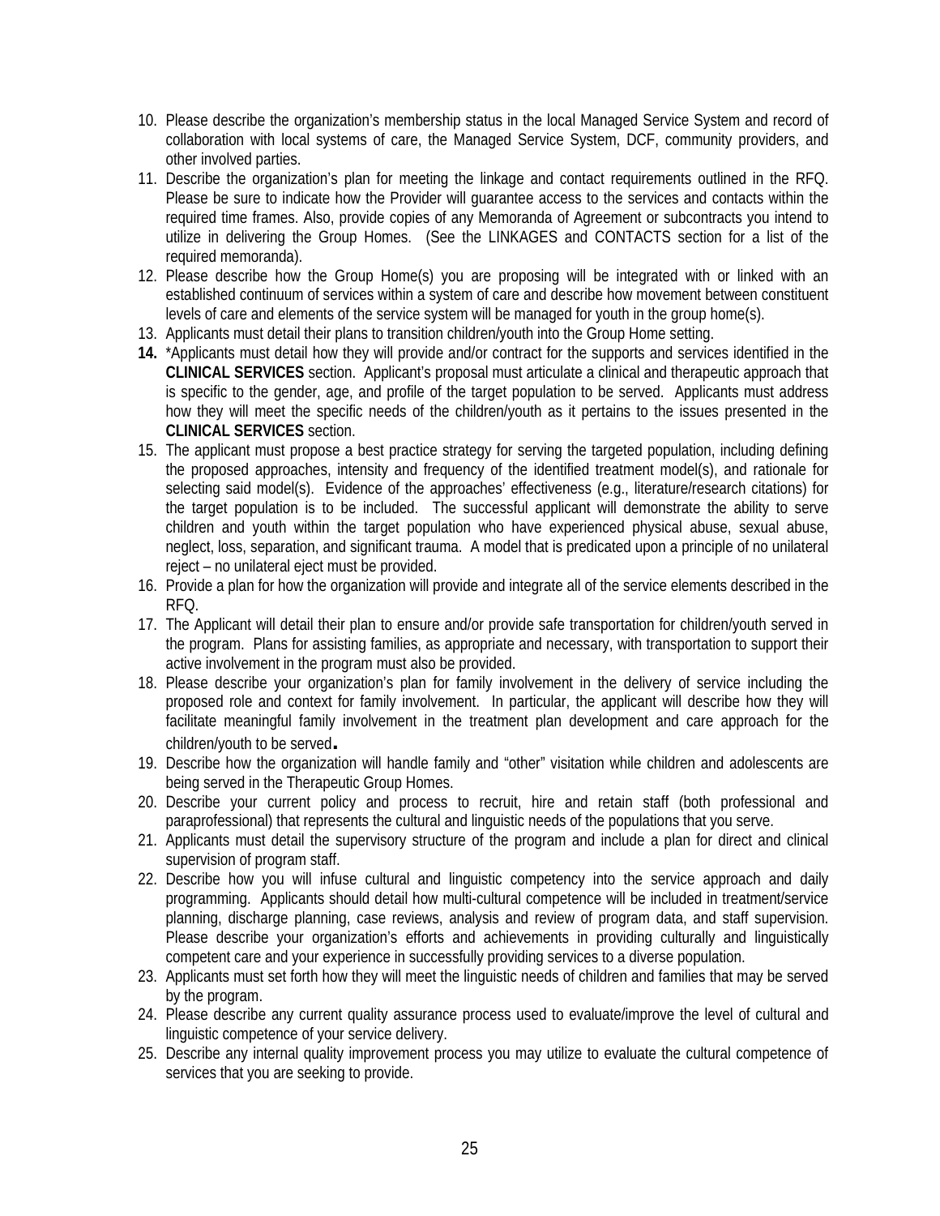10. Please describe the organization's membership status in the local Managed Service System and record of collaboration with local systems of care, the Managed Service System, DCF, community providers, and other involved parties.
11. Describe the organization's plan for meeting the linkage and contact requirements outlined in the RFQ. Please be sure to indicate how the Provider will guarantee access to the services and contacts within the required time frames. Also, provide copies of any Memoranda of Agreement or subcontracts you intend to utilize in delivering the Group Homes. (See the LINKAGES and CONTACTS section for a list of the required memoranda).
12. Please describe how the Group Home(s) you are proposing will be integrated with or linked with an established continuum of services within a system of care and describe how movement between constituent levels of care and elements of the service system will be managed for youth in the group home(s).
13. Applicants must detail their plans to transition children/youth into the Group Home setting.
14. *Applicants must detail how they will provide and/or contract for the supports and services identified in the **CLINICAL SERVICES** section. Applicant's proposal must articulate a clinical and therapeutic approach that is specific to the gender, age, and profile of the target population to be served. Applicants must address how they will meet the specific needs of the children/youth as it pertains to the issues presented in the **CLINICAL SERVICES** section.
15. The applicant must propose a best practice strategy for serving the targeted population, including defining the proposed approaches, intensity and frequency of the identified treatment model(s), and rationale for selecting said model(s). Evidence of the approaches' effectiveness (e.g., literature/research citations) for the target population is to be included. The successful applicant will demonstrate the ability to serve children and youth within the target population who have experienced physical abuse, sexual abuse, neglect, loss, separation, and significant trauma. A model that is predicated upon a principle of no unilateral reject – no unilateral eject must be provided.
16. Provide a plan for how the organization will provide and integrate all of the service elements described in the RFQ.
17. The Applicant will detail their plan to ensure and/or provide safe transportation for children/youth served in the program. Plans for assisting families, as appropriate and necessary, with transportation to support their active involvement in the program must also be provided.
18. Please describe your organization's plan for family involvement in the delivery of service including the proposed role and context for family involvement. In particular, the applicant will describe how they will facilitate meaningful family involvement in the treatment plan development and care approach for the children/youth to be served.
19. Describe how the organization will handle family and "other" visitation while children and adolescents are being served in the Therapeutic Group Homes.
20. Describe your current policy and process to recruit, hire and retain staff (both professional and paraprofessional) that represents the cultural and linguistic needs of the populations that you serve.
21. Applicants must detail the supervisory structure of the program and include a plan for direct and clinical supervision of program staff.
22. Describe how you will infuse cultural and linguistic competency into the service approach and daily programming. Applicants should detail how multi-cultural competence will be included in treatment/service planning, discharge planning, case reviews, analysis and review of program data, and staff supervision. Please describe your organization's efforts and achievements in providing culturally and linguistically competent care and your experience in successfully providing services to a diverse population.
23. Applicants must set forth how they will meet the linguistic needs of children and families that may be served by the program.
24. Please describe any current quality assurance process used to evaluate/improve the level of cultural and linguistic competence of your service delivery.
25. Describe any internal quality improvement process you may utilize to evaluate the cultural competence of services that you are seeking to provide.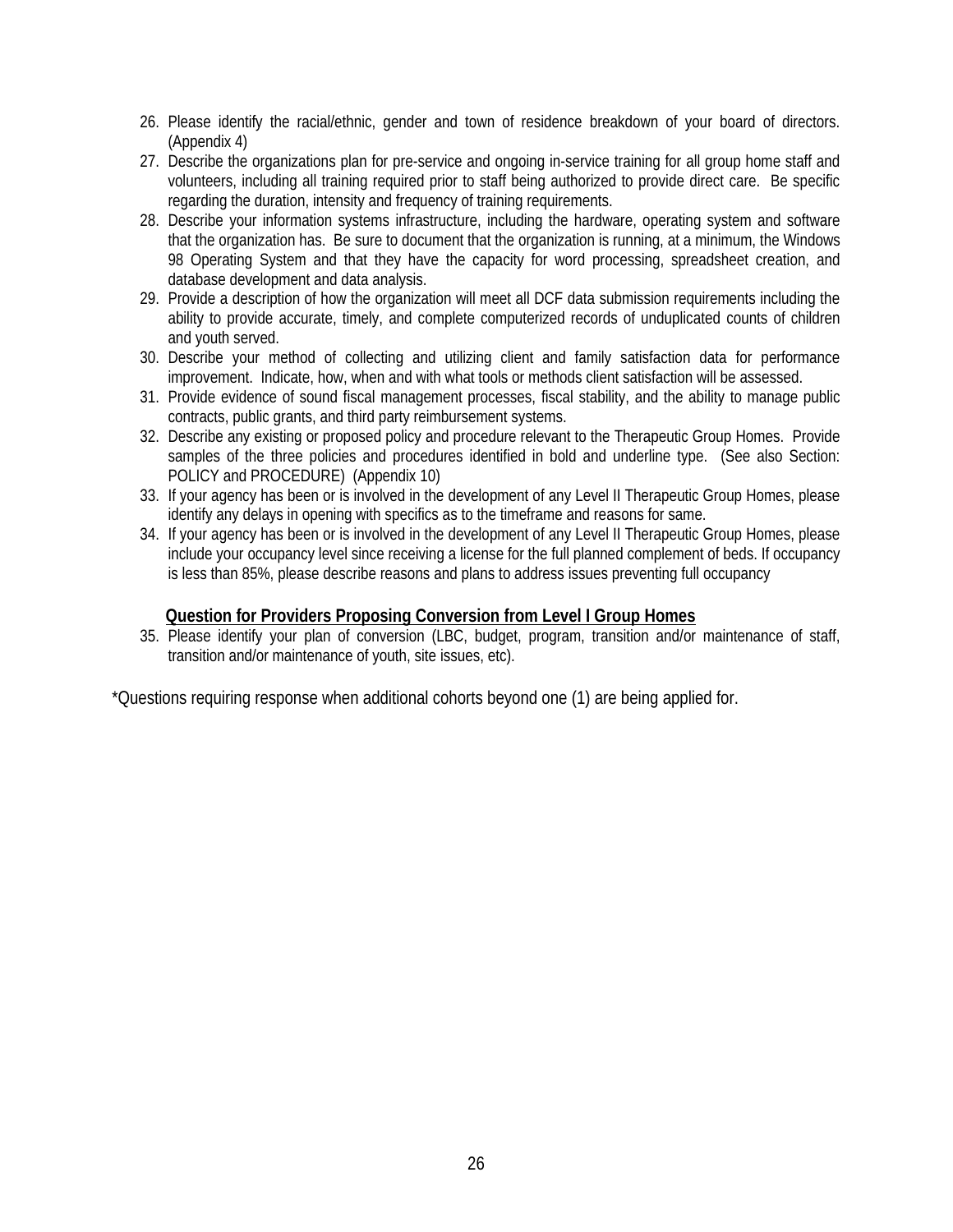26. Please identify the racial/ethnic, gender and town of residence breakdown of your board of directors. (Appendix 4)
27. Describe the organizations plan for pre-service and ongoing in-service training for all group home staff and volunteers, including all training required prior to staff being authorized to provide direct care. Be specific regarding the duration, intensity and frequency of training requirements.
28. Describe your information systems infrastructure, including the hardware, operating system and software that the organization has. Be sure to document that the organization is running, at a minimum, the Windows 98 Operating System and that they have the capacity for word processing, spreadsheet creation, and database development and data analysis.
29. Provide a description of how the organization will meet all DCF data submission requirements including the ability to provide accurate, timely, and complete computerized records of unduplicated counts of children and youth served.
30. Describe your method of collecting and utilizing client and family satisfaction data for performance improvement. Indicate, how, when and with what tools or methods client satisfaction will be assessed.
31. Provide evidence of sound fiscal management processes, fiscal stability, and the ability to manage public contracts, public grants, and third party reimbursement systems.
32. Describe any existing or proposed policy and procedure relevant to the Therapeutic Group Homes. Provide samples of the three policies and procedures identified in bold and underline type. (See also Section: POLICY and PROCEDURE) (Appendix 10)
33. If your agency has been or is involved in the development of any Level II Therapeutic Group Homes, please identify any delays in opening with specifics as to the timeframe and reasons for same.
34. If your agency has been or is involved in the development of any Level II Therapeutic Group Homes, please include your occupancy level since receiving a license for the full planned complement of beds. If occupancy is less than 85%, please describe reasons and plans to address issues preventing full occupancy

**<u>Question for Providers Proposing Conversion from Level I Group Homes</u>**

35. Please identify your plan of conversion (LBC, budget, program, transition and/or maintenance of staff, transition and/or maintenance of youth, site issues, etc).

*Questions requiring response when additional cohorts beyond one (1) are being applied for.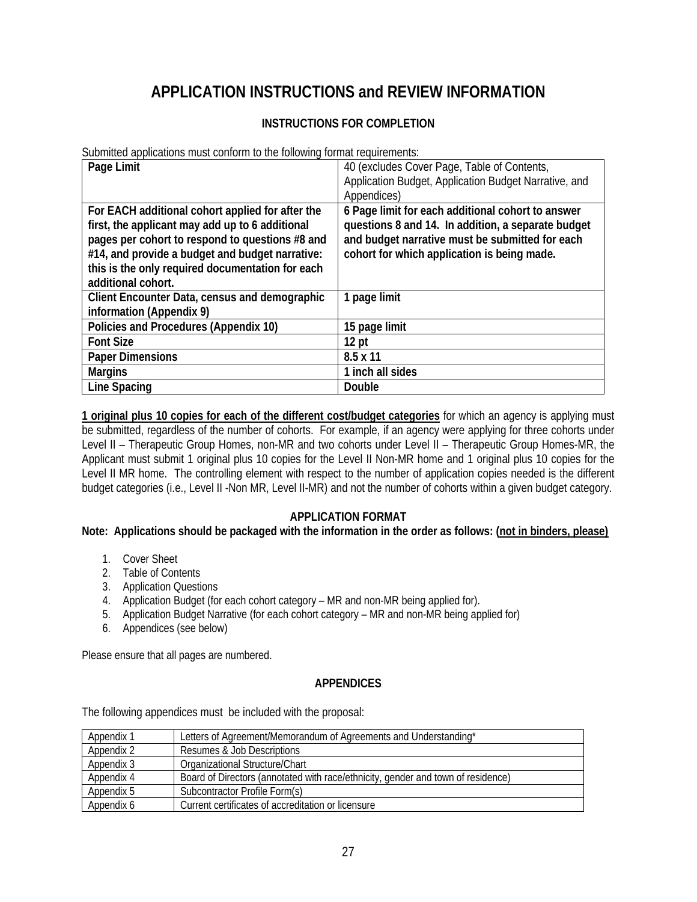# APPLICATION INSTRUCTIONS and REVIEW INFORMATION

### INSTRUCTIONS FOR COMPLETION

Submitted applications must conform to the following format requirements:

| **Page Limit** | 40 (excludes Cover Page, Table of Contents, Application Budget, Application Budget Narrative, and Appendices) |
|---|---|
| **For EACH additional cohort applied for after the first, the applicant may add up to 6 additional pages per cohort to respond to questions #8 and #14, and provide a budget and budget narrative: this is the only required documentation for each additional cohort.** | **6 Page limit for each additional cohort to answer questions 8 and 14. In addition, a separate budget and budget narrative must be submitted for each cohort for which application is being made.** |
| **Client Encounter Data, census and demographic information (Appendix 9)** | **1 page limit** |
| **Policies and Procedures (Appendix 10)** | **15 page limit** |
| **Font Size** | **12 pt** |
| **Paper Dimensions** | **8.5 x 11** |
| **Margins** | **1 inch all sides** |
| **Line Spacing** | **Double** |

**1 original plus 10 copies for each of the different cost/budget categories** for which an agency is applying must be submitted, regardless of the number of cohorts. For example, if an agency were applying for three cohorts under Level II – Therapeutic Group Homes, non-MR and two cohorts under Level II – Therapeutic Group Homes-MR, the Applicant must submit 1 original plus 10 copies for the Level II Non-MR home and 1 original plus 10 copies for the Level II MR home. The controlling element with respect to the number of application copies needed is the different budget categories (i.e., Level II -Non MR, Level II-MR) and not the number of cohorts within a given budget category.

### APPLICATION FORMAT

**Note: Applications should be packaged with the information in the order as follows: (not in binders, please)**

1. Cover Sheet
2. Table of Contents
3. Application Questions
4. Application Budget (for each cohort category – MR and non-MR being applied for).
5. Application Budget Narrative (for each cohort category – MR and non-MR being applied for)
6. Appendices (see below)

Please ensure that all pages are numbered.

### APPENDICES

The following appendices must be included with the proposal:

| Appendix 1 | Letters of Agreement/Memorandum of Agreements and Understanding* |
|---|---|
| Appendix 2 | Resumes & Job Descriptions |
| Appendix 3 | Organizational Structure/Chart |
| Appendix 4 | Board of Directors (annotated with race/ethnicity, gender and town of residence) |
| Appendix 5 | Subcontractor Profile Form(s) |
| Appendix 6 | Current certificates of accreditation or licensure |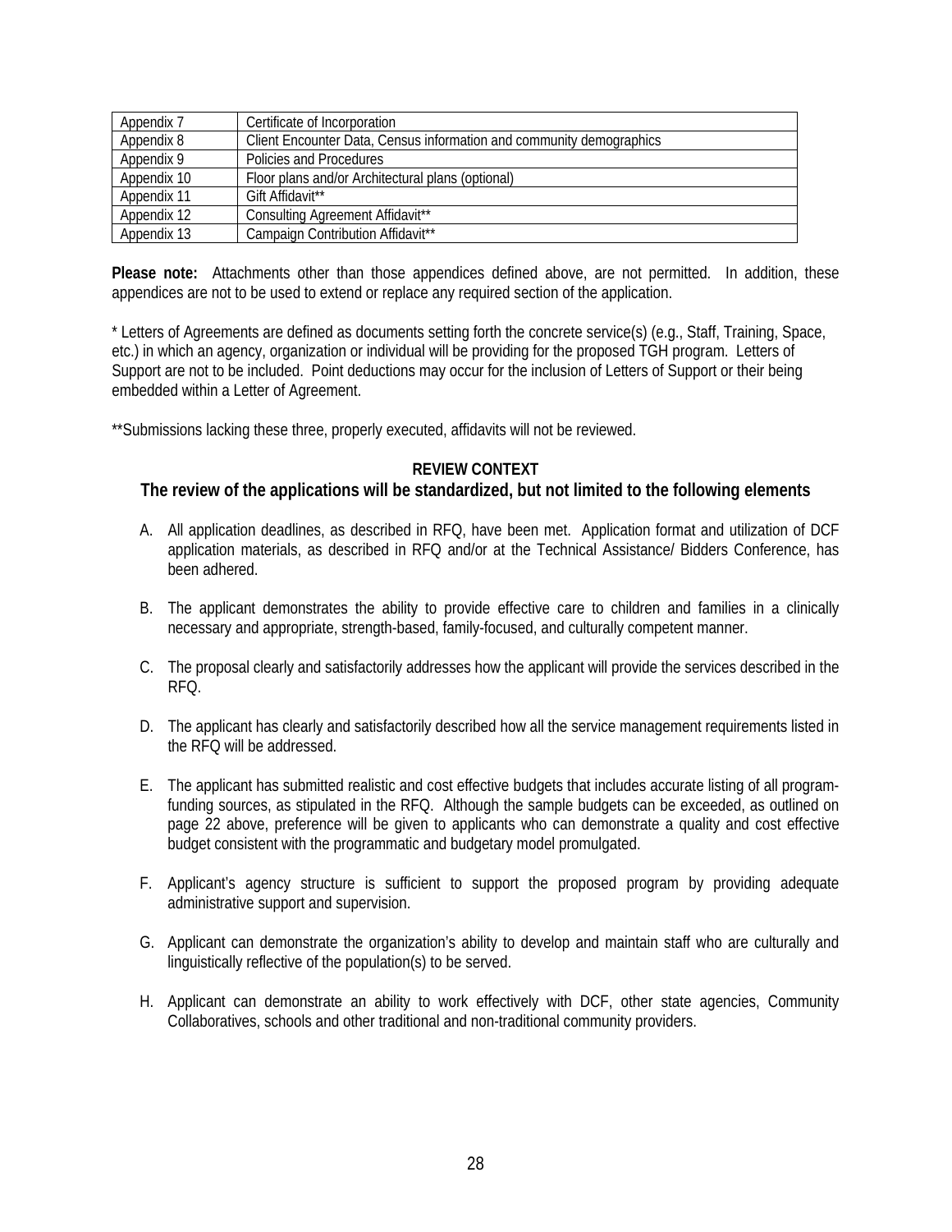| Appendix 7 | Certificate of Incorporation |
|---|---|
| Appendix 8 | Client Encounter Data, Census information and community demographics |
| Appendix 9 | Policies and Procedures |
| Appendix 10 | Floor plans and/or Architectural plans (optional) |
| Appendix 11 | Gift Affidavit** |
| Appendix 12 | Consulting Agreement Affidavit** |
| Appendix 13 | Campaign Contribution Affidavit** |

**Please note:** Attachments other than those appendices defined above, are not permitted. In addition, these appendices are not to be used to extend or replace any required section of the application.

* Letters of Agreements are defined as documents setting forth the concrete service(s) (e.g., Staff, Training, Space, etc.) in which an agency, organization or individual will be providing for the proposed TGH program. Letters of Support are not to be included. Point deductions may occur for the inclusion of Letters of Support or their being embedded within a Letter of Agreement.

**Submissions lacking these three, properly executed, affidavits will not be reviewed.

## REVIEW CONTEXT

### The review of the applications will be standardized, but not limited to the following elements

A. All application deadlines, as described in RFQ, have been met. Application format and utilization of DCF application materials, as described in RFQ and/or at the Technical Assistance/ Bidders Conference, has been adhered.

B. The applicant demonstrates the ability to provide effective care to children and families in a clinically necessary and appropriate, strength-based, family-focused, and culturally competent manner.

C. The proposal clearly and satisfactorily addresses how the applicant will provide the services described in the RFQ.

D. The applicant has clearly and satisfactorily described how all the service management requirements listed in the RFQ will be addressed.

E. The applicant has submitted realistic and cost effective budgets that includes accurate listing of all program-funding sources, as stipulated in the RFQ. Although the sample budgets can be exceeded, as outlined on page 22 above, preference will be given to applicants who can demonstrate a quality and cost effective budget consistent with the programmatic and budgetary model promulgated.

F. Applicant's agency structure is sufficient to support the proposed program by providing adequate administrative support and supervision.

G. Applicant can demonstrate the organization's ability to develop and maintain staff who are culturally and linguistically reflective of the population(s) to be served.

H. Applicant can demonstrate an ability to work effectively with DCF, other state agencies, Community Collaboratives, schools and other traditional and non-traditional community providers.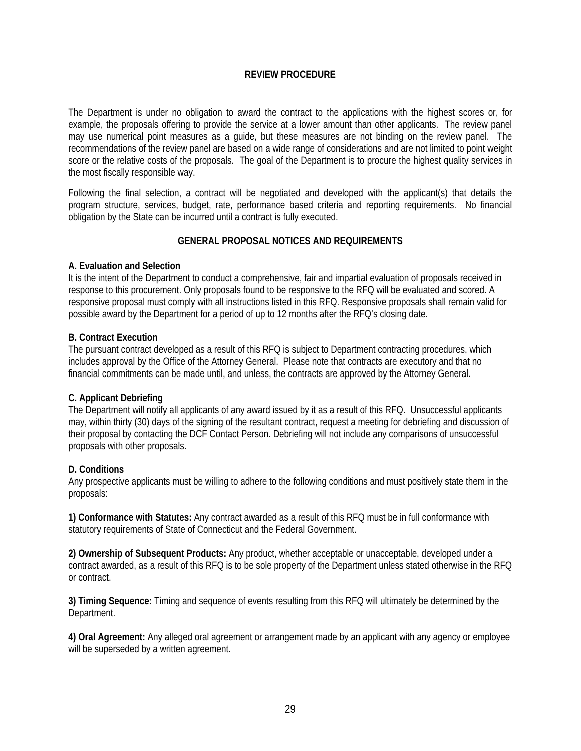## REVIEW PROCEDURE

The Department is under no obligation to award the contract to the applications with the highest scores or, for example, the proposals offering to provide the service at a lower amount than other applicants. The review panel may use numerical point measures as a guide, but these measures are not binding on the review panel. The recommendations of the review panel are based on a wide range of considerations and are not limited to point weight score or the relative costs of the proposals. The goal of the Department is to procure the highest quality services in the most fiscally responsible way.

Following the final selection, a contract will be negotiated and developed with the applicant(s) that details the program structure, services, budget, rate, performance based criteria and reporting requirements. No financial obligation by the State can be incurred until a contract is fully executed.

## GENERAL PROPOSAL NOTICES AND REQUIREMENTS

**A. Evaluation and Selection**
It is the intent of the Department to conduct a comprehensive, fair and impartial evaluation of proposals received in response to this procurement. Only proposals found to be responsive to the RFQ will be evaluated and scored. A responsive proposal must comply with all instructions listed in this RFQ. Responsive proposals shall remain valid for possible award by the Department for a period of up to 12 months after the RFQ's closing date.

**B. Contract Execution**
The pursuant contract developed as a result of this RFQ is subject to Department contracting procedures, which includes approval by the Office of the Attorney General. Please note that contracts are executory and that no financial commitments can be made until, and unless, the contracts are approved by the Attorney General.

**C. Applicant Debriefing**
The Department will notify all applicants of any award issued by it as a result of this RFQ. Unsuccessful applicants may, within thirty (30) days of the signing of the resultant contract, request a meeting for debriefing and discussion of their proposal by contacting the DCF Contact Person. Debriefing will not include any comparisons of unsuccessful proposals with other proposals.

**D. Conditions**
Any prospective applicants must be willing to adhere to the following conditions and must positively state them in the proposals:

**1) Conformance with Statutes:** Any contract awarded as a result of this RFQ must be in full conformance with statutory requirements of State of Connecticut and the Federal Government.

**2) Ownership of Subsequent Products:** Any product, whether acceptable or unacceptable, developed under a contract awarded, as a result of this RFQ is to be sole property of the Department unless stated otherwise in the RFQ or contract.

**3) Timing Sequence:** Timing and sequence of events resulting from this RFQ will ultimately be determined by the Department.

**4) Oral Agreement:** Any alleged oral agreement or arrangement made by an applicant with any agency or employee will be superseded by a written agreement.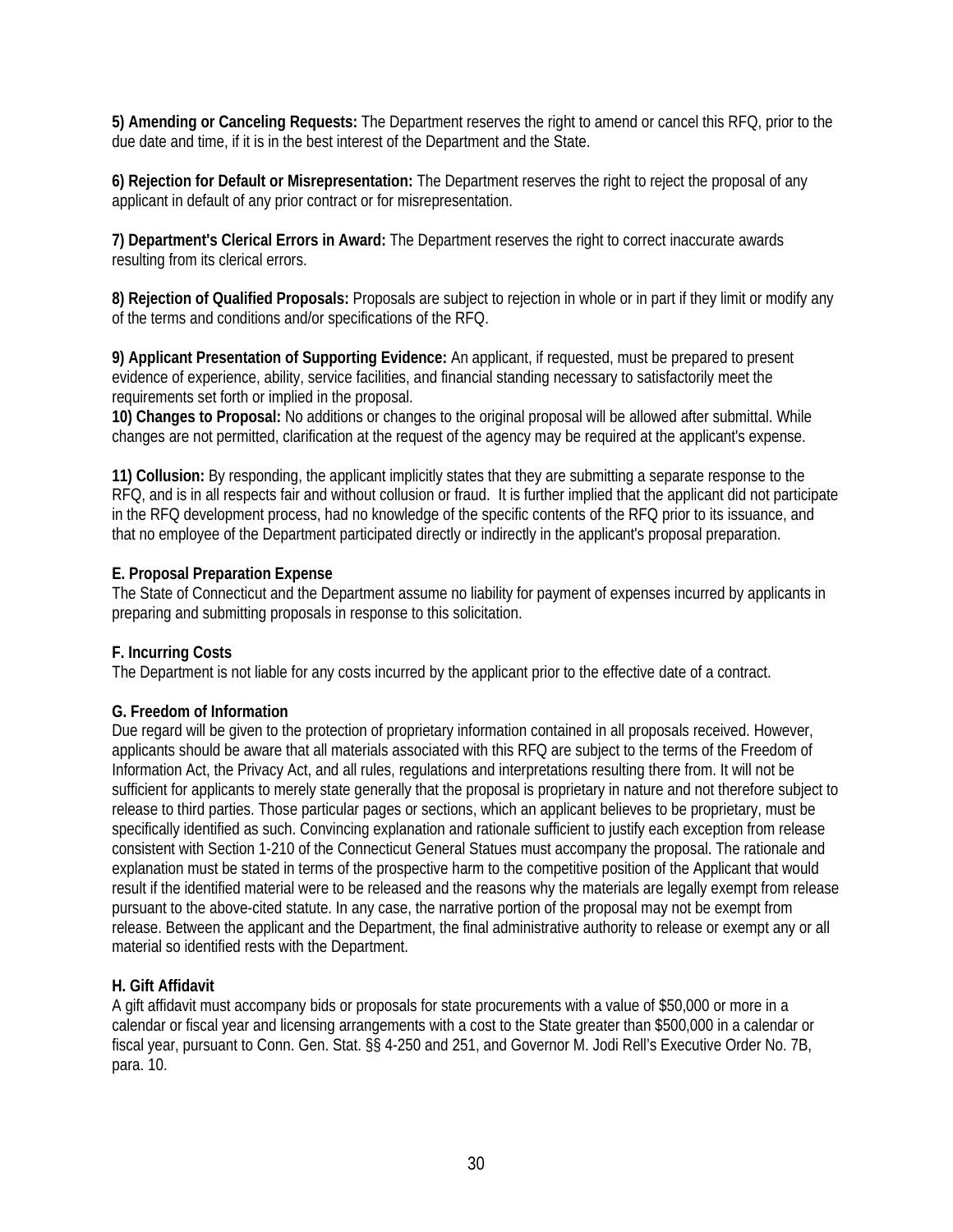**5) Amending or Canceling Requests:** The Department reserves the right to amend or cancel this RFQ, prior to the due date and time, if it is in the best interest of the Department and the State.

**6) Rejection for Default or Misrepresentation:** The Department reserves the right to reject the proposal of any applicant in default of any prior contract or for misrepresentation.

**7) Department's Clerical Errors in Award:** The Department reserves the right to correct inaccurate awards resulting from its clerical errors.

**8) Rejection of Qualified Proposals:** Proposals are subject to rejection in whole or in part if they limit or modify any of the terms and conditions and/or specifications of the RFQ.

**9) Applicant Presentation of Supporting Evidence:** An applicant, if requested, must be prepared to present evidence of experience, ability, service facilities, and financial standing necessary to satisfactorily meet the requirements set forth or implied in the proposal.

**10) Changes to Proposal:** No additions or changes to the original proposal will be allowed after submittal. While changes are not permitted, clarification at the request of the agency may be required at the applicant's expense.

**11) Collusion:** By responding, the applicant implicitly states that they are submitting a separate response to the RFQ, and is in all respects fair and without collusion or fraud. It is further implied that the applicant did not participate in the RFQ development process, had no knowledge of the specific contents of the RFQ prior to its issuance, and that no employee of the Department participated directly or indirectly in the applicant's proposal preparation.

**E. Proposal Preparation Expense**

The State of Connecticut and the Department assume no liability for payment of expenses incurred by applicants in preparing and submitting proposals in response to this solicitation.

**F. Incurring Costs**

The Department is not liable for any costs incurred by the applicant prior to the effective date of a contract.

**G. Freedom of Information**

Due regard will be given to the protection of proprietary information contained in all proposals received. However, applicants should be aware that all materials associated with this RFQ are subject to the terms of the Freedom of Information Act, the Privacy Act, and all rules, regulations and interpretations resulting there from. It will not be sufficient for applicants to merely state generally that the proposal is proprietary in nature and not therefore subject to release to third parties. Those particular pages or sections, which an applicant believes to be proprietary, must be specifically identified as such. Convincing explanation and rationale sufficient to justify each exception from release consistent with Section 1-210 of the Connecticut General Statues must accompany the proposal. The rationale and explanation must be stated in terms of the prospective harm to the competitive position of the Applicant that would result if the identified material were to be released and the reasons why the materials are legally exempt from release pursuant to the above-cited statute. In any case, the narrative portion of the proposal may not be exempt from release. Between the applicant and the Department, the final administrative authority to release or exempt any or all material so identified rests with the Department.

**H. Gift Affidavit**

A gift affidavit must accompany bids or proposals for state procurements with a value of $50,000 or more in a calendar or fiscal year and licensing arrangements with a cost to the State greater than $500,000 in a calendar or fiscal year, pursuant to Conn. Gen. Stat. §§ 4-250 and 251, and Governor M. Jodi Rell's Executive Order No. 7B, para. 10.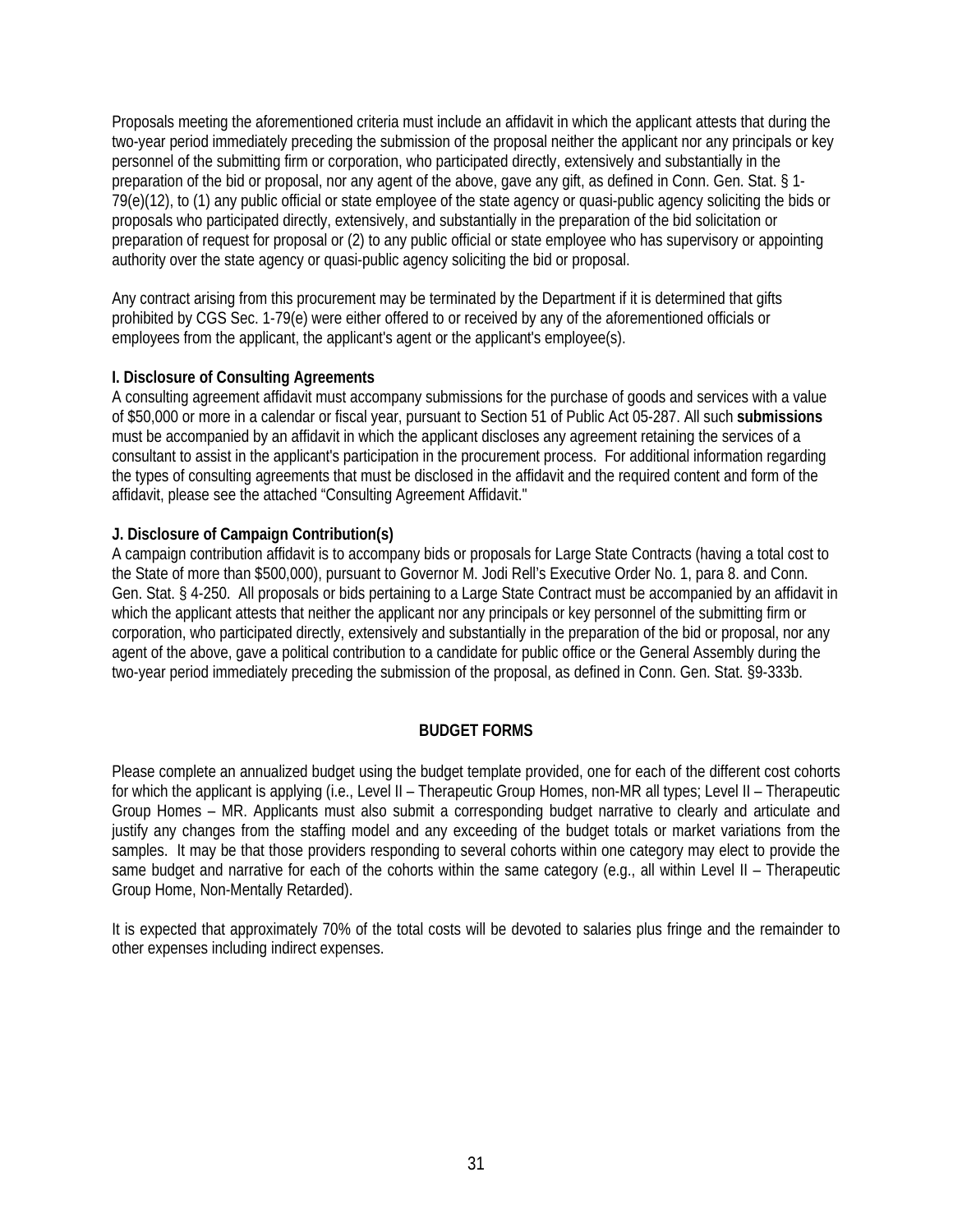Proposals meeting the aforementioned criteria must include an affidavit in which the applicant attests that during the two-year period immediately preceding the submission of the proposal neither the applicant nor any principals or key personnel of the submitting firm or corporation, who participated directly, extensively and substantially in the preparation of the bid or proposal, nor any agent of the above, gave any gift, as defined in Conn. Gen. Stat. § 1-79(e)(12), to (1) any public official or state employee of the state agency or quasi-public agency soliciting the bids or proposals who participated directly, extensively, and substantially in the preparation of the bid solicitation or preparation of request for proposal or (2) to any public official or state employee who has supervisory or appointing authority over the state agency or quasi-public agency soliciting the bid or proposal.

Any contract arising from this procurement may be terminated by the Department if it is determined that gifts prohibited by CGS Sec. 1-79(e) were either offered to or received by any of the aforementioned officials or employees from the applicant, the applicant's agent or the applicant's employee(s).

**I. Disclosure of Consulting Agreements**

A consulting agreement affidavit must accompany submissions for the purchase of goods and services with a value of $50,000 or more in a calendar or fiscal year, pursuant to Section 51 of Public Act 05-287. All such **submissions** must be accompanied by an affidavit in which the applicant discloses any agreement retaining the services of a consultant to assist in the applicant's participation in the procurement process. For additional information regarding the types of consulting agreements that must be disclosed in the affidavit and the required content and form of the affidavit, please see the attached "Consulting Agreement Affidavit."

**J. Disclosure of Campaign Contribution(s)**

A campaign contribution affidavit is to accompany bids or proposals for Large State Contracts (having a total cost to the State of more than $500,000), pursuant to Governor M. Jodi Rell's Executive Order No. 1, para 8. and Conn. Gen. Stat. § 4-250. All proposals or bids pertaining to a Large State Contract must be accompanied by an affidavit in which the applicant attests that neither the applicant nor any principals or key personnel of the submitting firm or corporation, who participated directly, extensively and substantially in the preparation of the bid or proposal, nor any agent of the above, gave a political contribution to a candidate for public office or the General Assembly during the two-year period immediately preceding the submission of the proposal, as defined in Conn. Gen. Stat. §9-333b.

## BUDGET FORMS

Please complete an annualized budget using the budget template provided, one for each of the different cost cohorts for which the applicant is applying (i.e., Level II – Therapeutic Group Homes, non-MR all types; Level II – Therapeutic Group Homes – MR. Applicants must also submit a corresponding budget narrative to clearly and articulate and justify any changes from the staffing model and any exceeding of the budget totals or market variations from the samples. It may be that those providers responding to several cohorts within one category may elect to provide the same budget and narrative for each of the cohorts within the same category (e.g., all within Level II – Therapeutic Group Home, Non-Mentally Retarded).

It is expected that approximately 70% of the total costs will be devoted to salaries plus fringe and the remainder to other expenses including indirect expenses.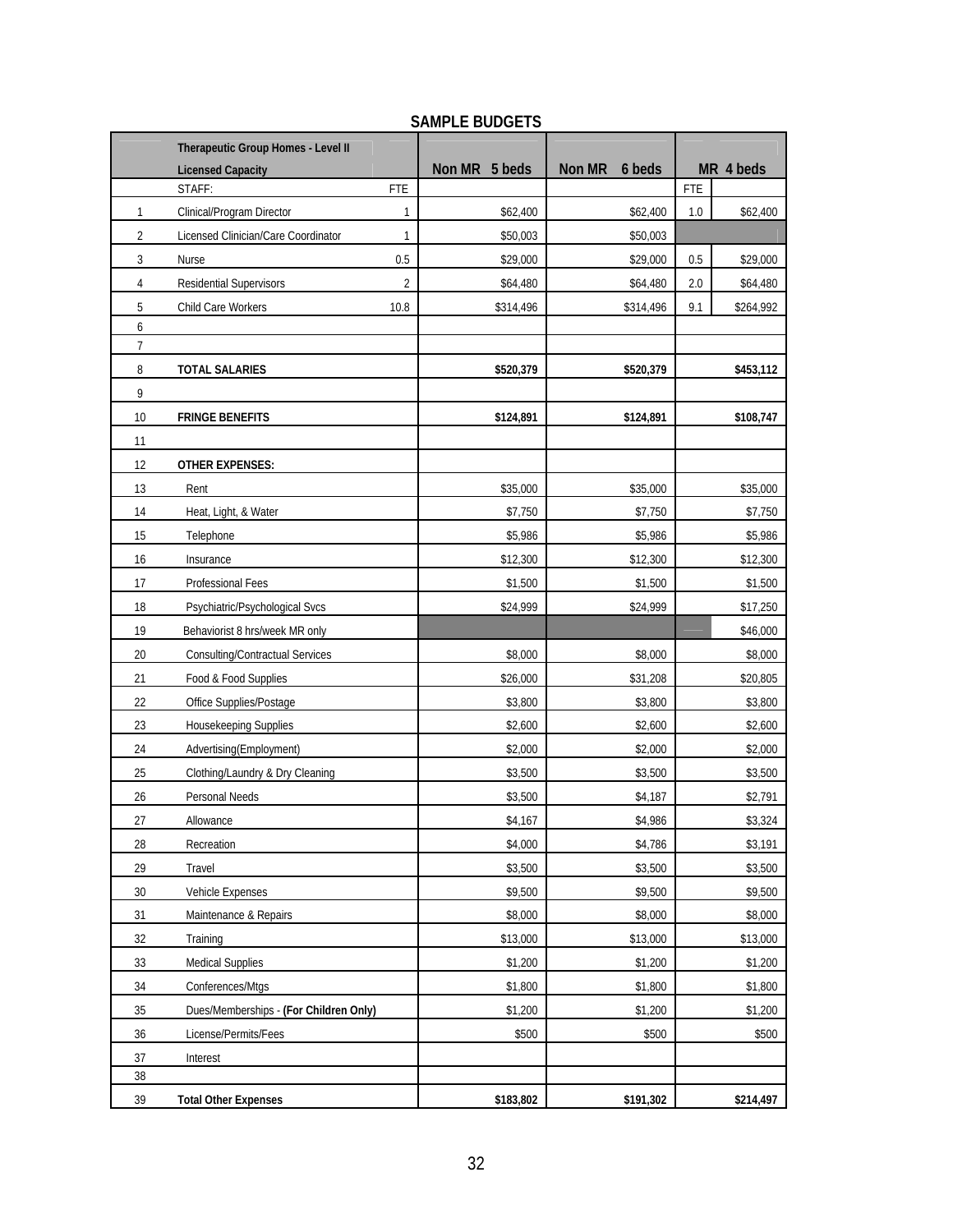## SAMPLE BUDGETS

| | Therapeutic Group Homes - Level II<br>Licensed Capacity | | Non MR 5 beds | Non MR 6 beds | MR 4 beds | |
|---|---|---|---|---|---|---|
| | STAFF: | FTE | | | FTE | |
| 1 | Clinical/Program Director | 1 | $62,400 | $62,400 | 1.0 | $62,400 |
| 2 | Licensed Clinician/Care Coordinator | 1 | $50,003 | $50,003 | | |
| 3 | Nurse | 0.5 | $29,000 | $29,000 | 0.5 | $29,000 |
| 4 | Residential Supervisors | 2 | $64,480 | $64,480 | 2.0 | $64,480 |
| 5 | Child Care Workers | 10.8 | $314,496 | $314,496 | 9.1 | $264,992 |
| 6 | | | | | | |
| 7 | | | | | | |
| 8 | **TOTAL SALARIES** | | **$520,379** | **$520,379** | | **$453,112** |
| 9 | | | | | | |
| 10 | **FRINGE BENEFITS** | | **$124,891** | **$124,891** | | **$108,747** |
| 11 | | | | | | |
| 12 | **OTHER EXPENSES:** | | | | | |
| 13 | Rent | | $35,000 | $35,000 | | $35,000 |
| 14 | Heat, Light, & Water | | $7,750 | $7,750 | | $7,750 |
| 15 | Telephone | | $5,986 | $5,986 | | $5,986 |
| 16 | Insurance | | $12,300 | $12,300 | | $12,300 |
| 17 | Professional Fees | | $1,500 | $1,500 | | $1,500 |
| 18 | Psychiatric/Psychological Svcs | | $24,999 | $24,999 | | $17,250 |
| 19 | Behaviorist 8 hrs/week MR only | | | | | $46,000 |
| 20 | Consulting/Contractual Services | | $8,000 | $8,000 | | $8,000 |
| 21 | Food & Food Supplies | | $26,000 | $31,208 | | $20,805 |
| 22 | Office Supplies/Postage | | $3,800 | $3,800 | | $3,800 |
| 23 | Housekeeping Supplies | | $2,600 | $2,600 | | $2,600 |
| 24 | Advertising(Employment) | | $2,000 | $2,000 | | $2,000 |
| 25 | Clothing/Laundry & Dry Cleaning | | $3,500 | $3,500 | | $3,500 |
| 26 | Personal Needs | | $3,500 | $4,187 | | $2,791 |
| 27 | Allowance | | $4,167 | $4,986 | | $3,324 |
| 28 | Recreation | | $4,000 | $4,786 | | $3,191 |
| 29 | Travel | | $3,500 | $3,500 | | $3,500 |
| 30 | Vehicle Expenses | | $9,500 | $9,500 | | $9,500 |
| 31 | Maintenance & Repairs | | $8,000 | $8,000 | | $8,000 |
| 32 | Training | | $13,000 | $13,000 | | $13,000 |
| 33 | Medical Supplies | | $1,200 | $1,200 | | $1,200 |
| 34 | Conferences/Mtgs | | $1,800 | $1,800 | | $1,800 |
| 35 | Dues/Memberships - **(For Children Only)** | | $1,200 | $1,200 | | $1,200 |
| 36 | License/Permits/Fees | | $500 | $500 | | $500 |
| 37 | Interest | | | | | |
| 38 | | | | | | |
| 39 | **Total Other Expenses** | | **$183,802** | **$191,302** | | **$214,497** |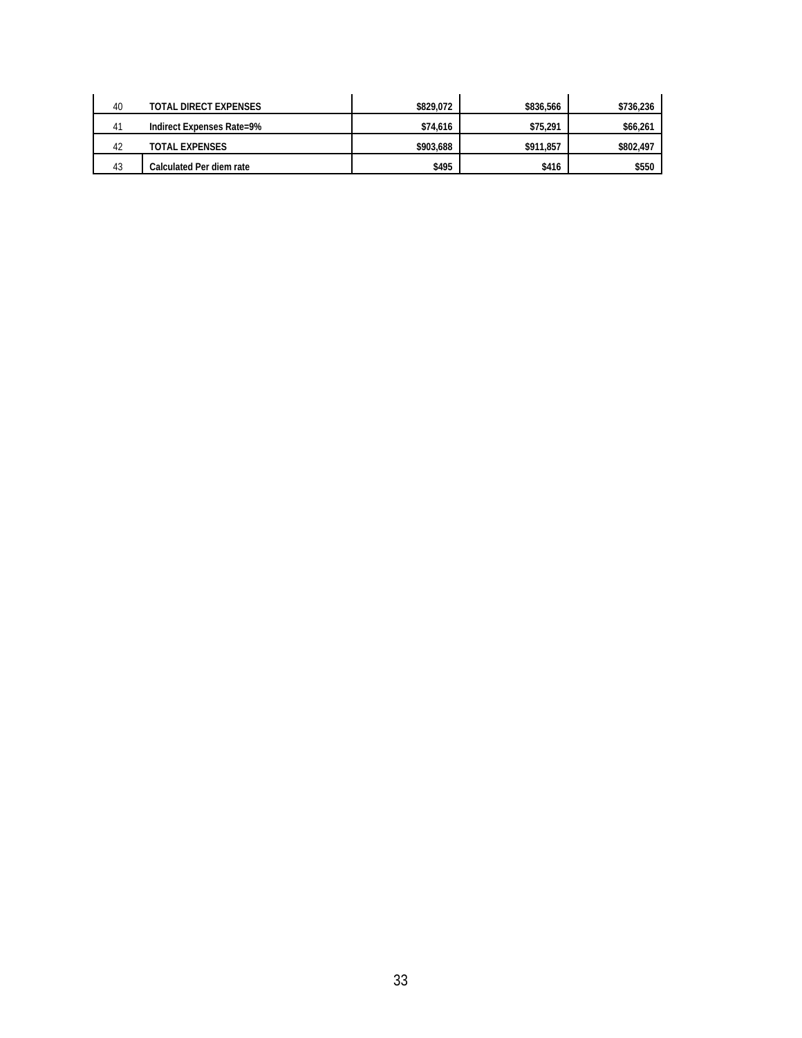| | | | | |
|---|---|---|---|---|
| 40 | **TOTAL DIRECT EXPENSES** | **$829,072** | **$836,566** | **$736,236** |
| 41 | **Indirect Expenses Rate=9%** | **$74,616** | **$75,291** | **$66,261** |
| 42 | **TOTAL EXPENSES** | **$903,688** | **$911,857** | **$802,497** |
| 43 | **Calculated Per diem rate** | **$495** | **$416** | **$550** |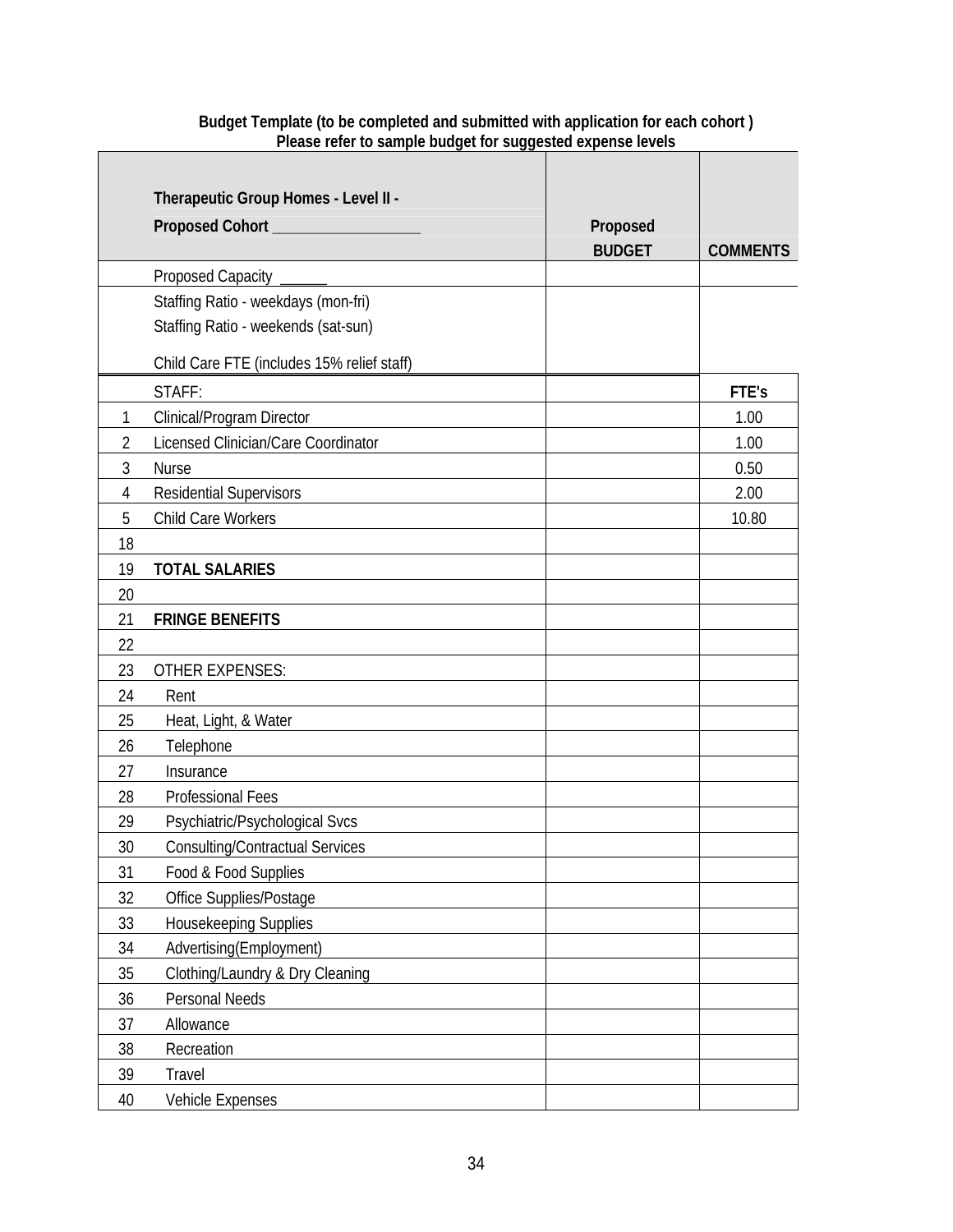**Budget Template (to be completed and submitted with application for each cohort )**
**Please refer to sample budget for suggested expense levels**

| | **Therapeutic Group Homes - Level II -**<br>**Proposed Cohort ___________________** | **Proposed BUDGET** | **COMMENTS** |
|---|---|---|---|
| | Proposed Capacity ______ | | |
| | Staffing Ratio - weekdays (mon-fri)<br>Staffing Ratio - weekends (sat-sun)<br>Child Care FTE (includes 15% relief staff) | | |
| | STAFF: | | **FTE's** |
| 1 | Clinical/Program Director | | 1.00 |
| 2 | Licensed Clinician/Care Coordinator | | 1.00 |
| 3 | Nurse | | 0.50 |
| 4 | Residential Supervisors | | 2.00 |
| 5 | Child Care Workers | | 10.80 |
| 18 | | | |
| 19 | **TOTAL SALARIES** | | |
| 20 | | | |
| 21 | **FRINGE BENEFITS** | | |
| 22 | | | |
| 23 | OTHER EXPENSES: | | |
| 24 | Rent | | |
| 25 | Heat, Light, & Water | | |
| 26 | Telephone | | |
| 27 | Insurance | | |
| 28 | Professional Fees | | |
| 29 | Psychiatric/Psychological Svcs | | |
| 30 | Consulting/Contractual Services | | |
| 31 | Food & Food Supplies | | |
| 32 | Office Supplies/Postage | | |
| 33 | Housekeeping Supplies | | |
| 34 | Advertising(Employment) | | |
| 35 | Clothing/Laundry & Dry Cleaning | | |
| 36 | Personal Needs | | |
| 37 | Allowance | | |
| 38 | Recreation | | |
| 39 | Travel | | |
| 40 | Vehicle Expenses | | |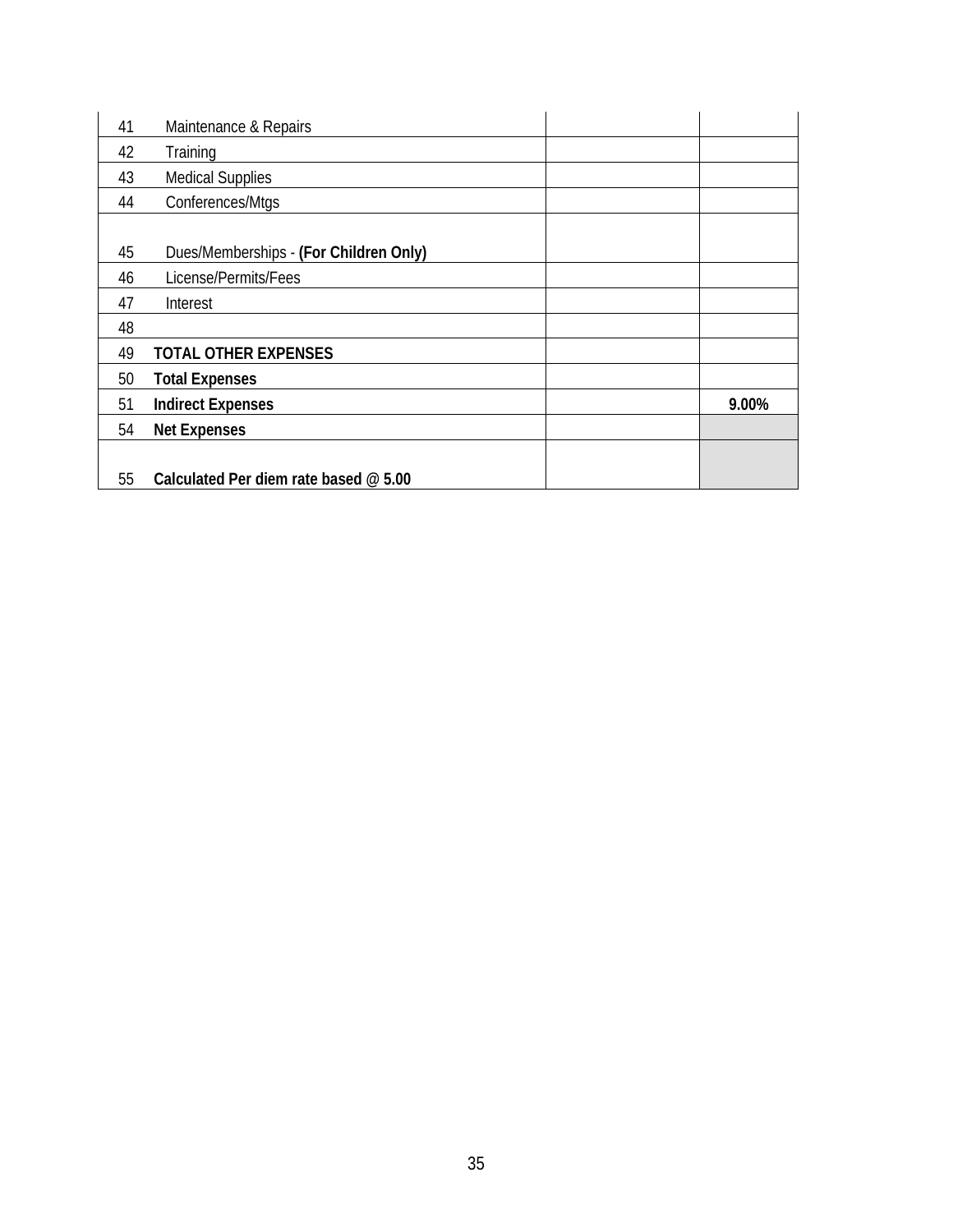| | | | |
|---|---|---|---|
| 41 | Maintenance & Repairs | | |
| 42 | Training | | |
| 43 | Medical Supplies | | |
| 44 | Conferences/Mtgs | | |
| 45 | Dues/Memberships - **(For Children Only)** | | |
| 46 | License/Permits/Fees | | |
| 47 | Interest | | |
| 48 | | | |
| 49 | **TOTAL OTHER EXPENSES** | | |
| 50 | **Total Expenses** | | |
| 51 | **Indirect Expenses** | | **9.00%** |
| 54 | **Net Expenses** | | |
| 55 | **Calculated Per diem rate based @ 5.00** | | |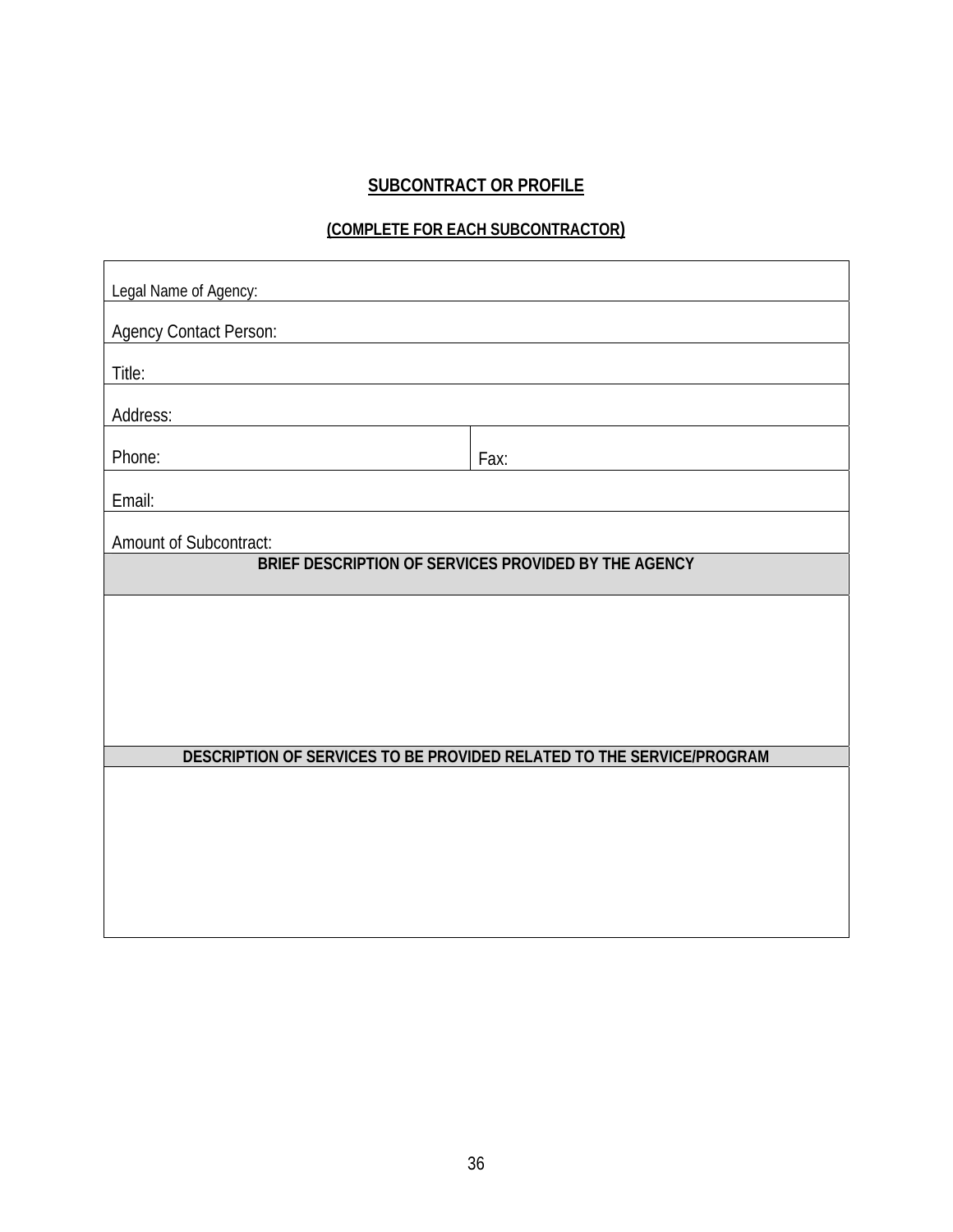## SUBCONTRACT OR PROFILE

### (COMPLETE FOR EACH SUBCONTRACTOR)

| | |
|---|---|
| Legal Name of Agency: | |
| Agency Contact Person: | |
| Title: | |
| Address: | |
| Phone: | Fax: |
| Email: | |
| Amount of Subcontract: | |
| **BRIEF DESCRIPTION OF SERVICES PROVIDED BY THE AGENCY** | |
| | |
| **DESCRIPTION OF SERVICES TO BE PROVIDED RELATED TO THE SERVICE/PROGRAM** | |
| | |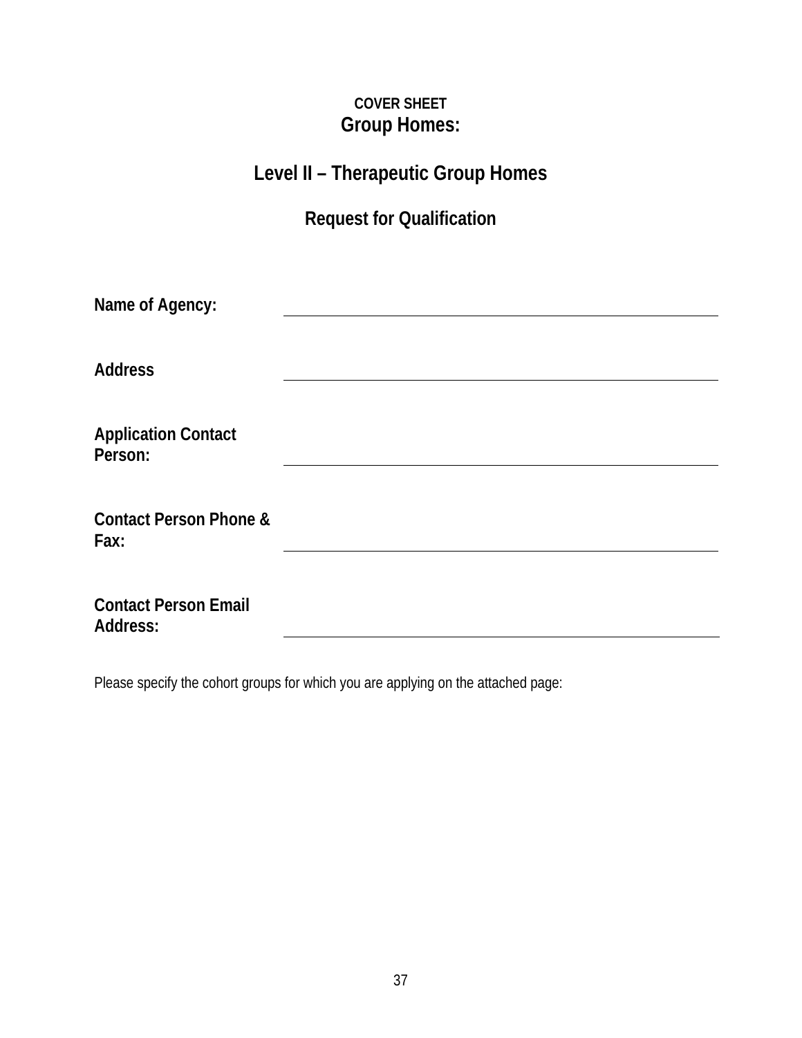**COVER SHEET**

# Group Homes:

## Level II – Therapeutic Group Homes

### Request for Qualification

**Name of Agency:** ______________________________

**Address** ______________________________

**Application Contact Person:** ______________________________

**Contact Person Phone & Fax:** ______________________________

**Contact Person Email Address:** ______________________________

Please specify the cohort groups for which you are applying on the attached page: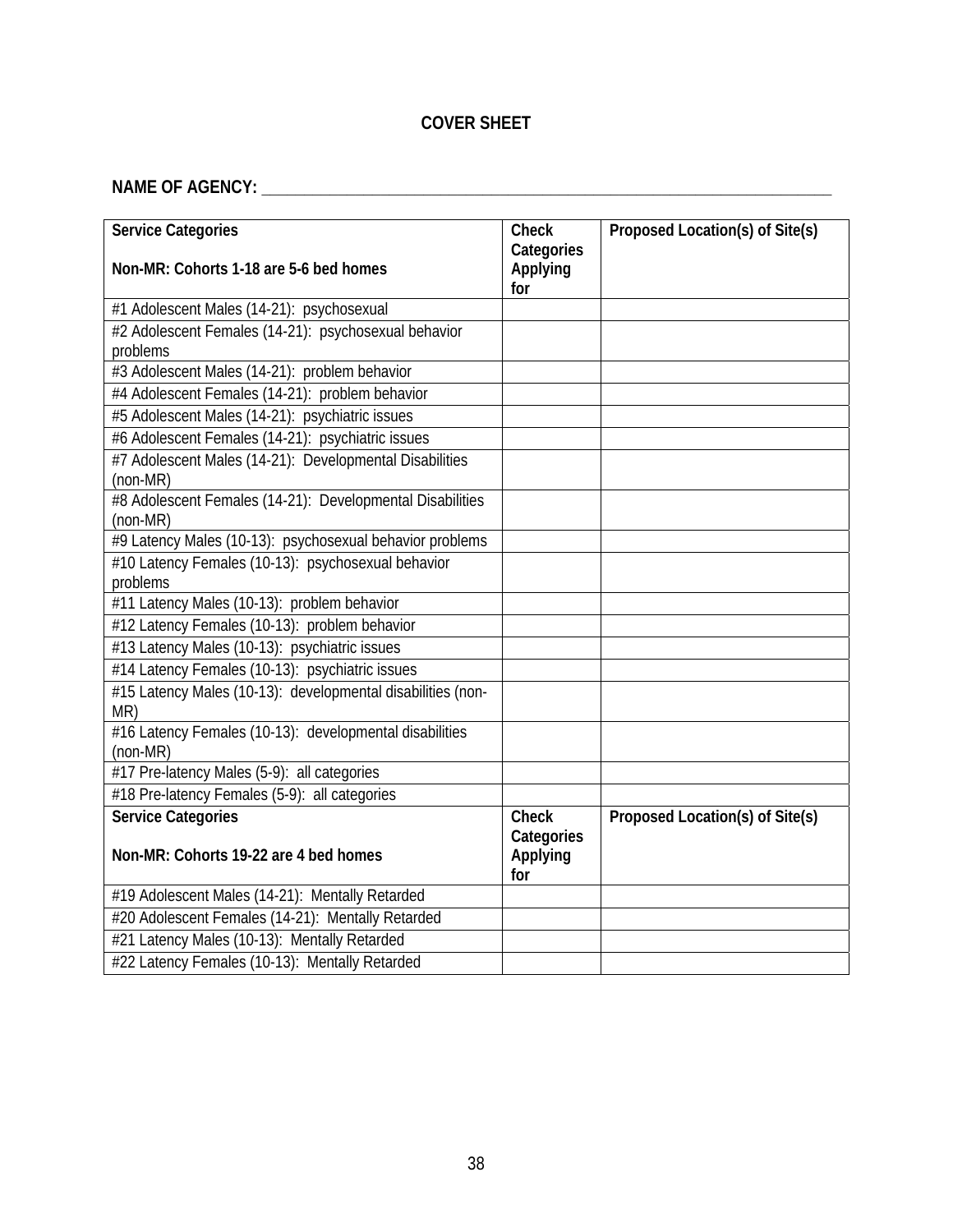# COVER SHEET

**NAME OF AGENCY:** ___________________________________________________________________

| Service Categories<br><br>Non-MR: Cohorts 1-18 are 5-6 bed homes | Check Categories Applying for | Proposed Location(s) of Site(s) |
|---|---|---|
| #1 Adolescent Males (14-21): psychosexual | | |
| #2 Adolescent Females (14-21): psychosexual behavior problems | | |
| #3 Adolescent Males (14-21): problem behavior | | |
| #4 Adolescent Females (14-21): problem behavior | | |
| #5 Adolescent Males (14-21): psychiatric issues | | |
| #6 Adolescent Females (14-21): psychiatric issues | | |
| #7 Adolescent Males (14-21): Developmental Disabilities (non-MR) | | |
| #8 Adolescent Females (14-21): Developmental Disabilities (non-MR) | | |
| #9 Latency Males (10-13): psychosexual behavior problems | | |
| #10 Latency Females (10-13): psychosexual behavior problems | | |
| #11 Latency Males (10-13): problem behavior | | |
| #12 Latency Females (10-13): problem behavior | | |
| #13 Latency Males (10-13): psychiatric issues | | |
| #14 Latency Females (10-13): psychiatric issues | | |
| #15 Latency Males (10-13): developmental disabilities (non-MR) | | |
| #16 Latency Females (10-13): developmental disabilities (non-MR) | | |
| #17 Pre-latency Males (5-9): all categories | | |
| #18 Pre-latency Females (5-9): all categories | | |
| **Service Categories**<br><br>**Non-MR: Cohorts 19-22 are 4 bed homes** | **Check Categories Applying for** | **Proposed Location(s) of Site(s)** |
| #19 Adolescent Males (14-21): Mentally Retarded | | |
| #20 Adolescent Females (14-21): Mentally Retarded | | |
| #21 Latency Males (10-13): Mentally Retarded | | |
| #22 Latency Females (10-13): Mentally Retarded | | |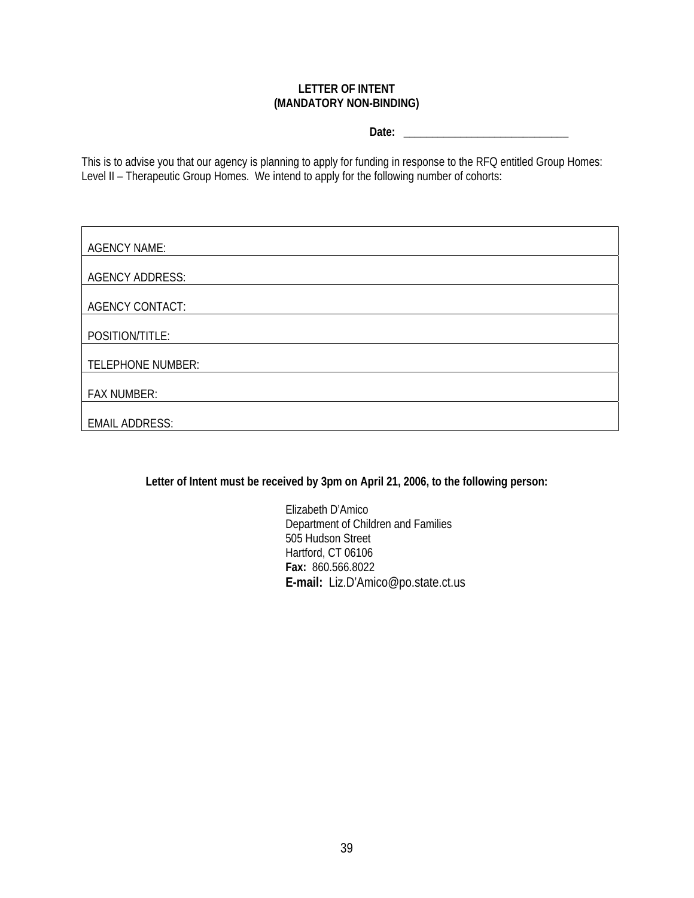**LETTER OF INTENT**
**(MANDATORY NON-BINDING)**

**Date:** ______________________________

This is to advise you that our agency is planning to apply for funding in response to the RFQ entitled Group Homes: Level II – Therapeutic Group Homes. We intend to apply for the following number of cohorts:

| |
|---|
| AGENCY NAME: |
| AGENCY ADDRESS: |
| AGENCY CONTACT: |
| POSITION/TITLE: |
| TELEPHONE NUMBER: |
| FAX NUMBER: |
| EMAIL ADDRESS: |

**Letter of Intent must be received by 3pm on April 21, 2006, to the following person:**

Elizabeth D'Amico
Department of Children and Families
505 Hudson Street
Hartford, CT 06106
**Fax:** 860.566.8022
**E-mail:** Liz.D'Amico@po.state.ct.us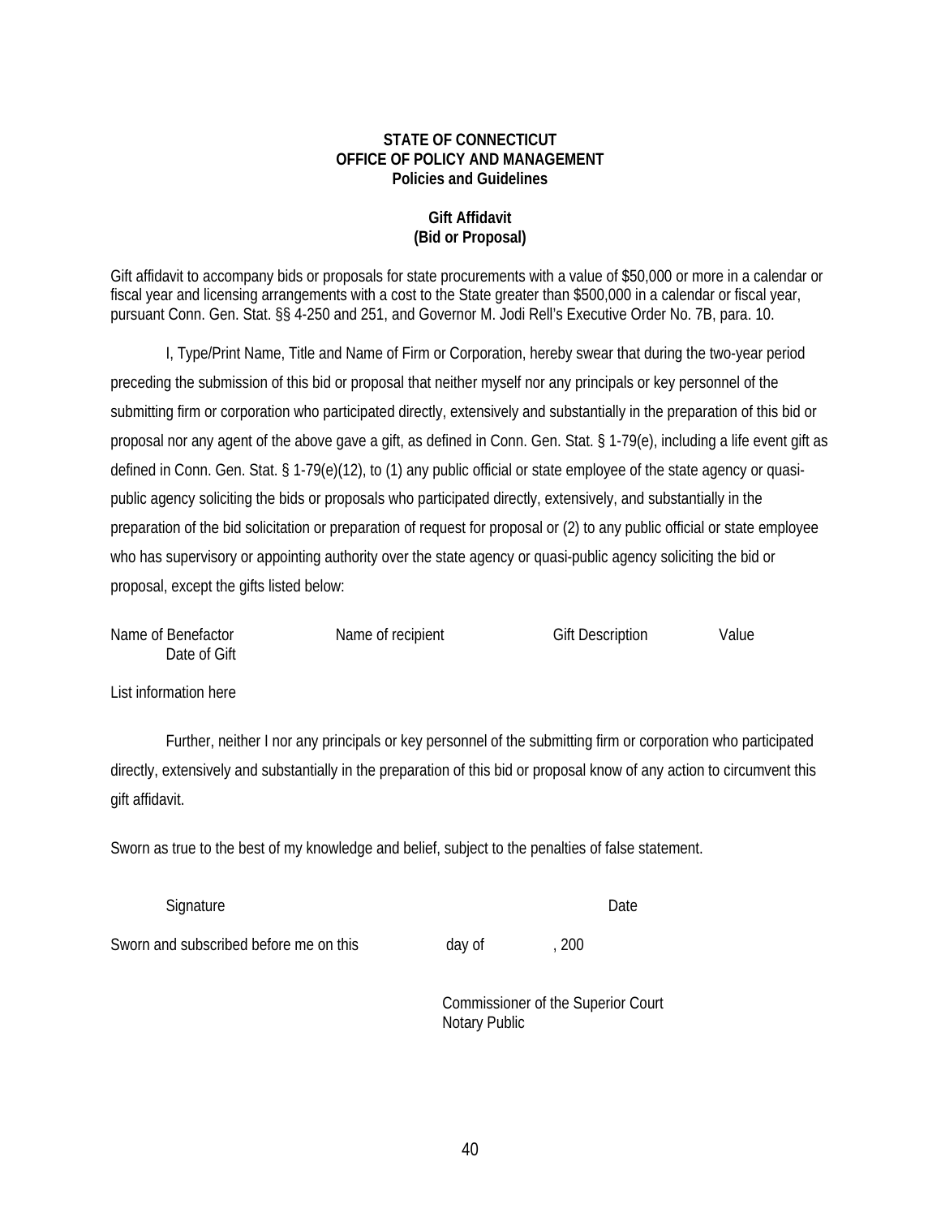**STATE OF CONNECTICUT**
**OFFICE OF POLICY AND MANAGEMENT**
**Policies and Guidelines**

**Gift Affidavit**
**(Bid or Proposal)**

Gift affidavit to accompany bids or proposals for state procurements with a value of $50,000 or more in a calendar or fiscal year and licensing arrangements with a cost to the State greater than $500,000 in a calendar or fiscal year, pursuant Conn. Gen. Stat. §§ 4-250 and 251, and Governor M. Jodi Rell's Executive Order No. 7B, para. 10.

I, Type/Print Name, Title and Name of Firm or Corporation, hereby swear that during the two-year period preceding the submission of this bid or proposal that neither myself nor any principals or key personnel of the submitting firm or corporation who participated directly, extensively and substantially in the preparation of this bid or proposal nor any agent of the above gave a gift, as defined in Conn. Gen. Stat. § 1-79(e), including a life event gift as defined in Conn. Gen. Stat. § 1-79(e)(12), to (1) any public official or state employee of the state agency or quasi-public agency soliciting the bids or proposals who participated directly, extensively, and substantially in the preparation of the bid solicitation or preparation of request for proposal or (2) to any public official or state employee who has supervisory or appointing authority over the state agency or quasi-public agency soliciting the bid or proposal, except the gifts listed below:

| Name of Benefactor | Name of recipient | Gift Description | Value | Date of Gift |
|---|---|---|---|---|

List information here

Further, neither I nor any principals or key personnel of the submitting firm or corporation who participated directly, extensively and substantially in the preparation of this bid or proposal know of any action to circumvent this gift affidavit.

Sworn as true to the best of my knowledge and belief, subject to the penalties of false statement.

Signature Date

Sworn and subscribed before me on this day of , 200

Commissioner of the Superior Court
Notary Public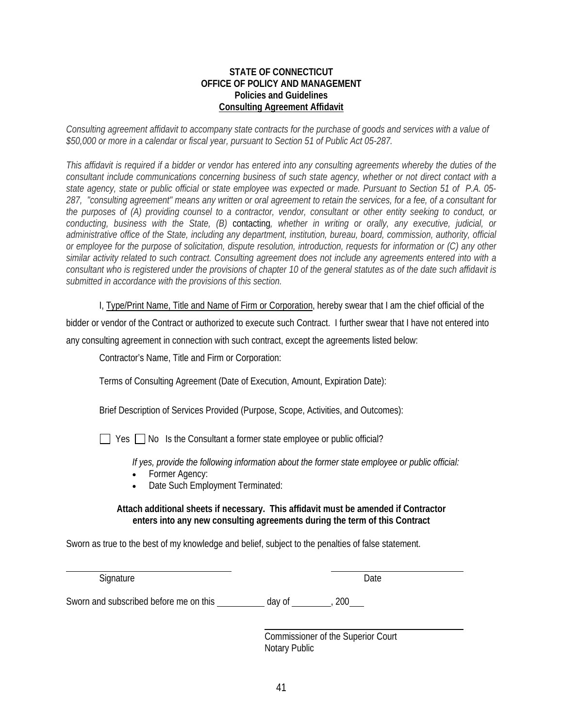**STATE OF CONNECTICUT**
**OFFICE OF POLICY AND MANAGEMENT**
**Policies and Guidelines**
**Consulting Agreement Affidavit**

*Consulting agreement affidavit to accompany state contracts for the purchase of goods and services with a value of $50,000 or more in a calendar or fiscal year, pursuant to Section 51 of Public Act 05-287.*

*This affidavit is required if a bidder or vendor has entered into any consulting agreements whereby the duties of the consultant include communications concerning business of such state agency, whether or not direct contact with a state agency, state or public official or state employee was expected or made. Pursuant to Section 51 of P.A. 05-287, "consulting agreement" means any written or oral agreement to retain the services, for a fee, of a consultant for the purposes of (A) providing counsel to a contractor, vendor, consultant or other entity seeking to conduct, or conducting, business with the State, (B)* contacting*, whether in writing or orally, any executive, judicial, or administrative office of the State, including any department, institution, bureau, board, commission, authority, official or employee for the purpose of solicitation, dispute resolution, introduction, requests for information or (C) any other similar activity related to such contract. Consulting agreement does not include any agreements entered into with a consultant who is registered under the provisions of chapter 10 of the general statutes as of the date such affidavit is submitted in accordance with the provisions of this section.*

I, Type/Print Name, Title and Name of Firm or Corporation, hereby swear that I am the chief official of the bidder or vendor of the Contract or authorized to execute such Contract. I further swear that I have not entered into any consulting agreement in connection with such contract, except the agreements listed below:

Contractor's Name, Title and Firm or Corporation:

Terms of Consulting Agreement (Date of Execution, Amount, Expiration Date):

Brief Description of Services Provided (Purpose, Scope, Activities, and Outcomes):

☐ Yes ☐ No Is the Consultant a former state employee or public official?

*If yes, provide the following information about the former state employee or public official:*

- Former Agency:
- Date Such Employment Terminated:

**Attach additional sheets if necessary. This affidavit must be amended if Contractor enters into any new consulting agreements during the term of this Contract**

Sworn as true to the best of my knowledge and belief, subject to the penalties of false statement.

______________________________ ______________________________
Signature Date

Sworn and subscribed before me on this __________ day of ________, 200___

______________________________
Commissioner of the Superior Court
Notary Public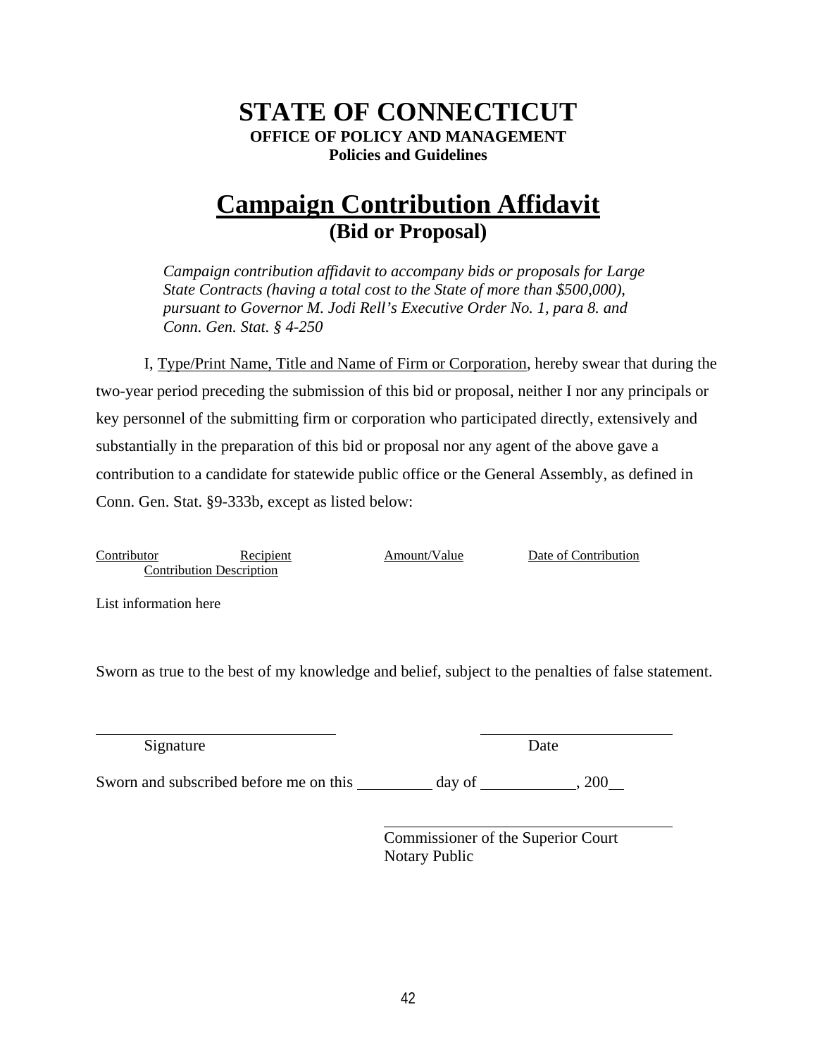# STATE OF CONNECTICUT

**OFFICE OF POLICY AND MANAGEMENT**
**Policies and Guidelines**

## Campaign Contribution Affidavit
**(Bid or Proposal)**

*Campaign contribution affidavit to accompany bids or proposals for Large State Contracts (having a total cost to the State of more than $500,000), pursuant to Governor M. Jodi Rell's Executive Order No. 1, para 8. and Conn. Gen. Stat. § 4-250*

I, Type/Print Name, Title and Name of Firm or Corporation, hereby swear that during the two-year period preceding the submission of this bid or proposal, neither I nor any principals or key personnel of the submitting firm or corporation who participated directly, extensively and substantially in the preparation of this bid or proposal nor any agent of the above gave a contribution to a candidate for statewide public office or the General Assembly, as defined in Conn. Gen. Stat. §9-333b, except as listed below:

Contributor | Recipient | Amount/Value | Date of Contribution | Contribution Description

List information here

Sworn as true to the best of my knowledge and belief, subject to the penalties of false statement.

\_\_\_\_\_\_\_\_\_\_\_\_\_\_\_\_\_\_\_\_\_\_\_\_\_\_\_\_\_\_ Signature

\_\_\_\_\_\_\_\_\_\_\_\_\_\_\_\_\_\_\_\_\_\_\_\_ Date

Sworn and subscribed before me on this \_\_\_\_\_\_\_\_\_ day of \_\_\_\_\_\_\_\_\_\_\_, 200\_\_

\_\_\_\_\_\_\_\_\_\_\_\_\_\_\_\_\_\_\_\_\_\_\_\_\_\_\_\_\_\_\_\_\_\_\_\_
Commissioner of the Superior Court
Notary Public